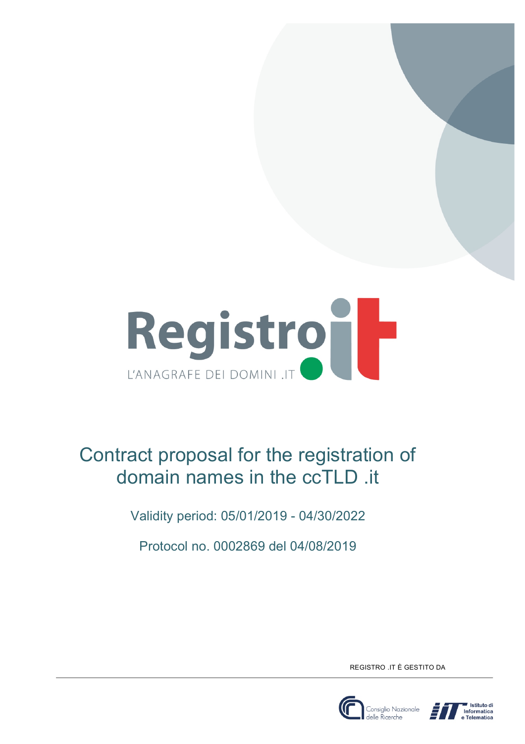Registro.it

L'ANAGRAFE DEI DOMINI .IT

# Contract proposal for the registration of domain names in the ccTLD .it

Validity period: 05/01/2019 - 04/30/2022

Protocol no. 0002869 del 04/08/2019

REGISTRO .IT È GESTITO DA

Consiglio Nazionale delle Ricerche

Istituto di Informatica e Telematica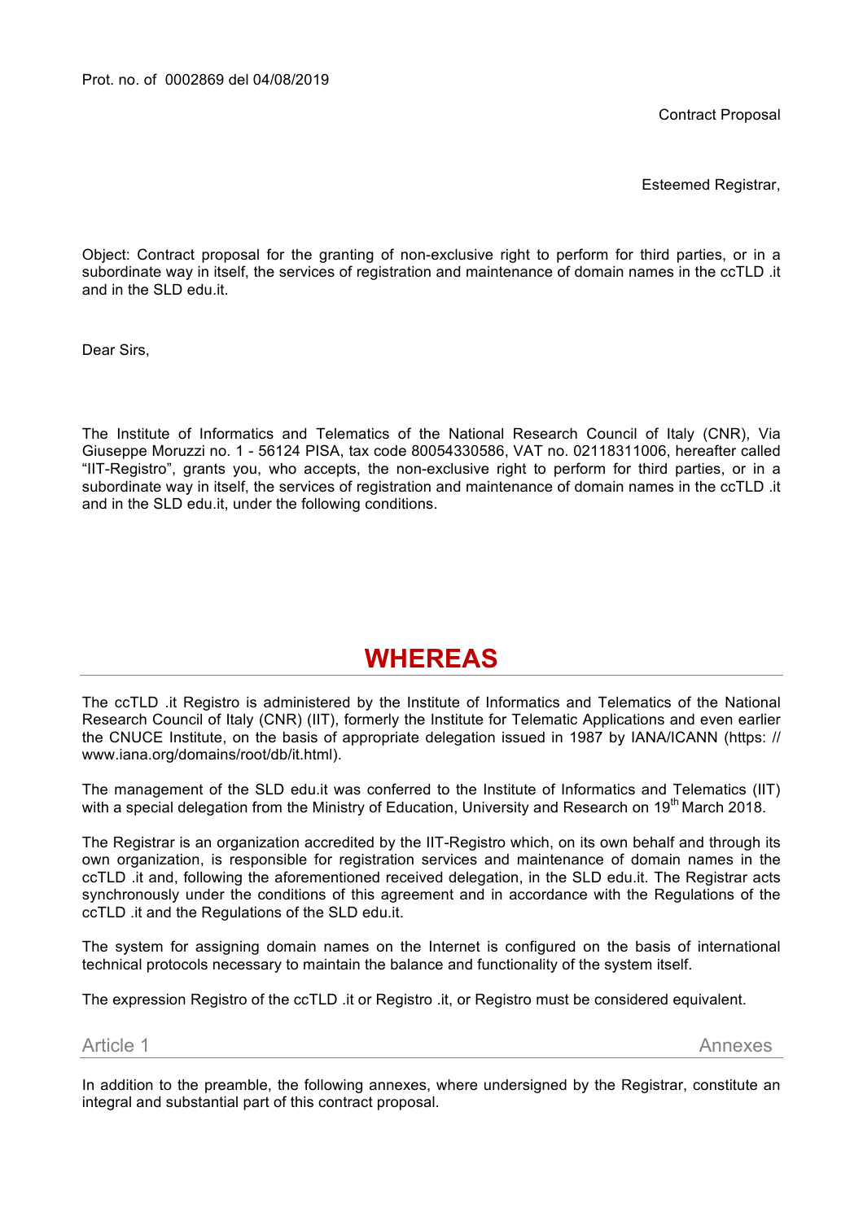Prot. no. of 0002869 del 04/08/2019

Contract Proposal

Esteemed Registrar,

Object: Contract proposal for the granting of non-exclusive right to perform for third parties, or in a subordinate way in itself, the services of registration and maintenance of domain names in the ccTLD .it and in the SLD edu.it.

Dear Sirs,

The Institute of Informatics and Telematics of the National Research Council of Italy (CNR), Via Giuseppe Moruzzi no. 1 - 56124 PISA, tax code 80054330586, VAT no. 02118311006, hereafter called "IIT-Registro", grants you, who accepts, the non-exclusive right to perform for third parties, or in a subordinate way in itself, the services of registration and maintenance of domain names in the ccTLD .it and in the SLD edu.it, under the following conditions.

# WHEREAS

The ccTLD .it Registro is administered by the Institute of Informatics and Telematics of the National Research Council of Italy (CNR) (IIT), formerly the Institute for Telematic Applications and even earlier the CNUCE Institute, on the basis of appropriate delegation issued in 1987 by IANA/ICANN (https: // www.iana.org/domains/root/db/it.html).

The management of the SLD edu.it was conferred to the Institute of Informatics and Telematics (IIT) with a special delegation from the Ministry of Education, University and Research on 19th March 2018.

The Registrar is an organization accredited by the IIT-Registro which, on its own behalf and through its own organization, is responsible for registration services and maintenance of domain names in the ccTLD .it and, following the aforementioned received delegation, in the SLD edu.it. The Registrar acts synchronously under the conditions of this agreement and in accordance with the Regulations of the ccTLD .it and the Regulations of the SLD edu.it.

The system for assigning domain names on the Internet is configured on the basis of international technical protocols necessary to maintain the balance and functionality of the system itself.

The expression Registro of the ccTLD .it or Registro .it, or Registro must be considered equivalent.

## Article 1 — Annexes

In addition to the preamble, the following annexes, where undersigned by the Registrar, constitute an integral and substantial part of this contract proposal.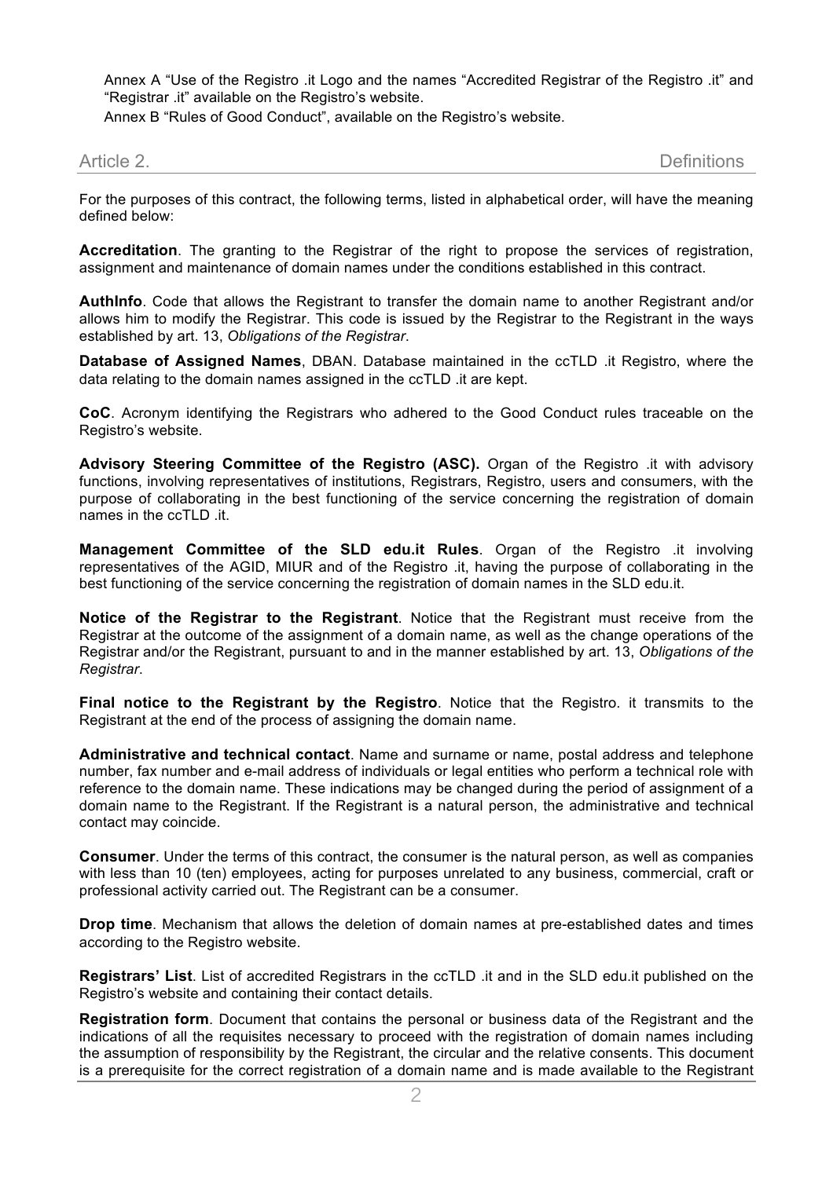Annex A "Use of the Registro .it Logo and the names "Accredited Registrar of the Registro .it" and "Registrar .it" available on the Registro's website.

Annex B "Rules of Good Conduct", available on the Registro's website.

## Article 2. Definitions

For the purposes of this contract, the following terms, listed in alphabetical order, will have the meaning defined below:

**Accreditation**. The granting to the Registrar of the right to propose the services of registration, assignment and maintenance of domain names under the conditions established in this contract.

**AuthInfo**. Code that allows the Registrant to transfer the domain name to another Registrant and/or allows him to modify the Registrar. This code is issued by the Registrar to the Registrant in the ways established by art. 13, *Obligations of the Registrar*.

**Database of Assigned Names**, DBAN. Database maintained in the ccTLD .it Registro, where the data relating to the domain names assigned in the ccTLD .it are kept.

**CoC**. Acronym identifying the Registrars who adhered to the Good Conduct rules traceable on the Registro's website.

**Advisory Steering Committee of the Registro (ASC).** Organ of the Registro .it with advisory functions, involving representatives of institutions, Registrars, Registro, users and consumers, with the purpose of collaborating in the best functioning of the service concerning the registration of domain names in the ccTLD .it.

**Management Committee of the SLD edu.it Rules**. Organ of the Registro .it involving representatives of the AGID, MIUR and of the Registro .it, having the purpose of collaborating in the best functioning of the service concerning the registration of domain names in the SLD edu.it.

**Notice of the Registrar to the Registrant**. Notice that the Registrant must receive from the Registrar at the outcome of the assignment of a domain name, as well as the change operations of the Registrar and/or the Registrant, pursuant to and in the manner established by art. 13, *Obligations of the Registrar*.

**Final notice to the Registrant by the Registro**. Notice that the Registro. it transmits to the Registrant at the end of the process of assigning the domain name.

**Administrative and technical contact**. Name and surname or name, postal address and telephone number, fax number and e-mail address of individuals or legal entities who perform a technical role with reference to the domain name. These indications may be changed during the period of assignment of a domain name to the Registrant. If the Registrant is a natural person, the administrative and technical contact may coincide.

**Consumer**. Under the terms of this contract, the consumer is the natural person, as well as companies with less than 10 (ten) employees, acting for purposes unrelated to any business, commercial, craft or professional activity carried out. The Registrant can be a consumer.

**Drop time**. Mechanism that allows the deletion of domain names at pre-established dates and times according to the Registro website.

**Registrars' List**. List of accredited Registrars in the ccTLD .it and in the SLD edu.it published on the Registro's website and containing their contact details.

**Registration form**. Document that contains the personal or business data of the Registrant and the indications of all the requisites necessary to proceed with the registration of domain names including the assumption of responsibility by the Registrant, the circular and the relative consents. This document is a prerequisite for the correct registration of a domain name and is made available to the Registrant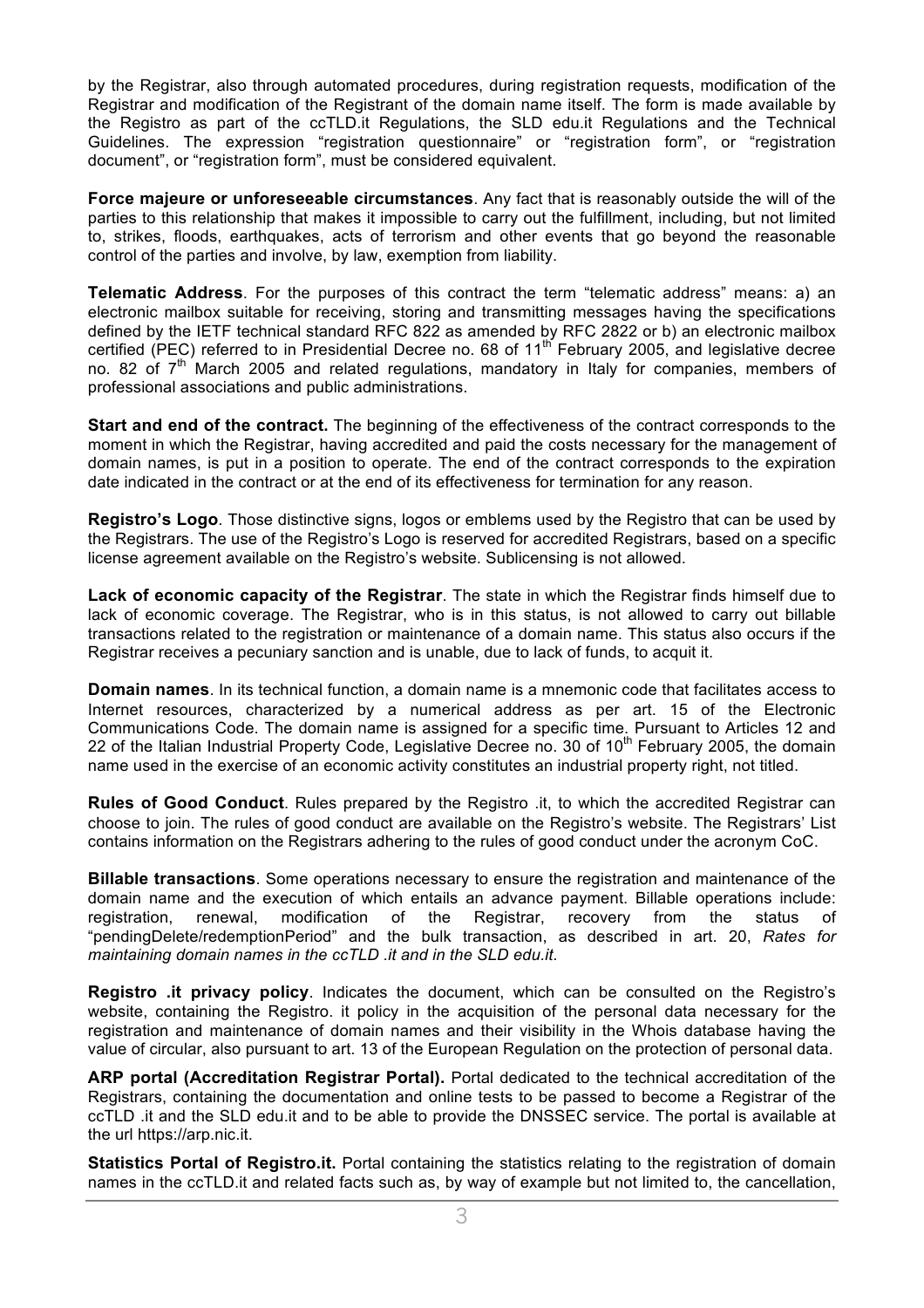by the Registrar, also through automated procedures, during registration requests, modification of the Registrar and modification of the Registrant of the domain name itself. The form is made available by the Registro as part of the ccTLD.it Regulations, the SLD edu.it Regulations and the Technical Guidelines. The expression "registration questionnaire" or "registration form", or "registration document", or "registration form", must be considered equivalent.

**Force majeure or unforeseeable circumstances**. Any fact that is reasonably outside the will of the parties to this relationship that makes it impossible to carry out the fulfillment, including, but not limited to, strikes, floods, earthquakes, acts of terrorism and other events that go beyond the reasonable control of the parties and involve, by law, exemption from liability.

**Telematic Address**. For the purposes of this contract the term "telematic address" means: a) an electronic mailbox suitable for receiving, storing and transmitting messages having the specifications defined by the IETF technical standard RFC 822 as amended by RFC 2822 or b) an electronic mailbox certified (PEC) referred to in Presidential Decree no. 68 of 11th February 2005, and legislative decree no. 82 of 7th March 2005 and related regulations, mandatory in Italy for companies, members of professional associations and public administrations.

**Start and end of the contract.** The beginning of the effectiveness of the contract corresponds to the moment in which the Registrar, having accredited and paid the costs necessary for the management of domain names, is put in a position to operate. The end of the contract corresponds to the expiration date indicated in the contract or at the end of its effectiveness for termination for any reason.

**Registro's Logo**. Those distinctive signs, logos or emblems used by the Registro that can be used by the Registrars. The use of the Registro's Logo is reserved for accredited Registrars, based on a specific license agreement available on the Registro's website. Sublicensing is not allowed.

**Lack of economic capacity of the Registrar**. The state in which the Registrar finds himself due to lack of economic coverage. The Registrar, who is in this status, is not allowed to carry out billable transactions related to the registration or maintenance of a domain name. This status also occurs if the Registrar receives a pecuniary sanction and is unable, due to lack of funds, to acquit it.

**Domain names**. In its technical function, a domain name is a mnemonic code that facilitates access to Internet resources, characterized by a numerical address as per art. 15 of the Electronic Communications Code. The domain name is assigned for a specific time. Pursuant to Articles 12 and 22 of the Italian Industrial Property Code, Legislative Decree no. 30 of 10th February 2005, the domain name used in the exercise of an economic activity constitutes an industrial property right, not titled.

**Rules of Good Conduct**. Rules prepared by the Registro .it, to which the accredited Registrar can choose to join. The rules of good conduct are available on the Registro's website. The Registrars' List contains information on the Registrars adhering to the rules of good conduct under the acronym CoC.

**Billable transactions**. Some operations necessary to ensure the registration and maintenance of the domain name and the execution of which entails an advance payment. Billable operations include: registration, renewal, modification of the Registrar, recovery from the status of "pendingDelete/redemptionPeriod" and the bulk transaction, as described in art. 20, *Rates for maintaining domain names in the ccTLD .it and in the SLD edu.it*.

**Registro .it privacy policy**. Indicates the document, which can be consulted on the Registro's website, containing the Registro. it policy in the acquisition of the personal data necessary for the registration and maintenance of domain names and their visibility in the Whois database having the value of circular, also pursuant to art. 13 of the European Regulation on the protection of personal data.

**ARP portal (Accreditation Registrar Portal).** Portal dedicated to the technical accreditation of the Registrars, containing the documentation and online tests to be passed to become a Registrar of the ccTLD .it and the SLD edu.it and to be able to provide the DNSSEC service. The portal is available at the url https://arp.nic.it.

**Statistics Portal of Registro.it.** Portal containing the statistics relating to the registration of domain names in the ccTLD.it and related facts such as, by way of example but not limited to, the cancellation,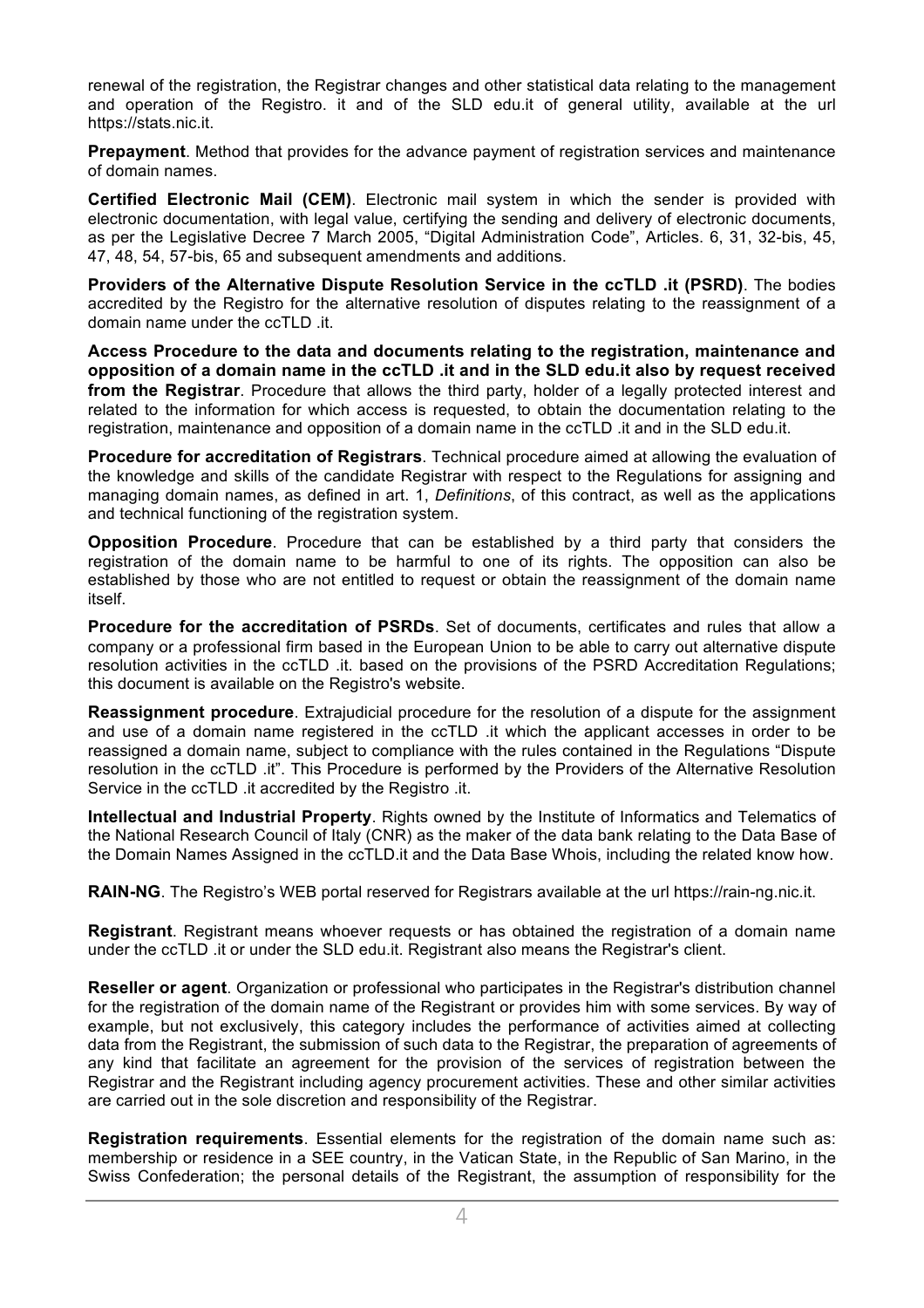renewal of the registration, the Registrar changes and other statistical data relating to the management and operation of the Registro. it and of the SLD edu.it of general utility, available at the url https://stats.nic.it.

**Prepayment**. Method that provides for the advance payment of registration services and maintenance of domain names.

**Certified Electronic Mail (CEM)**. Electronic mail system in which the sender is provided with electronic documentation, with legal value, certifying the sending and delivery of electronic documents, as per the Legislative Decree 7 March 2005, “Digital Administration Code”, Articles. 6, 31, 32-bis, 45, 47, 48, 54, 57-bis, 65 and subsequent amendments and additions.

**Providers of the Alternative Dispute Resolution Service in the ccTLD .it (PSRD)**. The bodies accredited by the Registro for the alternative resolution of disputes relating to the reassignment of a domain name under the ccTLD .it.

**Access Procedure to the data and documents relating to the registration, maintenance and opposition of a domain name in the ccTLD .it and in the SLD edu.it also by request received from the Registrar**. Procedure that allows the third party, holder of a legally protected interest and related to the information for which access is requested, to obtain the documentation relating to the registration, maintenance and opposition of a domain name in the ccTLD .it and in the SLD edu.it.

**Procedure for accreditation of Registrars**. Technical procedure aimed at allowing the evaluation of the knowledge and skills of the candidate Registrar with respect to the Regulations for assigning and managing domain names, as defined in art. 1, *Definitions*, of this contract, as well as the applications and technical functioning of the registration system.

**Opposition Procedure**. Procedure that can be established by a third party that considers the registration of the domain name to be harmful to one of its rights. The opposition can also be established by those who are not entitled to request or obtain the reassignment of the domain name itself.

**Procedure for the accreditation of PSRDs**. Set of documents, certificates and rules that allow a company or a professional firm based in the European Union to be able to carry out alternative dispute resolution activities in the ccTLD .it. based on the provisions of the PSRD Accreditation Regulations; this document is available on the Registro's website.

**Reassignment procedure**. Extrajudicial procedure for the resolution of a dispute for the assignment and use of a domain name registered in the ccTLD .it which the applicant accesses in order to be reassigned a domain name, subject to compliance with the rules contained in the Regulations “Dispute resolution in the ccTLD .it”. This Procedure is performed by the Providers of the Alternative Resolution Service in the ccTLD .it accredited by the Registro .it.

**Intellectual and Industrial Property**. Rights owned by the Institute of Informatics and Telematics of the National Research Council of Italy (CNR) as the maker of the data bank relating to the Data Base of the Domain Names Assigned in the ccTLD.it and the Data Base Whois, including the related know how.

**RAIN-NG**. The Registro’s WEB portal reserved for Registrars available at the url https://rain-ng.nic.it.

**Registrant**. Registrant means whoever requests or has obtained the registration of a domain name under the ccTLD .it or under the SLD edu.it. Registrant also means the Registrar's client.

**Reseller or agent**. Organization or professional who participates in the Registrar's distribution channel for the registration of the domain name of the Registrant or provides him with some services. By way of example, but not exclusively, this category includes the performance of activities aimed at collecting data from the Registrant, the submission of such data to the Registrar, the preparation of agreements of any kind that facilitate an agreement for the provision of the services of registration between the Registrar and the Registrant including agency procurement activities. These and other similar activities are carried out in the sole discretion and responsibility of the Registrar.

**Registration requirements**. Essential elements for the registration of the domain name such as: membership or residence in a SEE country, in the Vatican State, in the Republic of San Marino, in the Swiss Confederation; the personal details of the Registrant, the assumption of responsibility for the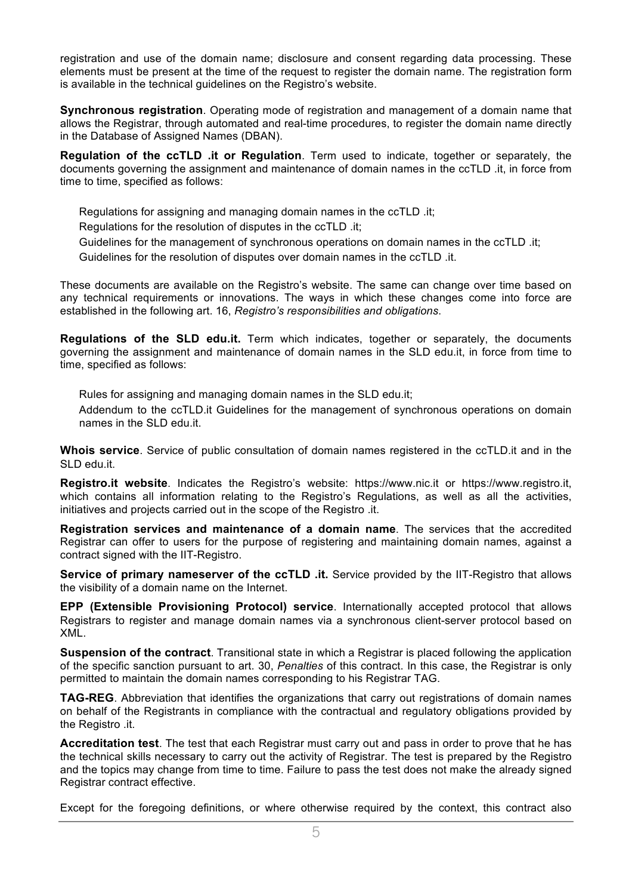registration and use of the domain name; disclosure and consent regarding data processing. These elements must be present at the time of the request to register the domain name. The registration form is available in the technical guidelines on the Registro's website.

**Synchronous registration**. Operating mode of registration and management of a domain name that allows the Registrar, through automated and real-time procedures, to register the domain name directly in the Database of Assigned Names (DBAN).

**Regulation of the ccTLD .it or Regulation**. Term used to indicate, together or separately, the documents governing the assignment and maintenance of domain names in the ccTLD .it, in force from time to time, specified as follows:

Regulations for assigning and managing domain names in the ccTLD .it;

Regulations for the resolution of disputes in the ccTLD .it;

Guidelines for the management of synchronous operations on domain names in the ccTLD .it;

Guidelines for the resolution of disputes over domain names in the ccTLD .it.

These documents are available on the Registro's website. The same can change over time based on any technical requirements or innovations. The ways in which these changes come into force are established in the following art. 16, *Registro's responsibilities and obligations*.

**Regulations of the SLD edu.it.** Term which indicates, together or separately, the documents governing the assignment and maintenance of domain names in the SLD edu.it, in force from time to time, specified as follows:

Rules for assigning and managing domain names in the SLD edu.it;

Addendum to the ccTLD.it Guidelines for the management of synchronous operations on domain names in the SLD edu.it.

**Whois service**. Service of public consultation of domain names registered in the ccTLD.it and in the SLD edu.it.

**Registro.it website**. Indicates the Registro's website: https://www.nic.it or https://www.registro.it, which contains all information relating to the Registro's Regulations, as well as all the activities, initiatives and projects carried out in the scope of the Registro .it.

**Registration services and maintenance of a domain name**. The services that the accredited Registrar can offer to users for the purpose of registering and maintaining domain names, against a contract signed with the IIT-Registro.

**Service of primary nameserver of the ccTLD .it.** Service provided by the IIT-Registro that allows the visibility of a domain name on the Internet.

**EPP (Extensible Provisioning Protocol) service**. Internationally accepted protocol that allows Registrars to register and manage domain names via a synchronous client-server protocol based on XML.

**Suspension of the contract**. Transitional state in which a Registrar is placed following the application of the specific sanction pursuant to art. 30, *Penalties* of this contract. In this case, the Registrar is only permitted to maintain the domain names corresponding to his Registrar TAG.

**TAG-REG**. Abbreviation that identifies the organizations that carry out registrations of domain names on behalf of the Registrants in compliance with the contractual and regulatory obligations provided by the Registro .it.

**Accreditation test**. The test that each Registrar must carry out and pass in order to prove that he has the technical skills necessary to carry out the activity of Registrar. The test is prepared by the Registro and the topics may change from time to time. Failure to pass the test does not make the already signed Registrar contract effective.

Except for the foregoing definitions, or where otherwise required by the context, this contract also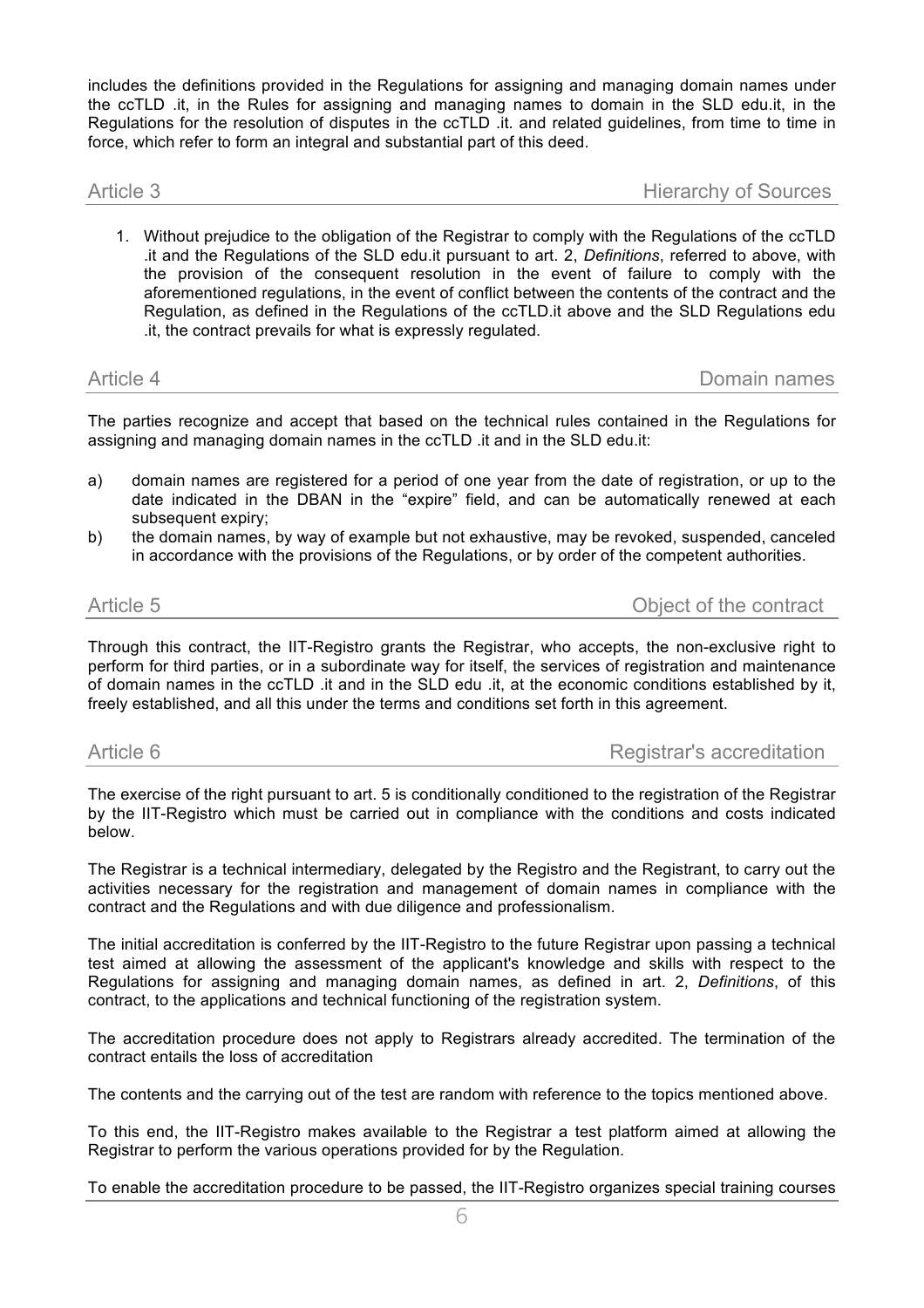includes the definitions provided in the Regulations for assigning and managing domain names under the ccTLD .it, in the Rules for assigning and managing names to domain in the SLD edu.it, in the Regulations for the resolution of disputes in the ccTLD .it. and related guidelines, from time to time in force, which refer to form an integral and substantial part of this deed.

## Article 3 — Hierarchy of Sources

1. Without prejudice to the obligation of the Registrar to comply with the Regulations of the ccTLD .it and the Regulations of the SLD edu.it pursuant to art. 2, *Definitions*, referred to above, with the provision of the consequent resolution in the event of failure to comply with the aforementioned regulations, in the event of conflict between the contents of the contract and the Regulation, as defined in the Regulations of the ccTLD.it above and the SLD Regulations edu .it, the contract prevails for what is expressly regulated.

## Article 4 — Domain names

The parties recognize and accept that based on the technical rules contained in the Regulations for assigning and managing domain names in the ccTLD .it and in the SLD edu.it:

a) domain names are registered for a period of one year from the date of registration, or up to the date indicated in the DBAN in the "expire" field, and can be automatically renewed at each subsequent expiry;

b) the domain names, by way of example but not exhaustive, may be revoked, suspended, canceled in accordance with the provisions of the Regulations, or by order of the competent authorities.

## Article 5 — Object of the contract

Through this contract, the IIT-Registro grants the Registrar, who accepts, the non-exclusive right to perform for third parties, or in a subordinate way for itself, the services of registration and maintenance of domain names in the ccTLD .it and in the SLD edu .it, at the economic conditions established by it, freely established, and all this under the terms and conditions set forth in this agreement.

## Article 6 — Registrar's accreditation

The exercise of the right pursuant to art. 5 is conditionally conditioned to the registration of the Registrar by the IIT-Registro which must be carried out in compliance with the conditions and costs indicated below.

The Registrar is a technical intermediary, delegated by the Registro and the Registrant, to carry out the activities necessary for the registration and management of domain names in compliance with the contract and the Regulations and with due diligence and professionalism.

The initial accreditation is conferred by the IIT-Registro to the future Registrar upon passing a technical test aimed at allowing the assessment of the applicant's knowledge and skills with respect to the Regulations for assigning and managing domain names, as defined in art. 2, *Definitions*, of this contract, to the applications and technical functioning of the registration system.

The accreditation procedure does not apply to Registrars already accredited. The termination of the contract entails the loss of accreditation

The contents and the carrying out of the test are random with reference to the topics mentioned above.

To this end, the IIT-Registro makes available to the Registrar a test platform aimed at allowing the Registrar to perform the various operations provided for by the Regulation.

To enable the accreditation procedure to be passed, the IIT-Registro organizes special training courses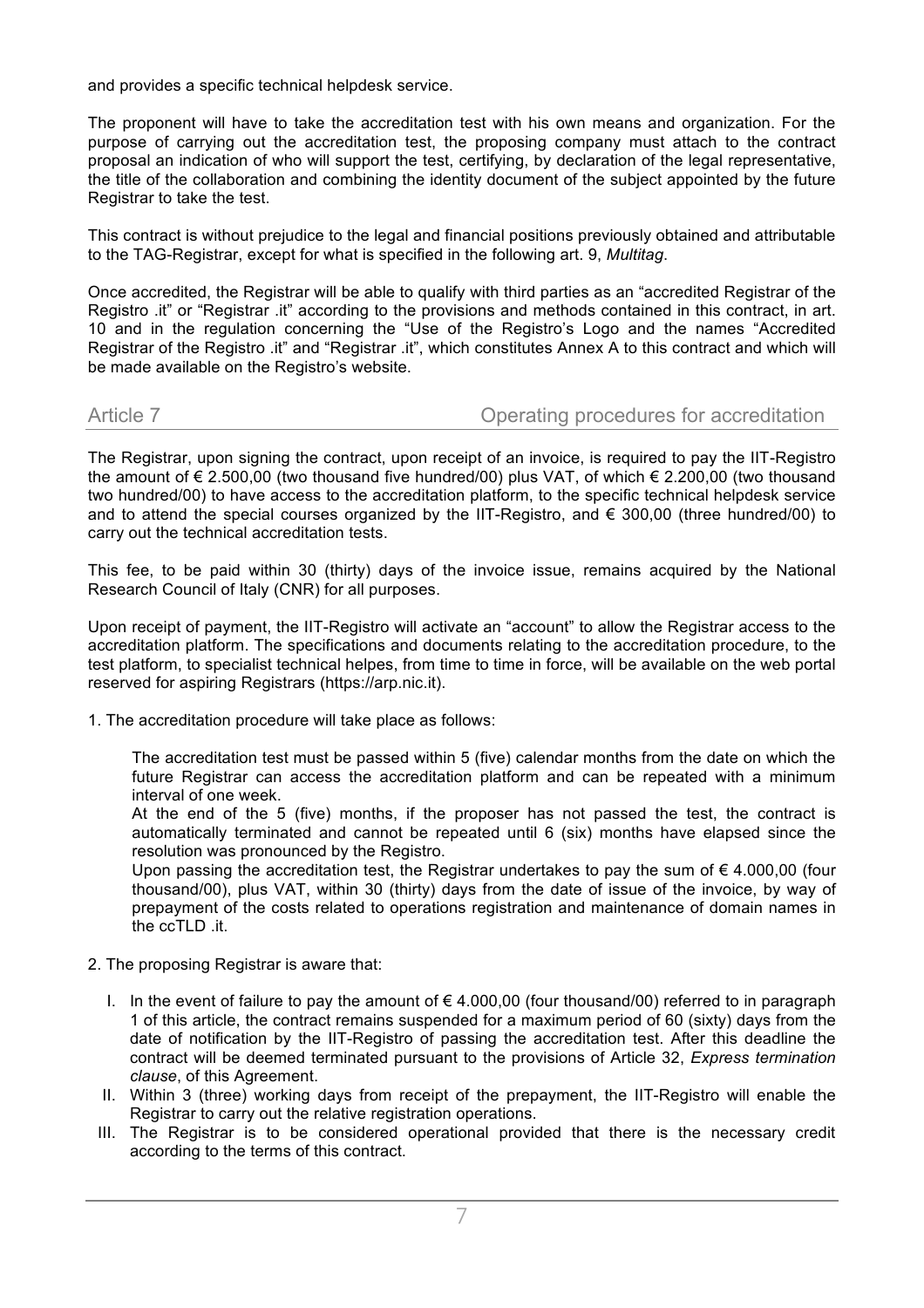and provides a specific technical helpdesk service.

The proponent will have to take the accreditation test with his own means and organization. For the purpose of carrying out the accreditation test, the proposing company must attach to the contract proposal an indication of who will support the test, certifying, by declaration of the legal representative, the title of the collaboration and combining the identity document of the subject appointed by the future Registrar to take the test.

This contract is without prejudice to the legal and financial positions previously obtained and attributable to the TAG-Registrar, except for what is specified in the following art. 9, *Multitag*.

Once accredited, the Registrar will be able to qualify with third parties as an "accredited Registrar of the Registro .it" or "Registrar .it" according to the provisions and methods contained in this contract, in art. 10 and in the regulation concerning the "Use of the Registro's Logo and the names "Accredited Registrar of the Registro .it" and "Registrar .it", which constitutes Annex A to this contract and which will be made available on the Registro's website.

## Article 7 Operating procedures for accreditation

The Registrar, upon signing the contract, upon receipt of an invoice, is required to pay the IIT-Registro the amount of € 2.500,00 (two thousand five hundred/00) plus VAT, of which € 2.200,00 (two thousand two hundred/00) to have access to the accreditation platform, to the specific technical helpdesk service and to attend the special courses organized by the IIT-Registro, and € 300,00 (three hundred/00) to carry out the technical accreditation tests.

This fee, to be paid within 30 (thirty) days of the invoice issue, remains acquired by the National Research Council of Italy (CNR) for all purposes.

Upon receipt of payment, the IIT-Registro will activate an "account" to allow the Registrar access to the accreditation platform. The specifications and documents relating to the accreditation procedure, to the test platform, to specialist technical helpes, from time to time in force, will be available on the web portal reserved for aspiring Registrars (https://arp.nic.it).

1. The accreditation procedure will take place as follows:

   The accreditation test must be passed within 5 (five) calendar months from the date on which the future Registrar can access the accreditation platform and can be repeated with a minimum interval of one week.
   At the end of the 5 (five) months, if the proposer has not passed the test, the contract is automatically terminated and cannot be repeated until 6 (six) months have elapsed since the resolution was pronounced by the Registro.
   Upon passing the accreditation test, the Registrar undertakes to pay the sum of € 4.000,00 (four thousand/00), plus VAT, within 30 (thirty) days from the date of issue of the invoice, by way of prepayment of the costs related to operations registration and maintenance of domain names in the ccTLD .it.

2. The proposing Registrar is aware that:

   I. In the event of failure to pay the amount of € 4.000,00 (four thousand/00) referred to in paragraph 1 of this article, the contract remains suspended for a maximum period of 60 (sixty) days from the date of notification by the IIT-Registro of passing the accreditation test. After this deadline the contract will be deemed terminated pursuant to the provisions of Article 32, *Express termination clause*, of this Agreement.
   II. Within 3 (three) working days from receipt of the prepayment, the IIT-Registro will enable the Registrar to carry out the relative registration operations.
   III. The Registrar is to be considered operational provided that there is the necessary credit according to the terms of this contract.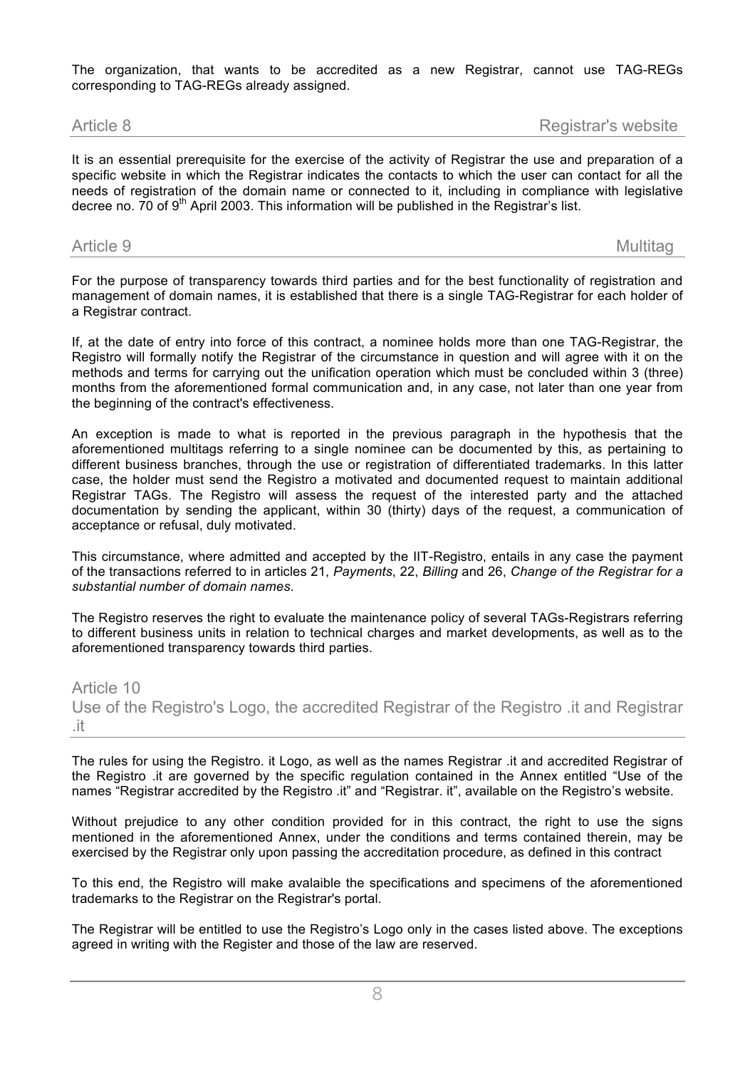The organization, that wants to be accredited as a new Registrar, cannot use TAG-REGs corresponding to TAG-REGs already assigned.

## Article 8 — Registrar's website

It is an essential prerequisite for the exercise of the activity of Registrar the use and preparation of a specific website in which the Registrar indicates the contacts to which the user can contact for all the needs of registration of the domain name or connected to it, including in compliance with legislative decree no. 70 of 9th April 2003. This information will be published in the Registrar's list.

## Article 9 — Multitag

For the purpose of transparency towards third parties and for the best functionality of registration and management of domain names, it is established that there is a single TAG-Registrar for each holder of a Registrar contract.

If, at the date of entry into force of this contract, a nominee holds more than one TAG-Registrar, the Registro will formally notify the Registrar of the circumstance in question and will agree with it on the methods and terms for carrying out the unification operation which must be concluded within 3 (three) months from the aforementioned formal communication and, in any case, not later than one year from the beginning of the contract's effectiveness.

An exception is made to what is reported in the previous paragraph in the hypothesis that the aforementioned multitags referring to a single nominee can be documented by this, as pertaining to different business branches, through the use or registration of differentiated trademarks. In this latter case, the holder must send the Registro a motivated and documented request to maintain additional Registrar TAGs. The Registro will assess the request of the interested party and the attached documentation by sending the applicant, within 30 (thirty) days of the request, a communication of acceptance or refusal, duly motivated.

This circumstance, where admitted and accepted by the IIT-Registro, entails in any case the payment of the transactions referred to in articles 21, *Payments*, 22, *Billing* and 26, *Change of the Registrar for a substantial number of domain names*.

The Registro reserves the right to evaluate the maintenance policy of several TAGs-Registrars referring to different business units in relation to technical charges and market developments, as well as to the aforementioned transparency towards third parties.

## Article 10 — Use of the Registro's Logo, the accredited Registrar of the Registro .it and Registrar .it

The rules for using the Registro. it Logo, as well as the names Registrar .it and accredited Registrar of the Registro .it are governed by the specific regulation contained in the Annex entitled "Use of the names "Registrar accredited by the Registro .it" and "Registrar. it", available on the Registro's website.

Without prejudice to any other condition provided for in this contract, the right to use the signs mentioned in the aforementioned Annex, under the conditions and terms contained therein, may be exercised by the Registrar only upon passing the accreditation procedure, as defined in this contract

To this end, the Registro will make avalaible the specifications and specimens of the aforementioned trademarks to the Registrar on the Registrar's portal.

The Registrar will be entitled to use the Registro's Logo only in the cases listed above. The exceptions agreed in writing with the Register and those of the law are reserved.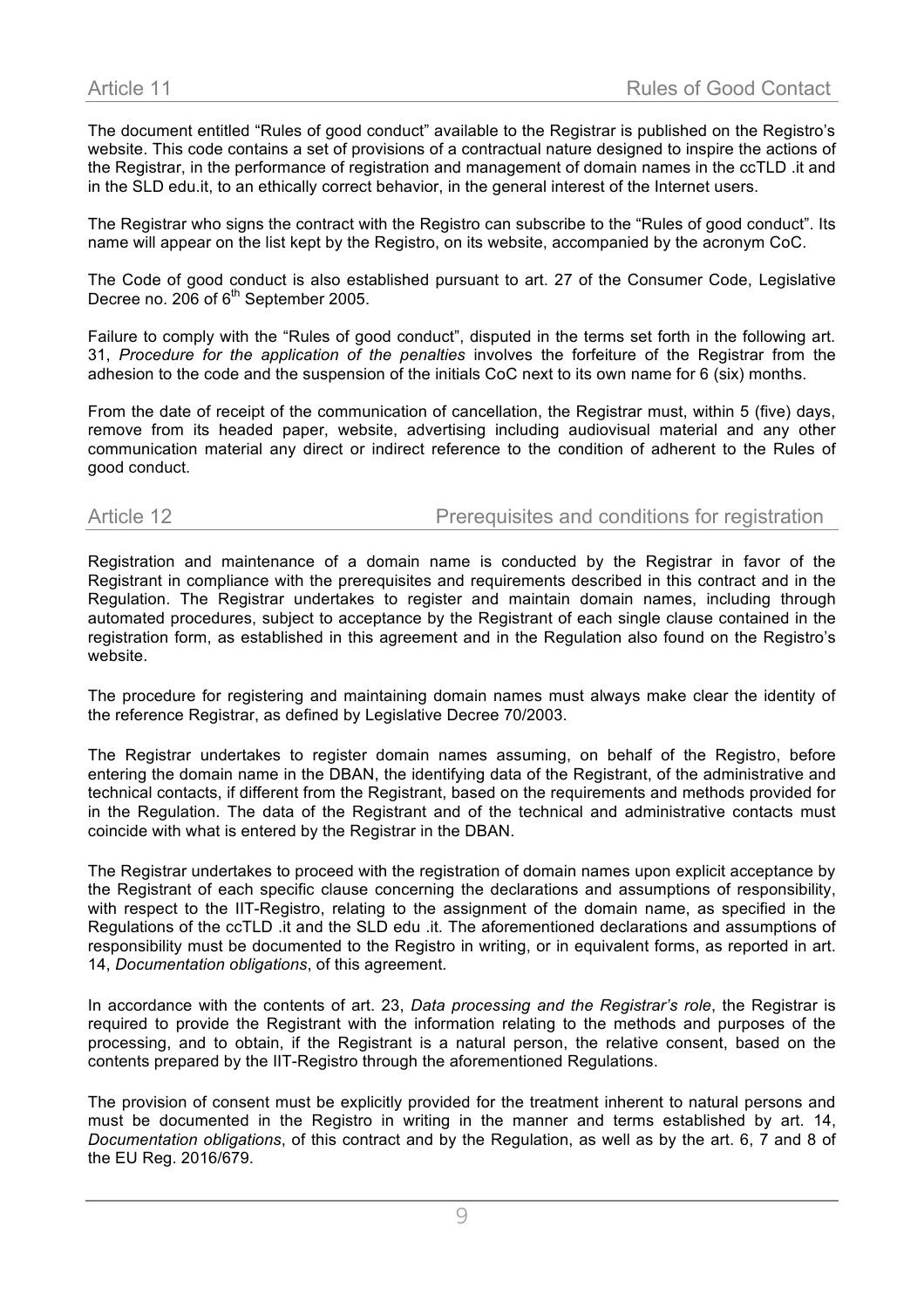## Article 11 — Rules of Good Contact

The document entitled "Rules of good conduct" available to the Registrar is published on the Registro's website. This code contains a set of provisions of a contractual nature designed to inspire the actions of the Registrar, in the performance of registration and management of domain names in the ccTLD .it and in the SLD edu.it, to an ethically correct behavior, in the general interest of the Internet users.

The Registrar who signs the contract with the Registro can subscribe to the "Rules of good conduct". Its name will appear on the list kept by the Registro, on its website, accompanied by the acronym CoC.

The Code of good conduct is also established pursuant to art. 27 of the Consumer Code, Legislative Decree no. 206 of 6th September 2005.

Failure to comply with the "Rules of good conduct", disputed in the terms set forth in the following art. 31, *Procedure for the application of the penalties* involves the forfeiture of the Registrar from the adhesion to the code and the suspension of the initials CoC next to its own name for 6 (six) months.

From the date of receipt of the communication of cancellation, the Registrar must, within 5 (five) days, remove from its headed paper, website, advertising including audiovisual material and any other communication material any direct or indirect reference to the condition of adherent to the Rules of good conduct.

## Article 12 — Prerequisites and conditions for registration

Registration and maintenance of a domain name is conducted by the Registrar in favor of the Registrant in compliance with the prerequisites and requirements described in this contract and in the Regulation. The Registrar undertakes to register and maintain domain names, including through automated procedures, subject to acceptance by the Registrant of each single clause contained in the registration form, as established in this agreement and in the Regulation also found on the Registro's website.

The procedure for registering and maintaining domain names must always make clear the identity of the reference Registrar, as defined by Legislative Decree 70/2003.

The Registrar undertakes to register domain names assuming, on behalf of the Registro, before entering the domain name in the DBAN, the identifying data of the Registrant, of the administrative and technical contacts, if different from the Registrant, based on the requirements and methods provided for in the Regulation. The data of the Registrant and of the technical and administrative contacts must coincide with what is entered by the Registrar in the DBAN.

The Registrar undertakes to proceed with the registration of domain names upon explicit acceptance by the Registrant of each specific clause concerning the declarations and assumptions of responsibility, with respect to the IIT-Registro, relating to the assignment of the domain name, as specified in the Regulations of the ccTLD .it and the SLD edu .it. The aforementioned declarations and assumptions of responsibility must be documented to the Registro in writing, or in equivalent forms, as reported in art. 14, *Documentation obligations*, of this agreement.

In accordance with the contents of art. 23, *Data processing and the Registrar's role*, the Registrar is required to provide the Registrant with the information relating to the methods and purposes of the processing, and to obtain, if the Registrant is a natural person, the relative consent, based on the contents prepared by the IIT-Registro through the aforementioned Regulations.

The provision of consent must be explicitly provided for the treatment inherent to natural persons and must be documented in the Registro in writing in the manner and terms established by art. 14, *Documentation obligations*, of this contract and by the Regulation, as well as by the art. 6, 7 and 8 of the EU Reg. 2016/679.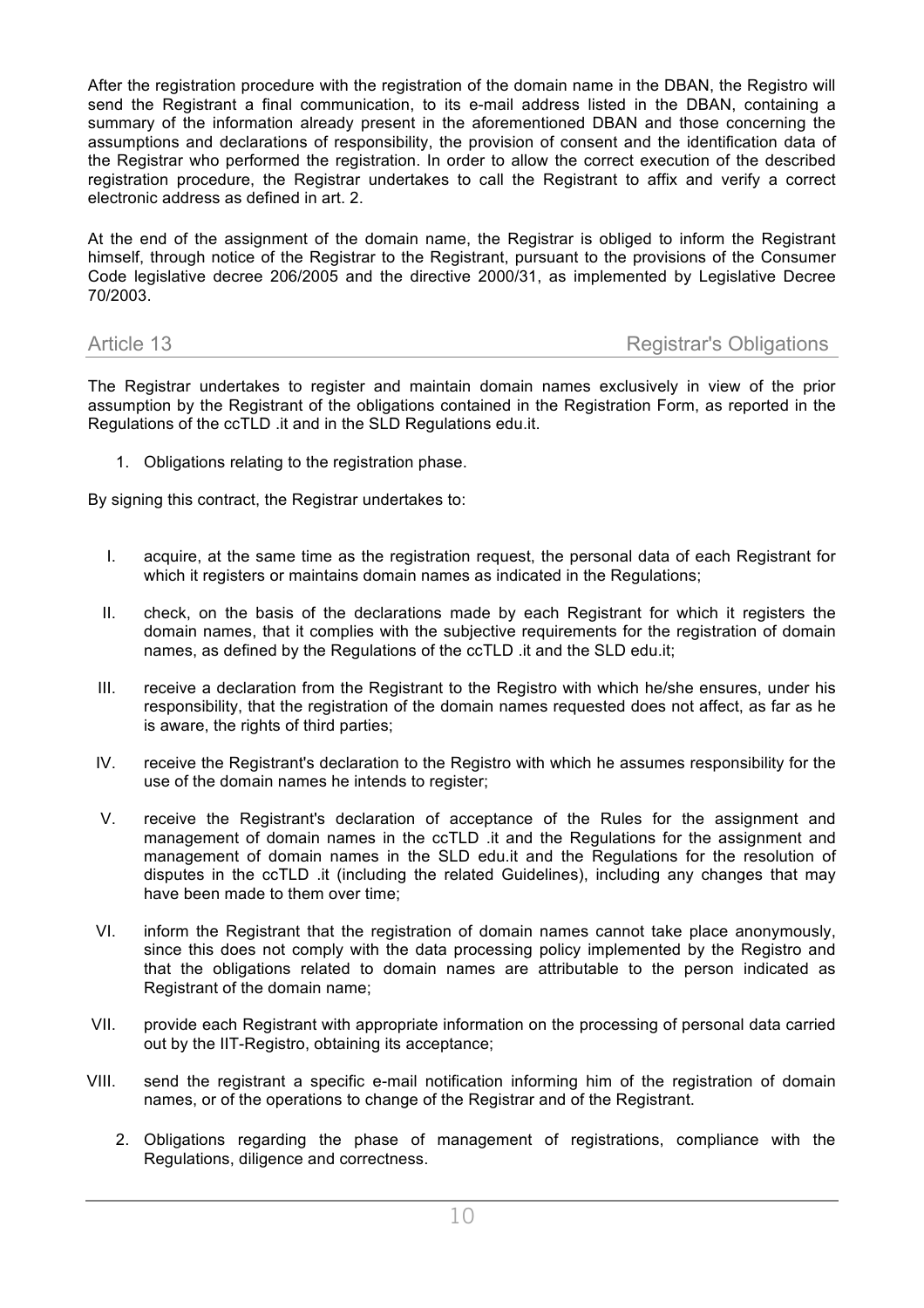After the registration procedure with the registration of the domain name in the DBAN, the Registro will send the Registrant a final communication, to its e-mail address listed in the DBAN, containing a summary of the information already present in the aforementioned DBAN and those concerning the assumptions and declarations of responsibility, the provision of consent and the identification data of the Registrar who performed the registration. In order to allow the correct execution of the described registration procedure, the Registrar undertakes to call the Registrant to affix and verify a correct electronic address as defined in art. 2.

At the end of the assignment of the domain name, the Registrar is obliged to inform the Registrant himself, through notice of the Registrar to the Registrant, pursuant to the provisions of the Consumer Code legislative decree 206/2005 and the directive 2000/31, as implemented by Legislative Decree 70/2003.

## Article 13 — Registrar's Obligations

The Registrar undertakes to register and maintain domain names exclusively in view of the prior assumption by the Registrant of the obligations contained in the Registration Form, as reported in the Regulations of the ccTLD .it and in the SLD Regulations edu.it.

1. Obligations relating to the registration phase.

By signing this contract, the Registrar undertakes to:

I. acquire, at the same time as the registration request, the personal data of each Registrant for which it registers or maintains domain names as indicated in the Regulations;

II. check, on the basis of the declarations made by each Registrant for which it registers the domain names, that it complies with the subjective requirements for the registration of domain names, as defined by the Regulations of the ccTLD .it and the SLD edu.it;

III. receive a declaration from the Registrant to the Registro with which he/she ensures, under his responsibility, that the registration of the domain names requested does not affect, as far as he is aware, the rights of third parties;

IV. receive the Registrant's declaration to the Registro with which he assumes responsibility for the use of the domain names he intends to register;

V. receive the Registrant's declaration of acceptance of the Rules for the assignment and management of domain names in the ccTLD .it and the Regulations for the assignment and management of domain names in the SLD edu.it and the Regulations for the resolution of disputes in the ccTLD .it (including the related Guidelines), including any changes that may have been made to them over time;

VI. inform the Registrant that the registration of domain names cannot take place anonymously, since this does not comply with the data processing policy implemented by the Registro and that the obligations related to domain names are attributable to the person indicated as Registrant of the domain name;

VII. provide each Registrant with appropriate information on the processing of personal data carried out by the IIT-Registro, obtaining its acceptance;

VIII. send the registrant a specific e-mail notification informing him of the registration of domain names, or of the operations to change of the Registrar and of the Registrant.

2. Obligations regarding the phase of management of registrations, compliance with the Regulations, diligence and correctness.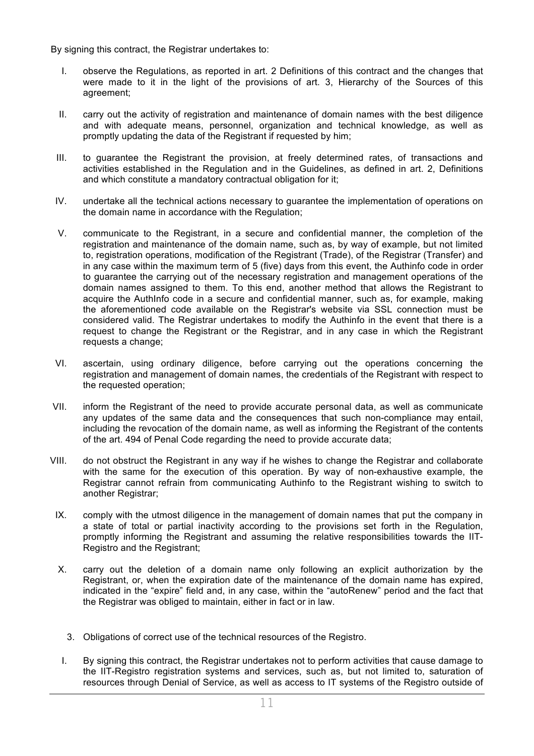By signing this contract, the Registrar undertakes to:

I. observe the Regulations, as reported in art. 2 Definitions of this contract and the changes that were made to it in the light of the provisions of art. 3, Hierarchy of the Sources of this agreement;

II. carry out the activity of registration and maintenance of domain names with the best diligence and with adequate means, personnel, organization and technical knowledge, as well as promptly updating the data of the Registrant if requested by him;

III. to guarantee the Registrant the provision, at freely determined rates, of transactions and activities established in the Regulation and in the Guidelines, as defined in art. 2, Definitions and which constitute a mandatory contractual obligation for it;

IV. undertake all the technical actions necessary to guarantee the implementation of operations on the domain name in accordance with the Regulation;

V. communicate to the Registrant, in a secure and confidential manner, the completion of the registration and maintenance of the domain name, such as, by way of example, but not limited to, registration operations, modification of the Registrant (Trade), of the Registrar (Transfer) and in any case within the maximum term of 5 (five) days from this event, the Authinfo code in order to guarantee the carrying out of the necessary registration and management operations of the domain names assigned to them. To this end, another method that allows the Registrant to acquire the AuthInfo code in a secure and confidential manner, such as, for example, making the aforementioned code available on the Registrar's website via SSL connection must be considered valid. The Registrar undertakes to modify the Authinfo in the event that there is a request to change the Registrant or the Registrar, and in any case in which the Registrant requests a change;

VI. ascertain, using ordinary diligence, before carrying out the operations concerning the registration and management of domain names, the credentials of the Registrant with respect to the requested operation;

VII. inform the Registrant of the need to provide accurate personal data, as well as communicate any updates of the same data and the consequences that such non-compliance may entail, including the revocation of the domain name, as well as informing the Registrant of the contents of the art. 494 of Penal Code regarding the need to provide accurate data;

VIII. do not obstruct the Registrant in any way if he wishes to change the Registrar and collaborate with the same for the execution of this operation. By way of non-exhaustive example, the Registrar cannot refrain from communicating Authinfo to the Registrant wishing to switch to another Registrar;

IX. comply with the utmost diligence in the management of domain names that put the company in a state of total or partial inactivity according to the provisions set forth in the Regulation, promptly informing the Registrant and assuming the relative responsibilities towards the IIT-Registro and the Registrant;

X. carry out the deletion of a domain name only following an explicit authorization by the Registrant, or, when the expiration date of the maintenance of the domain name has expired, indicated in the "expire" field and, in any case, within the "autoRenew" period and the fact that the Registrar was obliged to maintain, either in fact or in law.

3. Obligations of correct use of the technical resources of the Registro.

I. By signing this contract, the Registrar undertakes not to perform activities that cause damage to the IIT-Registro registration systems and services, such as, but not limited to, saturation of resources through Denial of Service, as well as access to IT systems of the Registro outside of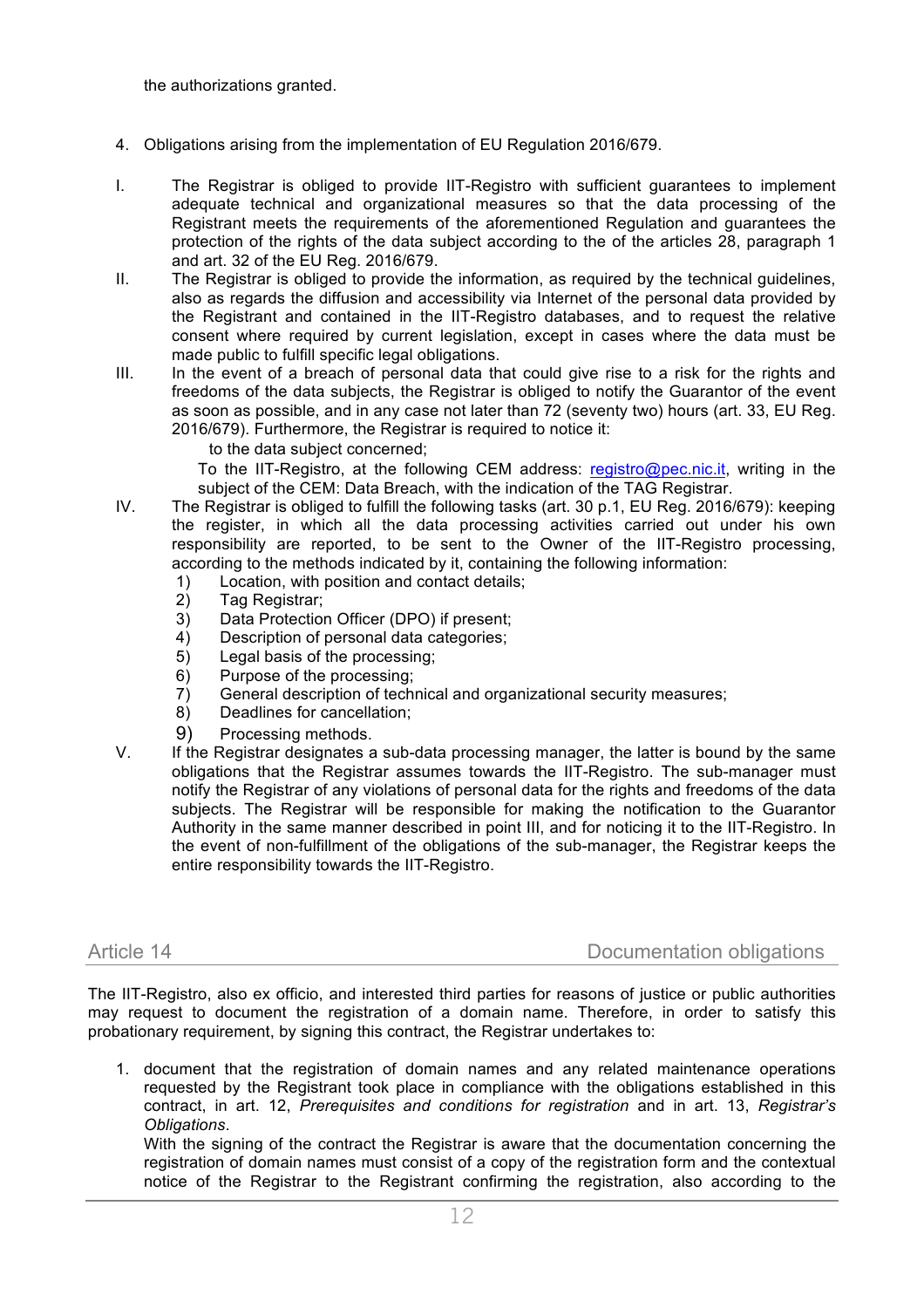the authorizations granted.

4. Obligations arising from the implementation of EU Regulation 2016/679.

I. The Registrar is obliged to provide IIT-Registro with sufficient guarantees to implement adequate technical and organizational measures so that the data processing of the Registrant meets the requirements of the aforementioned Regulation and guarantees the protection of the rights of the data subject according to the of the articles 28, paragraph 1 and art. 32 of the EU Reg. 2016/679.

II. The Registrar is obliged to provide the information, as required by the technical guidelines, also as regards the diffusion and accessibility via Internet of the personal data provided by the Registrant and contained in the IIT-Registro databases, and to request the relative consent where required by current legislation, except in cases where the data must be made public to fulfill specific legal obligations.

III. In the event of a breach of personal data that could give rise to a risk for the rights and freedoms of the data subjects, the Registrar is obliged to notify the Guarantor of the event as soon as possible, and in any case not later than 72 (seventy two) hours (art. 33, EU Reg. 2016/679). Furthermore, the Registrar is required to notice it:

   to the data subject concerned;

   To the IIT-Registro, at the following CEM address: registro@pec.nic.it, writing in the subject of the CEM: Data Breach, with the indication of the TAG Registrar.

IV. The Registrar is obliged to fulfill the following tasks (art. 30 p.1, EU Reg. 2016/679): keeping the register, in which all the data processing activities carried out under his own responsibility are reported, to be sent to the Owner of the IIT-Registro processing, according to the methods indicated by it, containing the following information:
   1) Location, with position and contact details;
   2) Tag Registrar;
   3) Data Protection Officer (DPO) if present;
   4) Description of personal data categories;
   5) Legal basis of the processing;
   6) Purpose of the processing;
   7) General description of technical and organizational security measures;
   8) Deadlines for cancellation;
   9) Processing methods.

V. If the Registrar designates a sub-data processing manager, the latter is bound by the same obligations that the Registrar assumes towards the IIT-Registro. The sub-manager must notify the Registrar of any violations of personal data for the rights and freedoms of the data subjects. The Registrar will be responsible for making the notification to the Guarantor Authority in the same manner described in point III, and for noticing it to the IIT-Registro. In the event of non-fulfillment of the obligations of the sub-manager, the Registrar keeps the entire responsibility towards the IIT-Registro.

## Article 14 — Documentation obligations

The IIT-Registro, also ex officio, and interested third parties for reasons of justice or public authorities may request to document the registration of a domain name. Therefore, in order to satisfy this probationary requirement, by signing this contract, the Registrar undertakes to:

1. document that the registration of domain names and any related maintenance operations requested by the Registrant took place in compliance with the obligations established in this contract, in art. 12, *Prerequisites and conditions for registration* and in art. 13, *Registrar's Obligations*.
   With the signing of the contract the Registrar is aware that the documentation concerning the registration of domain names must consist of a copy of the registration form and the contextual notice of the Registrar to the Registrant confirming the registration, also according to the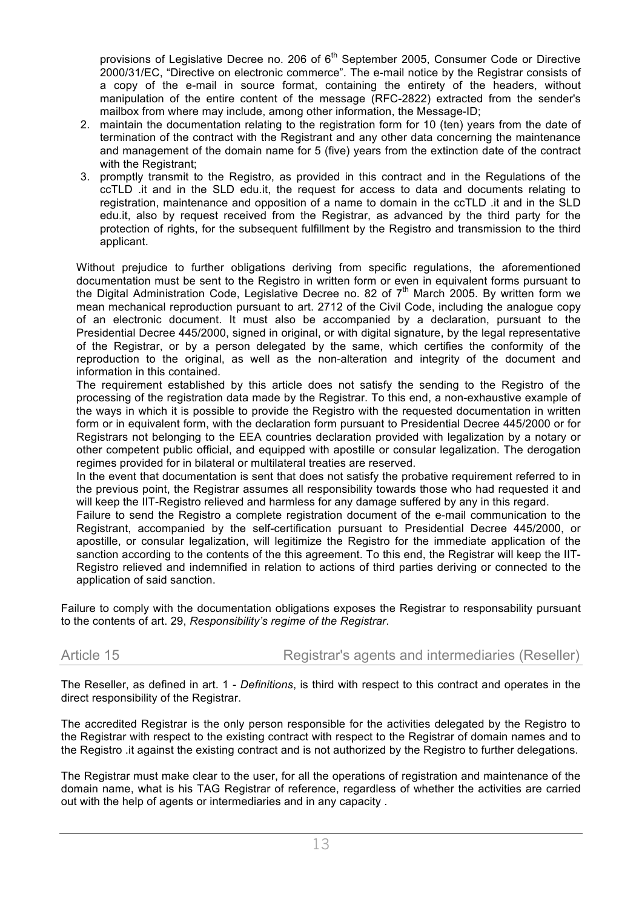provisions of Legislative Decree no. 206 of 6th September 2005, Consumer Code or Directive 2000/31/EC, "Directive on electronic commerce". The e-mail notice by the Registrar consists of a copy of the e-mail in source format, containing the entirety of the headers, without manipulation of the entire content of the message (RFC-2822) extracted from the sender's mailbox from where may include, among other information, the Message-ID;

2. maintain the documentation relating to the registration form for 10 (ten) years from the date of termination of the contract with the Registrant and any other data concerning the maintenance and management of the domain name for 5 (five) years from the extinction date of the contract with the Registrant;
3. promptly transmit to the Registro, as provided in this contract and in the Regulations of the ccTLD .it and in the SLD edu.it, the request for access to data and documents relating to registration, maintenance and opposition of a name to domain in the ccTLD .it and in the SLD edu.it, also by request received from the Registrar, as advanced by the third party for the protection of rights, for the subsequent fulfillment by the Registro and transmission to the third applicant.

Without prejudice to further obligations deriving from specific regulations, the aforementioned documentation must be sent to the Registro in written form or even in equivalent forms pursuant to the Digital Administration Code, Legislative Decree no. 82 of 7th March 2005. By written form we mean mechanical reproduction pursuant to art. 2712 of the Civil Code, including the analogue copy of an electronic document. It must also be accompanied by a declaration, pursuant to the Presidential Decree 445/2000, signed in original, or with digital signature, by the legal representative of the Registrar, or by a person delegated by the same, which certifies the conformity of the reproduction to the original, as well as the non-alteration and integrity of the document and information in this contained.

The requirement established by this article does not satisfy the sending to the Registro of the processing of the registration data made by the Registrar. To this end, a non-exhaustive example of the ways in which it is possible to provide the Registro with the requested documentation in written form or in equivalent form, with the declaration form pursuant to Presidential Decree 445/2000 or for Registrars not belonging to the EEA countries declaration provided with legalization by a notary or other competent public official, and equipped with apostille or consular legalization. The derogation regimes provided for in bilateral or multilateral treaties are reserved.

In the event that documentation is sent that does not satisfy the probative requirement referred to in the previous point, the Registrar assumes all responsibility towards those who had requested it and will keep the IIT-Registro relieved and harmless for any damage suffered by any in this regard.

Failure to send the Registro a complete registration document of the e-mail communication to the Registrant, accompanied by the self-certification pursuant to Presidential Decree 445/2000, or apostille, or consular legalization, will legitimize the Registro for the immediate application of the sanction according to the contents of the this agreement. To this end, the Registrar will keep the IIT-Registro relieved and indemnified in relation to actions of third parties deriving or connected to the application of said sanction.

Failure to comply with the documentation obligations exposes the Registrar to responsability pursuant to the contents of art. 29, *Responsibility's regime of the Registrar*.

## Article 15 Registrar's agents and intermediaries (Reseller)

The Reseller, as defined in art. 1 - *Definitions*, is third with respect to this contract and operates in the direct responsibility of the Registrar.

The accredited Registrar is the only person responsible for the activities delegated by the Registro to the Registrar with respect to the existing contract with respect to the Registrar of domain names and to the Registro .it against the existing contract and is not authorized by the Registro to further delegations.

The Registrar must make clear to the user, for all the operations of registration and maintenance of the domain name, what is his TAG Registrar of reference, regardless of whether the activities are carried out with the help of agents or intermediaries and in any capacity .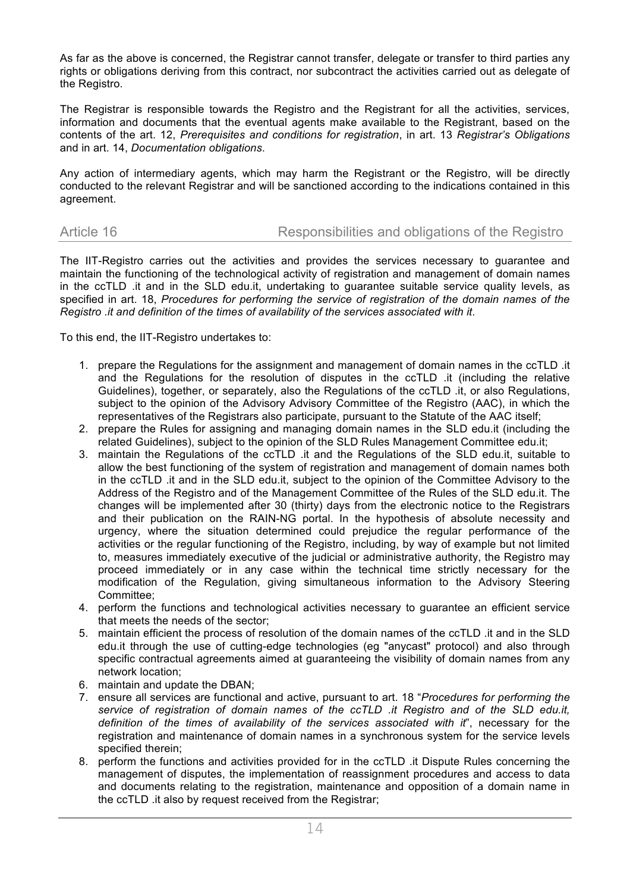As far as the above is concerned, the Registrar cannot transfer, delegate or transfer to third parties any rights or obligations deriving from this contract, nor subcontract the activities carried out as delegate of the Registro.

The Registrar is responsible towards the Registro and the Registrant for all the activities, services, information and documents that the eventual agents make available to the Registrant, based on the contents of the art. 12, *Prerequisites and conditions for registration*, in art. 13 *Registrar's Obligations* and in art. 14, *Documentation obligations*.

Any action of intermediary agents, which may harm the Registrant or the Registro, will be directly conducted to the relevant Registrar and will be sanctioned according to the indications contained in this agreement.

## Article 16 Responsibilities and obligations of the Registro

The IIT-Registro carries out the activities and provides the services necessary to guarantee and maintain the functioning of the technological activity of registration and management of domain names in the ccTLD .it and in the SLD edu.it, undertaking to guarantee suitable service quality levels, as specified in art. 18, *Procedures for performing the service of registration of the domain names of the Registro .it and definition of the times of availability of the services associated with it*.

To this end, the IIT-Registro undertakes to:

1. prepare the Regulations for the assignment and management of domain names in the ccTLD .it and the Regulations for the resolution of disputes in the ccTLD .it (including the relative Guidelines), together, or separately, also the Regulations of the ccTLD .it, or also Regulations, subject to the opinion of the Advisory Advisory Committee of the Registro (AAC), in which the representatives of the Registrars also participate, pursuant to the Statute of the AAC itself;
2. prepare the Rules for assigning and managing domain names in the SLD edu.it (including the related Guidelines), subject to the opinion of the SLD Rules Management Committee edu.it;
3. maintain the Regulations of the ccTLD .it and the Regulations of the SLD edu.it, suitable to allow the best functioning of the system of registration and management of domain names both in the ccTLD .it and in the SLD edu.it, subject to the opinion of the Committee Advisory to the Address of the Registro and of the Management Committee of the Rules of the SLD edu.it. The changes will be implemented after 30 (thirty) days from the electronic notice to the Registrars and their publication on the RAIN-NG portal. In the hypothesis of absolute necessity and urgency, where the situation determined could prejudice the regular performance of the activities or the regular functioning of the Registro, including, by way of example but not limited to, measures immediately executive of the judicial or administrative authority, the Registro may proceed immediately or in any case within the technical time strictly necessary for the modification of the Regulation, giving simultaneous information to the Advisory Steering Committee;
4. perform the functions and technological activities necessary to guarantee an efficient service that meets the needs of the sector;
5. maintain efficient the process of resolution of the domain names of the ccTLD .it and in the SLD edu.it through the use of cutting-edge technologies (eg "anycast" protocol) and also through specific contractual agreements aimed at guaranteeing the visibility of domain names from any network location;
6. maintain and update the DBAN;
7. ensure all services are functional and active, pursuant to art. 18 "*Procedures for performing the service of registration of domain names of the ccTLD .it Registro and of the SLD edu.it, definition of the times of availability of the services associated with it*", necessary for the registration and maintenance of domain names in a synchronous system for the service levels specified therein;
8. perform the functions and activities provided for in the ccTLD .it Dispute Rules concerning the management of disputes, the implementation of reassignment procedures and access to data and documents relating to the registration, maintenance and opposition of a domain name in the ccTLD .it also by request received from the Registrar;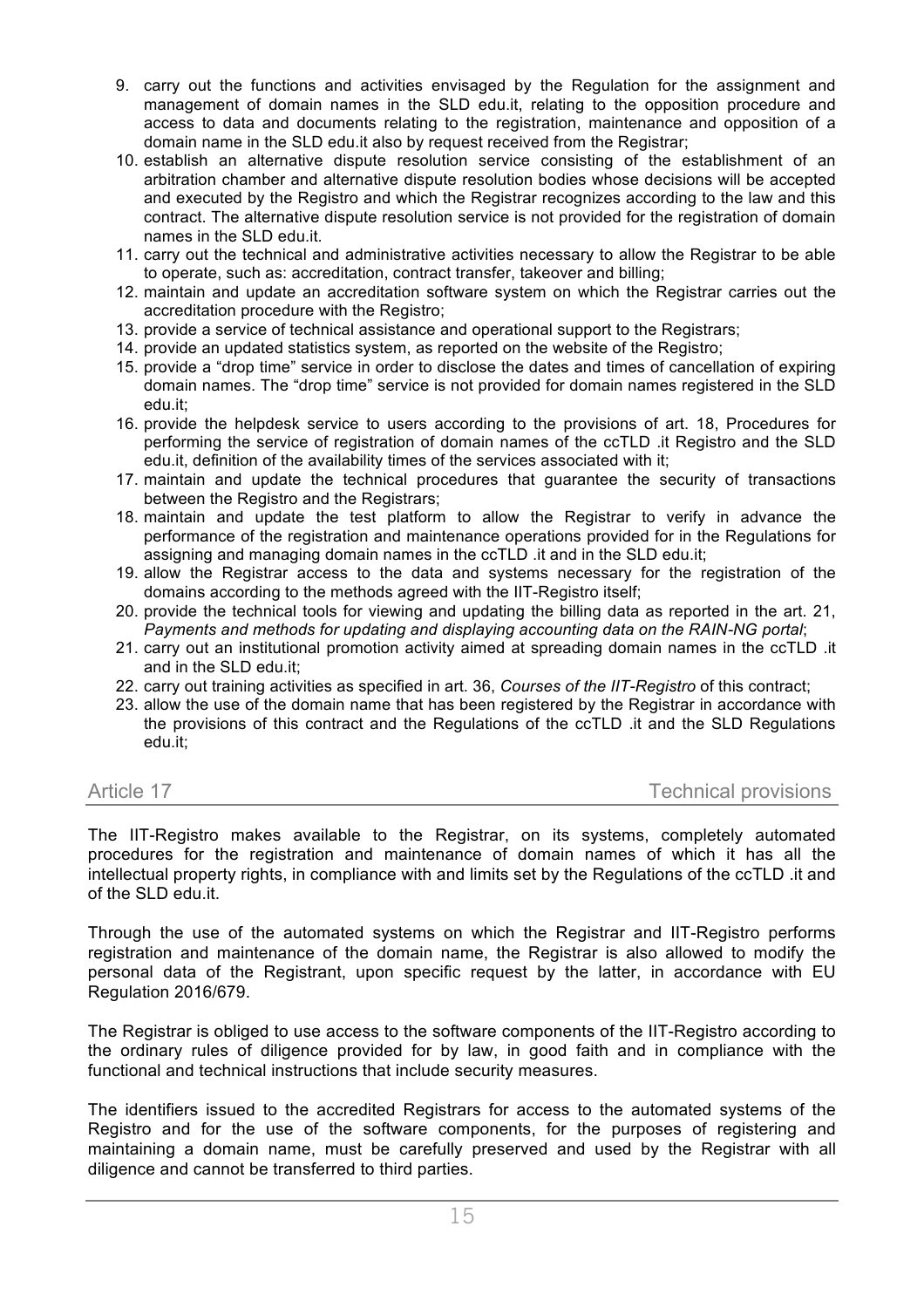9. carry out the functions and activities envisaged by the Regulation for the assignment and management of domain names in the SLD edu.it, relating to the opposition procedure and access to data and documents relating to the registration, maintenance and opposition of a domain name in the SLD edu.it also by request received from the Registrar;
10. establish an alternative dispute resolution service consisting of the establishment of an arbitration chamber and alternative dispute resolution bodies whose decisions will be accepted and executed by the Registro and which the Registrar recognizes according to the law and this contract. The alternative dispute resolution service is not provided for the registration of domain names in the SLD edu.it.
11. carry out the technical and administrative activities necessary to allow the Registrar to be able to operate, such as: accreditation, contract transfer, takeover and billing;
12. maintain and update an accreditation software system on which the Registrar carries out the accreditation procedure with the Registro;
13. provide a service of technical assistance and operational support to the Registrars;
14. provide an updated statistics system, as reported on the website of the Registro;
15. provide a "drop time" service in order to disclose the dates and times of cancellation of expiring domain names. The "drop time" service is not provided for domain names registered in the SLD edu.it;
16. provide the helpdesk service to users according to the provisions of art. 18, Procedures for performing the service of registration of domain names of the ccTLD .it Registro and the SLD edu.it, definition of the availability times of the services associated with it;
17. maintain and update the technical procedures that guarantee the security of transactions between the Registro and the Registrars;
18. maintain and update the test platform to allow the Registrar to verify in advance the performance of the registration and maintenance operations provided for in the Regulations for assigning and managing domain names in the ccTLD .it and in the SLD edu.it;
19. allow the Registrar access to the data and systems necessary for the registration of the domains according to the methods agreed with the IIT-Registro itself;
20. provide the technical tools for viewing and updating the billing data as reported in the art. 21, *Payments and methods for updating and displaying accounting data on the RAIN-NG portal*;
21. carry out an institutional promotion activity aimed at spreading domain names in the ccTLD .it and in the SLD edu.it;
22. carry out training activities as specified in art. 36, *Courses of the IIT-Registro* of this contract;
23. allow the use of the domain name that has been registered by the Registrar in accordance with the provisions of this contract and the Regulations of the ccTLD .it and the SLD Regulations edu.it;

## Article 17 — Technical provisions

The IIT-Registro makes available to the Registrar, on its systems, completely automated procedures for the registration and maintenance of domain names of which it has all the intellectual property rights, in compliance with and limits set by the Regulations of the ccTLD .it and of the SLD edu.it.

Through the use of the automated systems on which the Registrar and IIT-Registro performs registration and maintenance of the domain name, the Registrar is also allowed to modify the personal data of the Registrant, upon specific request by the latter, in accordance with EU Regulation 2016/679.

The Registrar is obliged to use access to the software components of the IIT-Registro according to the ordinary rules of diligence provided for by law, in good faith and in compliance with the functional and technical instructions that include security measures.

The identifiers issued to the accredited Registrars for access to the automated systems of the Registro and for the use of the software components, for the purposes of registering and maintaining a domain name, must be carefully preserved and used by the Registrar with all diligence and cannot be transferred to third parties.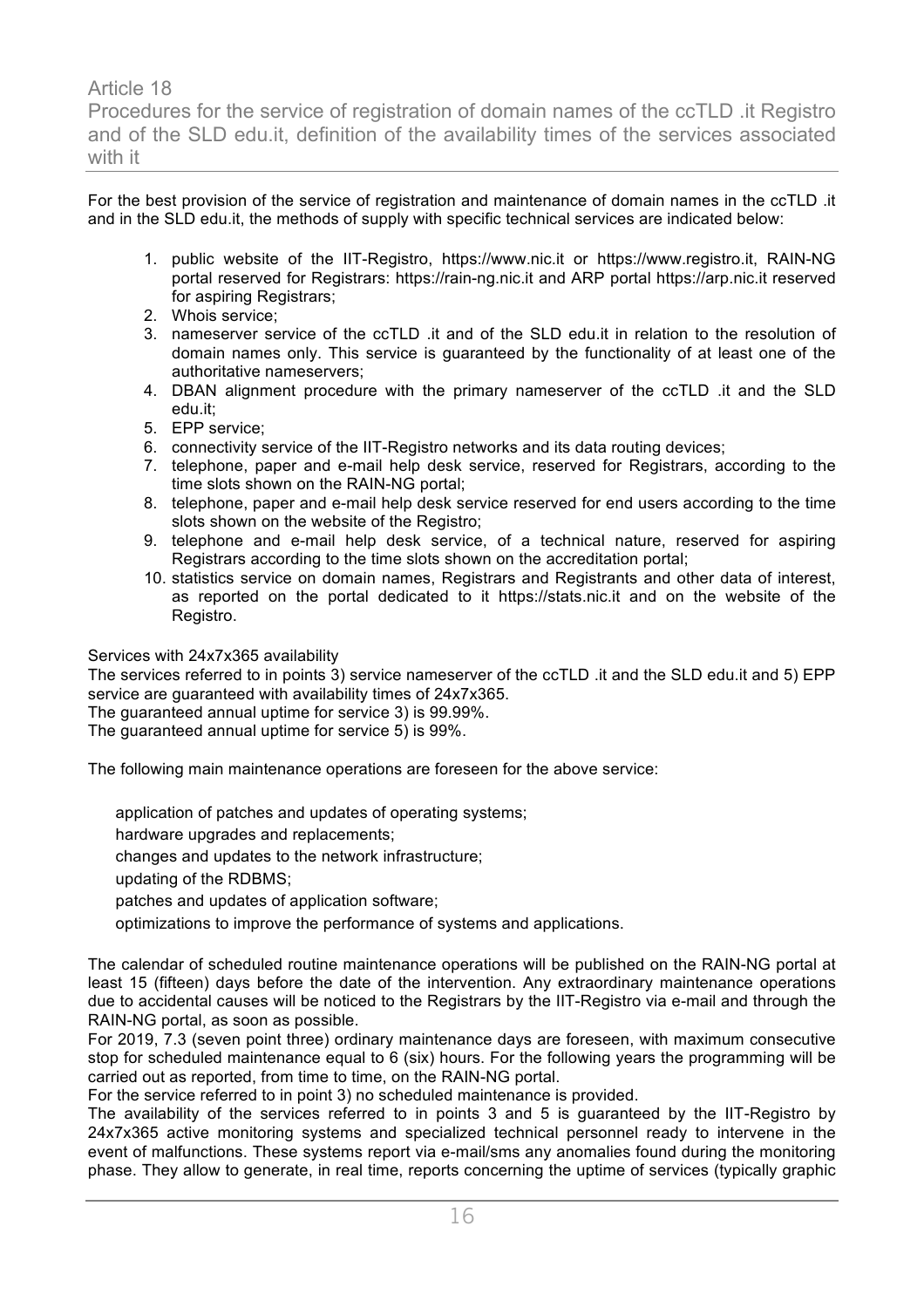## Article 18

## Procedures for the service of registration of domain names of the ccTLD .it Registro and of the SLD edu.it, definition of the availability times of the services associated with it

For the best provision of the service of registration and maintenance of domain names in the ccTLD .it and in the SLD edu.it, the methods of supply with specific technical services are indicated below:

1. public website of the IIT-Registro, https://www.nic.it or https://www.registro.it, RAIN-NG portal reserved for Registrars: https://rain-ng.nic.it and ARP portal https://arp.nic.it reserved for aspiring Registrars;
2. Whois service;
3. nameserver service of the ccTLD .it and of the SLD edu.it in relation to the resolution of domain names only. This service is guaranteed by the functionality of at least one of the authoritative nameservers;
4. DBAN alignment procedure with the primary nameserver of the ccTLD .it and the SLD edu.it;
5. EPP service;
6. connectivity service of the IIT-Registro networks and its data routing devices;
7. telephone, paper and e-mail help desk service, reserved for Registrars, according to the time slots shown on the RAIN-NG portal;
8. telephone, paper and e-mail help desk service reserved for end users according to the time slots shown on the website of the Registro;
9. telephone and e-mail help desk service, of a technical nature, reserved for aspiring Registrars according to the time slots shown on the accreditation portal;
10. statistics service on domain names, Registrars and Registrants and other data of interest, as reported on the portal dedicated to it https://stats.nic.it and on the website of the Registro.

Services with 24x7x365 availability

The services referred to in points 3) service nameserver of the ccTLD .it and the SLD edu.it and 5) EPP service are guaranteed with availability times of 24x7x365.

The guaranteed annual uptime for service 3) is 99.99%.

The guaranteed annual uptime for service 5) is 99%.

The following main maintenance operations are foreseen for the above service:

- application of patches and updates of operating systems;
- hardware upgrades and replacements;
- changes and updates to the network infrastructure;
- updating of the RDBMS;
- patches and updates of application software;
- optimizations to improve the performance of systems and applications.

The calendar of scheduled routine maintenance operations will be published on the RAIN-NG portal at least 15 (fifteen) days before the date of the intervention. Any extraordinary maintenance operations due to accidental causes will be noticed to the Registrars by the IIT-Registro via e-mail and through the RAIN-NG portal, as soon as possible.

For 2019, 7.3 (seven point three) ordinary maintenance days are foreseen, with maximum consecutive stop for scheduled maintenance equal to 6 (six) hours. For the following years the programming will be carried out as reported, from time to time, on the RAIN-NG portal.

For the service referred to in point 3) no scheduled maintenance is provided.

The availability of the services referred to in points 3 and 5 is guaranteed by the IIT-Registro by 24x7x365 active monitoring systems and specialized technical personnel ready to intervene in the event of malfunctions. These systems report via e-mail/sms any anomalies found during the monitoring phase. They allow to generate, in real time, reports concerning the uptime of services (typically graphic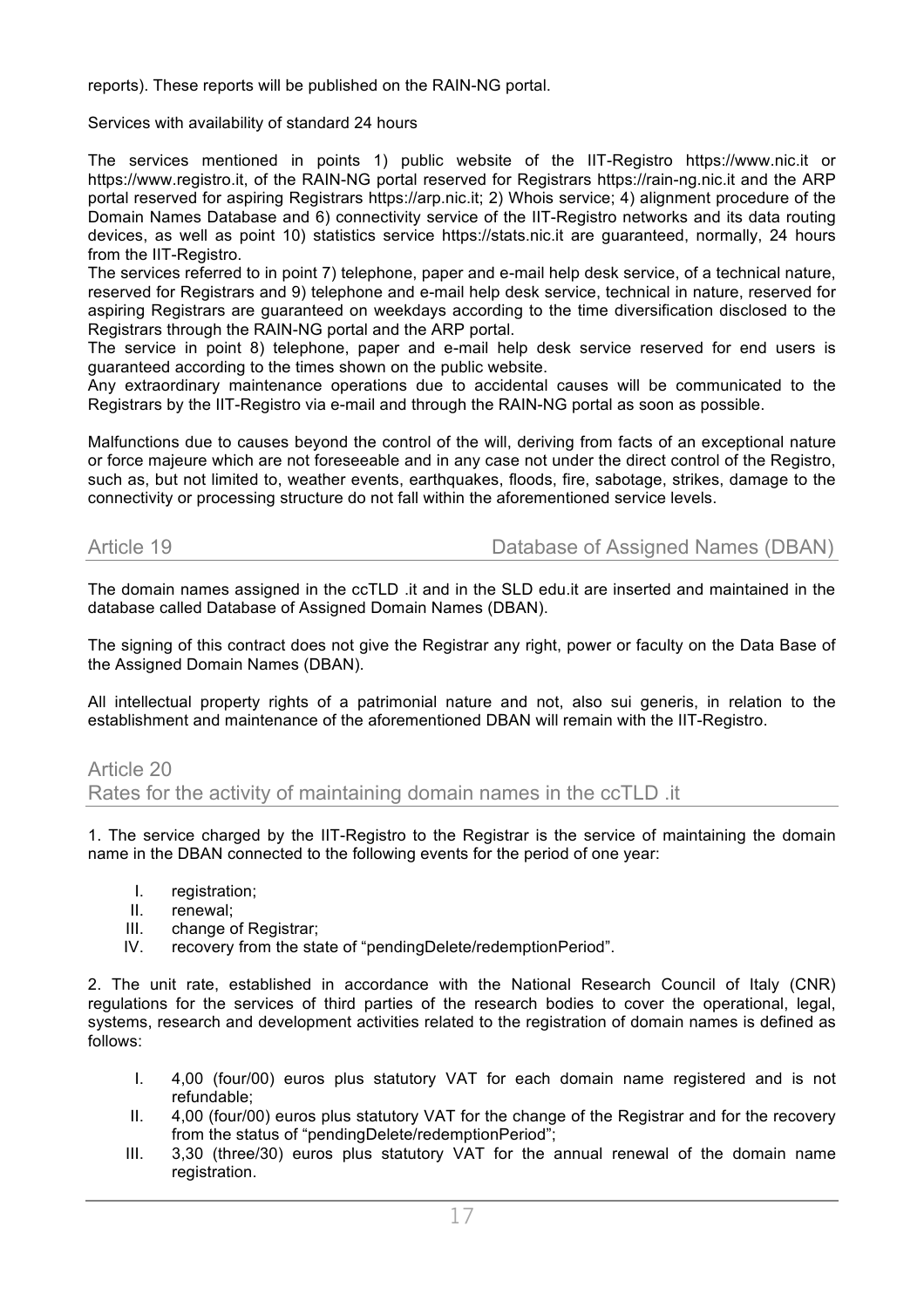reports). These reports will be published on the RAIN-NG portal.

Services with availability of standard 24 hours

The services mentioned in points 1) public website of the IIT-Registro https://www.nic.it or https://www.registro.it, of the RAIN-NG portal reserved for Registrars https://rain-ng.nic.it and the ARP portal reserved for aspiring Registrars https://arp.nic.it; 2) Whois service; 4) alignment procedure of the Domain Names Database and 6) connectivity service of the IIT-Registro networks and its data routing devices, as well as point 10) statistics service https://stats.nic.it are guaranteed, normally, 24 hours from the IIT-Registro.

The services referred to in point 7) telephone, paper and e-mail help desk service, of a technical nature, reserved for Registrars and 9) telephone and e-mail help desk service, technical in nature, reserved for aspiring Registrars are guaranteed on weekdays according to the time diversification disclosed to the Registrars through the RAIN-NG portal and the ARP portal.

The service in point 8) telephone, paper and e-mail help desk service reserved for end users is guaranteed according to the times shown on the public website.

Any extraordinary maintenance operations due to accidental causes will be communicated to the Registrars by the IIT-Registro via e-mail and through the RAIN-NG portal as soon as possible.

Malfunctions due to causes beyond the control of the will, deriving from facts of an exceptional nature or force majeure which are not foreseeable and in any case not under the direct control of the Registro, such as, but not limited to, weather events, earthquakes, floods, fire, sabotage, strikes, damage to the connectivity or processing structure do not fall within the aforementioned service levels.

## Article 19 Database of Assigned Names (DBAN)

The domain names assigned in the ccTLD .it and in the SLD edu.it are inserted and maintained in the database called Database of Assigned Domain Names (DBAN).

The signing of this contract does not give the Registrar any right, power or faculty on the Data Base of the Assigned Domain Names (DBAN).

All intellectual property rights of a patrimonial nature and not, also sui generis, in relation to the establishment and maintenance of the aforementioned DBAN will remain with the IIT-Registro.

## Article 20
## Rates for the activity of maintaining domain names in the ccTLD .it

1. The service charged by the IIT-Registro to the Registrar is the service of maintaining the domain name in the DBAN connected to the following events for the period of one year:

   I. registration;
   II. renewal;
   III. change of Registrar;
   IV. recovery from the state of "pendingDelete/redemptionPeriod".

2. The unit rate, established in accordance with the National Research Council of Italy (CNR) regulations for the services of third parties of the research bodies to cover the operational, legal, systems, research and development activities related to the registration of domain names is defined as follows:

   I. 4,00 (four/00) euros plus statutory VAT for each domain name registered and is not refundable;
   II. 4,00 (four/00) euros plus statutory VAT for the change of the Registrar and for the recovery from the status of "pendingDelete/redemptionPeriod";
   III. 3,30 (three/30) euros plus statutory VAT for the annual renewal of the domain name registration.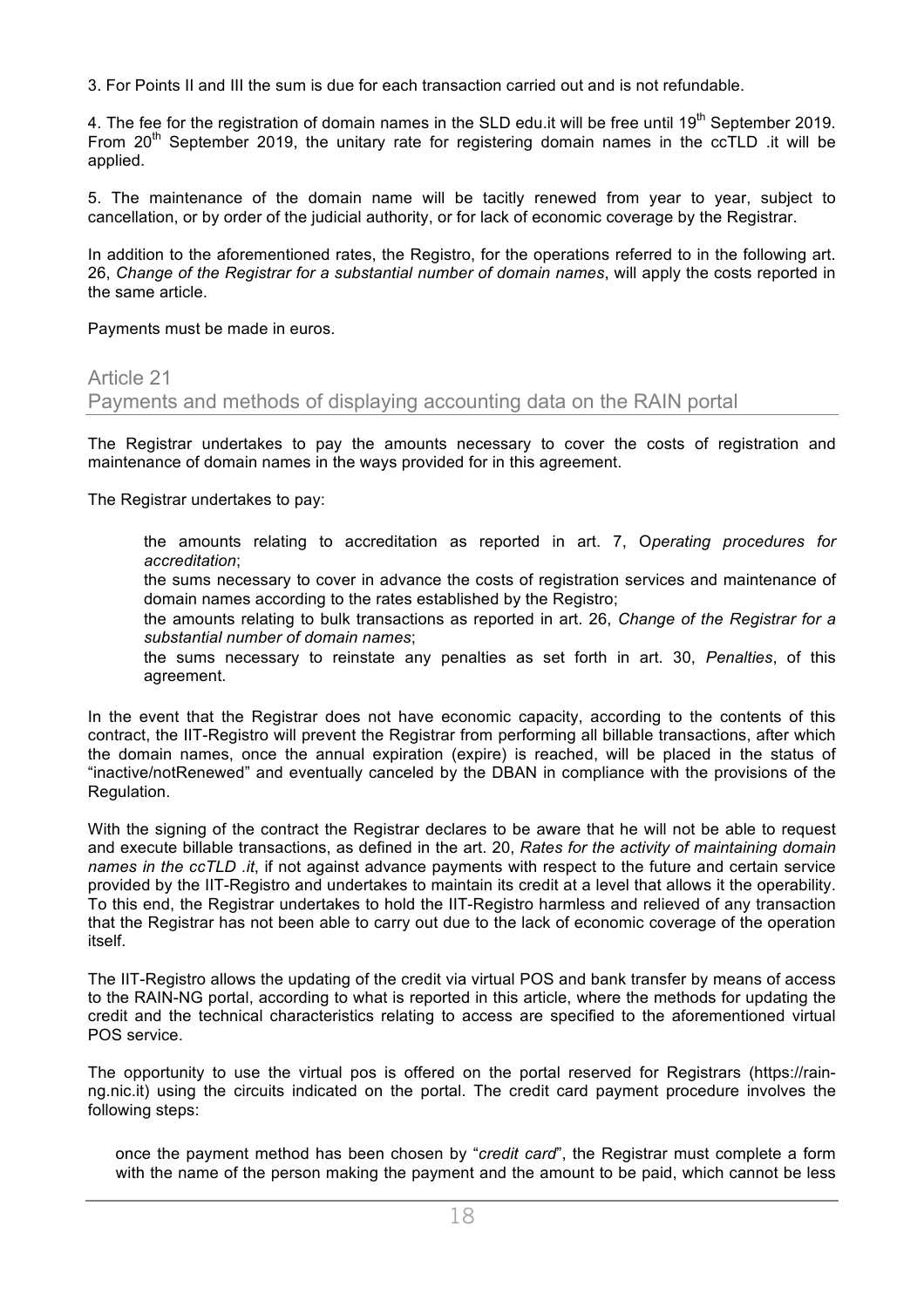3. For Points II and III the sum is due for each transaction carried out and is not refundable.

4. The fee for the registration of domain names in the SLD edu.it will be free until 19th September 2019. From 20th September 2019, the unitary rate for registering domain names in the ccTLD .it will be applied.

5. The maintenance of the domain name will be tacitly renewed from year to year, subject to cancellation, or by order of the judicial authority, or for lack of economic coverage by the Registrar.

In addition to the aforementioned rates, the Registro, for the operations referred to in the following art. 26, *Change of the Registrar for a substantial number of domain names*, will apply the costs reported in the same article.

Payments must be made in euros.

## Article 21
## Payments and methods of displaying accounting data on the RAIN portal

The Registrar undertakes to pay the amounts necessary to cover the costs of registration and maintenance of domain names in the ways provided for in this agreement.

The Registrar undertakes to pay:

- the amounts relating to accreditation as reported in art. 7, O*perating procedures for accreditation*;
- the sums necessary to cover in advance the costs of registration services and maintenance of domain names according to the rates established by the Registro;
- the amounts relating to bulk transactions as reported in art. 26, *Change of the Registrar for a substantial number of domain names*;
- the sums necessary to reinstate any penalties as set forth in art. 30, *Penalties*, of this agreement.

In the event that the Registrar does not have economic capacity, according to the contents of this contract, the IIT-Registro will prevent the Registrar from performing all billable transactions, after which the domain names, once the annual expiration (expire) is reached, will be placed in the status of "inactive/notRenewed" and eventually canceled by the DBAN in compliance with the provisions of the Regulation.

With the signing of the contract the Registrar declares to be aware that he will not be able to request and execute billable transactions, as defined in the art. 20, *Rates for the activity of maintaining domain names in the ccTLD .it*, if not against advance payments with respect to the future and certain service provided by the IIT-Registro and undertakes to maintain its credit at a level that allows it the operability. To this end, the Registrar undertakes to hold the IIT-Registro harmless and relieved of any transaction that the Registrar has not been able to carry out due to the lack of economic coverage of the operation itself.

The IIT-Registro allows the updating of the credit via virtual POS and bank transfer by means of access to the RAIN-NG portal, according to what is reported in this article, where the methods for updating the credit and the technical characteristics relating to access are specified to the aforementioned virtual POS service.

The opportunity to use the virtual pos is offered on the portal reserved for Registrars (https://rain-ng.nic.it) using the circuits indicated on the portal. The credit card payment procedure involves the following steps:

- once the payment method has been chosen by "*credit card*", the Registrar must complete a form with the name of the person making the payment and the amount to be paid, which cannot be less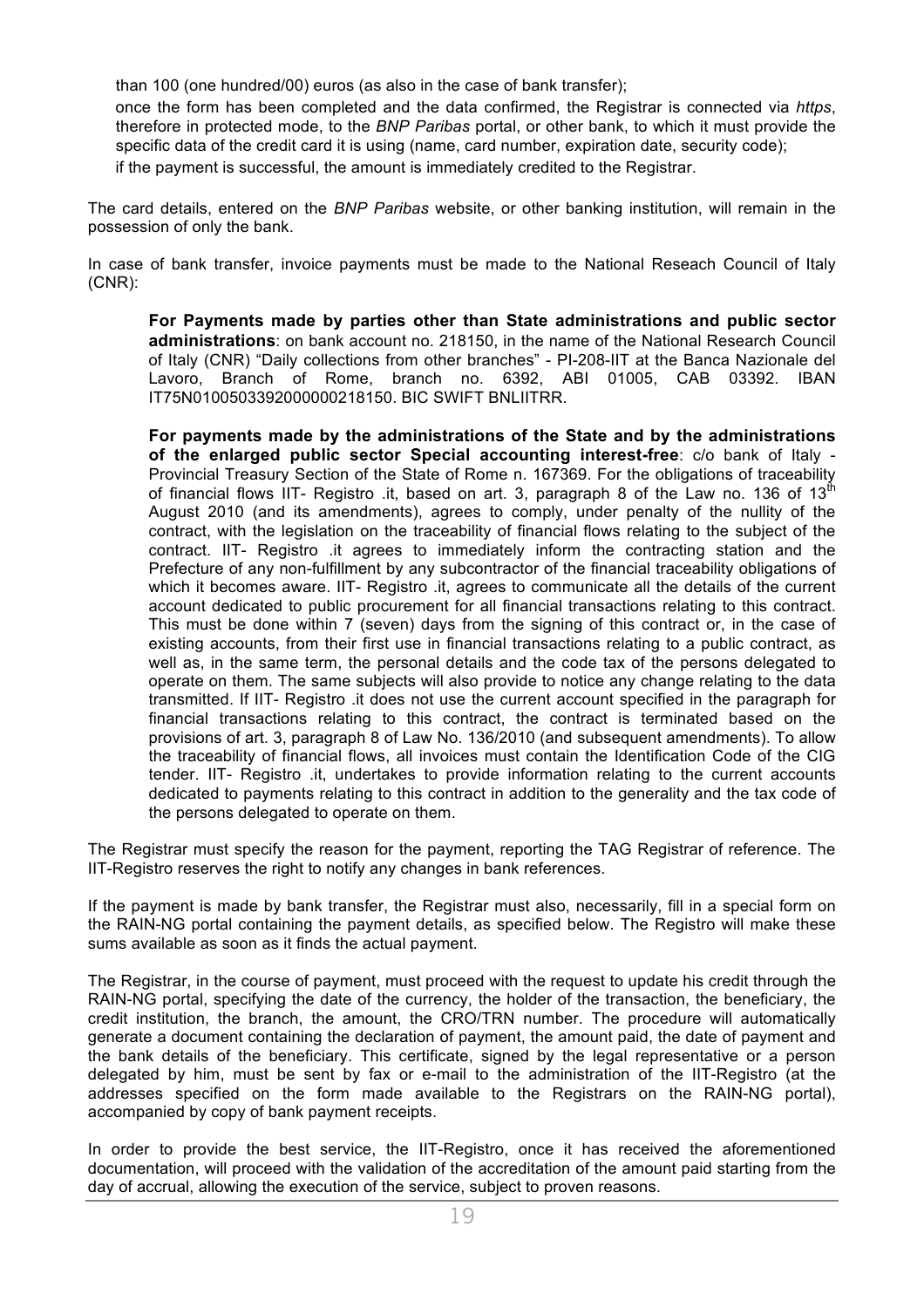than 100 (one hundred/00) euros (as also in the case of bank transfer);

once the form has been completed and the data confirmed, the Registrar is connected via *https*, therefore in protected mode, to the *BNP Paribas* portal, or other bank, to which it must provide the specific data of the credit card it is using (name, card number, expiration date, security code);

if the payment is successful, the amount is immediately credited to the Registrar.

The card details, entered on the *BNP Paribas* website, or other banking institution, will remain in the possession of only the bank.

In case of bank transfer, invoice payments must be made to the National Reseach Council of Italy (CNR):

> **For Payments made by parties other than State administrations and public sector administrations**: on bank account no. 218150, in the name of the National Research Council of Italy (CNR) "Daily collections from other branches" - PI-208-IIT at the Banca Nazionale del Lavoro, Branch of Rome, branch no. 6392, ABI 01005, CAB 03392. IBAN IT75N0100503392000000218150. BIC SWIFT BNLIITRR.
>
> **For payments made by the administrations of the State and by the administrations of the enlarged public sector Special accounting interest-free**: c/o bank of Italy - Provincial Treasury Section of the State of Rome n. 167369. For the obligations of traceability of financial flows IIT- Registro .it, based on art. 3, paragraph 8 of the Law no. 136 of 13th August 2010 (and its amendments), agrees to comply, under penalty of the nullity of the contract, with the legislation on the traceability of financial flows relating to the subject of the contract. IIT- Registro .it agrees to immediately inform the contracting station and the Prefecture of any non-fulfillment by any subcontractor of the financial traceability obligations of which it becomes aware. IIT- Registro .it, agrees to communicate all the details of the current account dedicated to public procurement for all financial transactions relating to this contract. This must be done within 7 (seven) days from the signing of this contract or, in the case of existing accounts, from their first use in financial transactions relating to a public contract, as well as, in the same term, the personal details and the code tax of the persons delegated to operate on them. The same subjects will also provide to notice any change relating to the data transmitted. If IIT- Registro .it does not use the current account specified in the paragraph for financial transactions relating to this contract, the contract is terminated based on the provisions of art. 3, paragraph 8 of Law No. 136/2010 (and subsequent amendments). To allow the traceability of financial flows, all invoices must contain the Identification Code of the CIG tender. IIT- Registro .it, undertakes to provide information relating to the current accounts dedicated to payments relating to this contract in addition to the generality and the tax code of the persons delegated to operate on them.

The Registrar must specify the reason for the payment, reporting the TAG Registrar of reference. The IIT-Registro reserves the right to notify any changes in bank references.

If the payment is made by bank transfer, the Registrar must also, necessarily, fill in a special form on the RAIN-NG portal containing the payment details, as specified below. The Registro will make these sums available as soon as it finds the actual payment.

The Registrar, in the course of payment, must proceed with the request to update his credit through the RAIN-NG portal, specifying the date of the currency, the holder of the transaction, the beneficiary, the credit institution, the branch, the amount, the CRO/TRN number. The procedure will automatically generate a document containing the declaration of payment, the amount paid, the date of payment and the bank details of the beneficiary. This certificate, signed by the legal representative or a person delegated by him, must be sent by fax or e-mail to the administration of the IIT-Registro (at the addresses specified on the form made available to the Registrars on the RAIN-NG portal), accompanied by copy of bank payment receipts.

In order to provide the best service, the IIT-Registro, once it has received the aforementioned documentation, will proceed with the validation of the accreditation of the amount paid starting from the day of accrual, allowing the execution of the service, subject to proven reasons.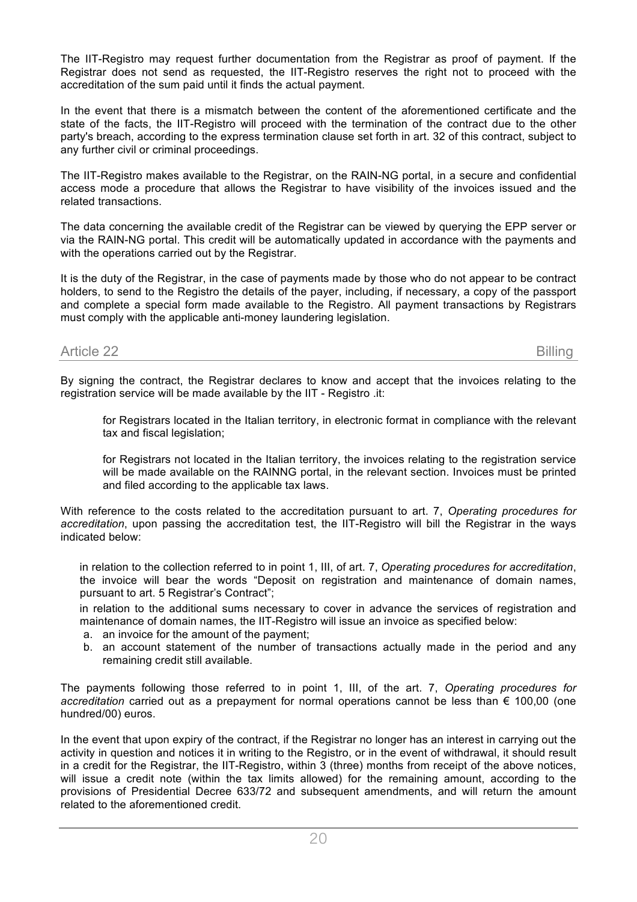The IIT-Registro may request further documentation from the Registrar as proof of payment. If the Registrar does not send as requested, the IIT-Registro reserves the right not to proceed with the accreditation of the sum paid until it finds the actual payment.

In the event that there is a mismatch between the content of the aforementioned certificate and the state of the facts, the IIT-Registro will proceed with the termination of the contract due to the other party's breach, according to the express termination clause set forth in art. 32 of this contract, subject to any further civil or criminal proceedings.

The IIT-Registro makes available to the Registrar, on the RAIN-NG portal, in a secure and confidential access mode a procedure that allows the Registrar to have visibility of the invoices issued and the related transactions.

The data concerning the available credit of the Registrar can be viewed by querying the EPP server or via the RAIN-NG portal. This credit will be automatically updated in accordance with the payments and with the operations carried out by the Registrar.

It is the duty of the Registrar, in the case of payments made by those who do not appear to be contract holders, to send to the Registro the details of the payer, including, if necessary, a copy of the passport and complete a special form made available to the Registro. All payment transactions by Registrars must comply with the applicable anti-money laundering legislation.

## Article 22 Billing

By signing the contract, the Registrar declares to know and accept that the invoices relating to the registration service will be made available by the IIT - Registro .it:

for Registrars located in the Italian territory, in electronic format in compliance with the relevant tax and fiscal legislation;

for Registrars not located in the Italian territory, the invoices relating to the registration service will be made available on the RAINNG portal, in the relevant section. Invoices must be printed and filed according to the applicable tax laws.

With reference to the costs related to the accreditation pursuant to art. 7, *Operating procedures for accreditation*, upon passing the accreditation test, the IIT-Registro will bill the Registrar in the ways indicated below:

in relation to the collection referred to in point 1, III, of art. 7, *Operating procedures for accreditation*, the invoice will bear the words "Deposit on registration and maintenance of domain names, pursuant to art. 5 Registrar's Contract";

in relation to the additional sums necessary to cover in advance the services of registration and maintenance of domain names, the IIT-Registro will issue an invoice as specified below:

a. an invoice for the amount of the payment;
b. an account statement of the number of transactions actually made in the period and any remaining credit still available.

The payments following those referred to in point 1, III, of the art. 7, *Operating procedures for accreditation* carried out as a prepayment for normal operations cannot be less than € 100,00 (one hundred/00) euros.

In the event that upon expiry of the contract, if the Registrar no longer has an interest in carrying out the activity in question and notices it in writing to the Registro, or in the event of withdrawal, it should result in a credit for the Registrar, the IIT-Registro, within 3 (three) months from receipt of the above notices, will issue a credit note (within the tax limits allowed) for the remaining amount, according to the provisions of Presidential Decree 633/72 and subsequent amendments, and will return the amount related to the aforementioned credit.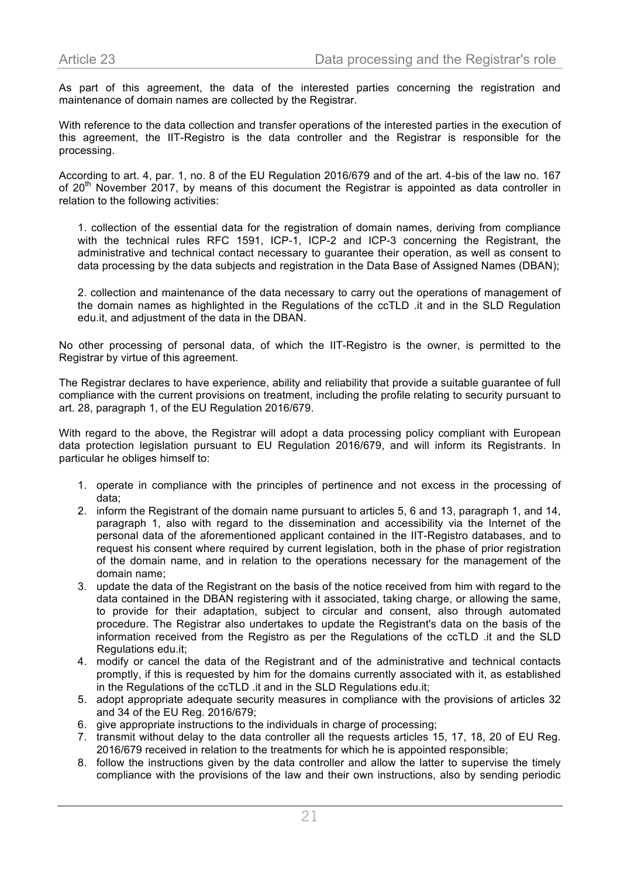## Article 23 Data processing and the Registrar's role

As part of this agreement, the data of the interested parties concerning the registration and maintenance of domain names are collected by the Registrar.

With reference to the data collection and transfer operations of the interested parties in the execution of this agreement, the IIT-Registro is the data controller and the Registrar is responsible for the processing.

According to art. 4, par. 1, no. 8 of the EU Regulation 2016/679 and of the art. 4-bis of the law no. 167 of 20th November 2017, by means of this document the Registrar is appointed as data controller in relation to the following activities:

1. collection of the essential data for the registration of domain names, deriving from compliance with the technical rules RFC 1591, ICP-1, ICP-2 and ICP-3 concerning the Registrant, the administrative and technical contact necessary to guarantee their operation, as well as consent to data processing by the data subjects and registration in the Data Base of Assigned Names (DBAN);

2. collection and maintenance of the data necessary to carry out the operations of management of the domain names as highlighted in the Regulations of the ccTLD .it and in the SLD Regulation edu.it, and adjustment of the data in the DBAN.

No other processing of personal data, of which the IIT-Registro is the owner, is permitted to the Registrar by virtue of this agreement.

The Registrar declares to have experience, ability and reliability that provide a suitable guarantee of full compliance with the current provisions on treatment, including the profile relating to security pursuant to art. 28, paragraph 1, of the EU Regulation 2016/679.

With regard to the above, the Registrar will adopt a data processing policy compliant with European data protection legislation pursuant to EU Regulation 2016/679, and will inform its Registrants. In particular he obliges himself to:

1. operate in compliance with the principles of pertinence and not excess in the processing of data;
2. inform the Registrant of the domain name pursuant to articles 5, 6 and 13, paragraph 1, and 14, paragraph 1, also with regard to the dissemination and accessibility via the Internet of the personal data of the aforementioned applicant contained in the IIT-Registro databases, and to request his consent where required by current legislation, both in the phase of prior registration of the domain name, and in relation to the operations necessary for the management of the domain name;
3. update the data of the Registrant on the basis of the notice received from him with regard to the data contained in the DBAN registering with it associated, taking charge, or allowing the same, to provide for their adaptation, subject to circular and consent, also through automated procedure. The Registrar also undertakes to update the Registrant's data on the basis of the information received from the Registro as per the Regulations of the ccTLD .it and the SLD Regulations edu.it;
4. modify or cancel the data of the Registrant and of the administrative and technical contacts promptly, if this is requested by him for the domains currently associated with it, as established in the Regulations of the ccTLD .it and in the SLD Regulations edu.it;
5. adopt appropriate adequate security measures in compliance with the provisions of articles 32 and 34 of the EU Reg. 2016/679;
6. give appropriate instructions to the individuals in charge of processing;
7. transmit without delay to the data controller all the requests articles 15, 17, 18, 20 of EU Reg. 2016/679 received in relation to the treatments for which he is appointed responsible;
8. follow the instructions given by the data controller and allow the latter to supervise the timely compliance with the provisions of the law and their own instructions, also by sending periodic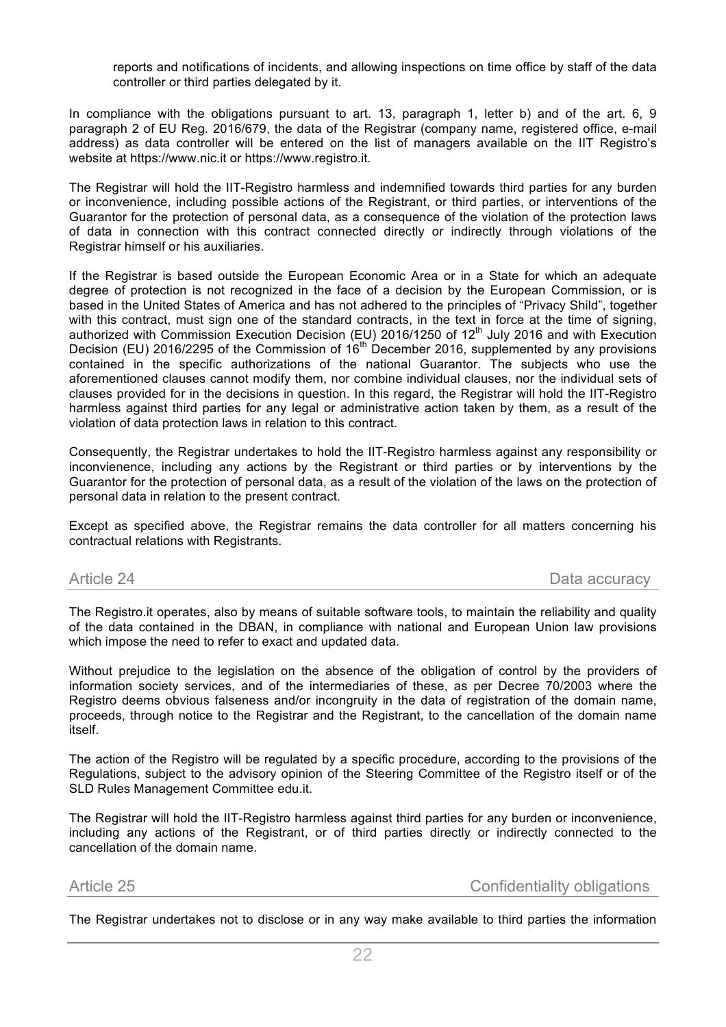reports and notifications of incidents, and allowing inspections on time office by staff of the data controller or third parties delegated by it.

In compliance with the obligations pursuant to art. 13, paragraph 1, letter b) and of the art. 6, 9 paragraph 2 of EU Reg. 2016/679, the data of the Registrar (company name, registered office, e-mail address) as data controller will be entered on the list of managers available on the IIT Registro's website at https://www.nic.it or https://www.registro.it.

The Registrar will hold the IIT-Registro harmless and indemnified towards third parties for any burden or inconvenience, including possible actions of the Registrant, or third parties, or interventions of the Guarantor for the protection of personal data, as a consequence of the violation of the protection laws of data in connection with this contract connected directly or indirectly through violations of the Registrar himself or his auxiliaries.

If the Registrar is based outside the European Economic Area or in a State for which an adequate degree of protection is not recognized in the face of a decision by the European Commission, or is based in the United States of America and has not adhered to the principles of "Privacy Shild", together with this contract, must sign one of the standard contracts, in the text in force at the time of signing, authorized with Commission Execution Decision (EU) 2016/1250 of 12th July 2016 and with Execution Decision (EU) 2016/2295 of the Commission of 16th December 2016, supplemented by any provisions contained in the specific authorizations of the national Guarantor. The subjects who use the aforementioned clauses cannot modify them, nor combine individual clauses, nor the individual sets of clauses provided for in the decisions in question. In this regard, the Registrar will hold the IIT-Registro harmless against third parties for any legal or administrative action taken by them, as a result of the violation of data protection laws in relation to this contract.

Consequently, the Registrar undertakes to hold the IIT-Registro harmless against any responsibility or inconvienence, including any actions by the Registrant or third parties or by interventions by the Guarantor for the protection of personal data, as a result of the violation of the laws on the protection of personal data in relation to the present contract.

Except as specified above, the Registrar remains the data controller for all matters concerning his contractual relations with Registrants.

## Article 24 — Data accuracy

The Registro.it operates, also by means of suitable software tools, to maintain the reliability and quality of the data contained in the DBAN, in compliance with national and European Union law provisions which impose the need to refer to exact and updated data.

Without prejudice to the legislation on the absence of the obligation of control by the providers of information society services, and of the intermediaries of these, as per Decree 70/2003 where the Registro deems obvious falseness and/or incongruity in the data of registration of the domain name, proceeds, through notice to the Registrar and the Registrant, to the cancellation of the domain name itself.

The action of the Registro will be regulated by a specific procedure, according to the provisions of the Regulations, subject to the advisory opinion of the Steering Committee of the Registro itself or of the SLD Rules Management Committee edu.it.

The Registrar will hold the IIT-Registro harmless against third parties for any burden or inconvenience, including any actions of the Registrant, or of third parties directly or indirectly connected to the cancellation of the domain name.

## Article 25 — Confidentiality obligations

The Registrar undertakes not to disclose or in any way make available to third parties the information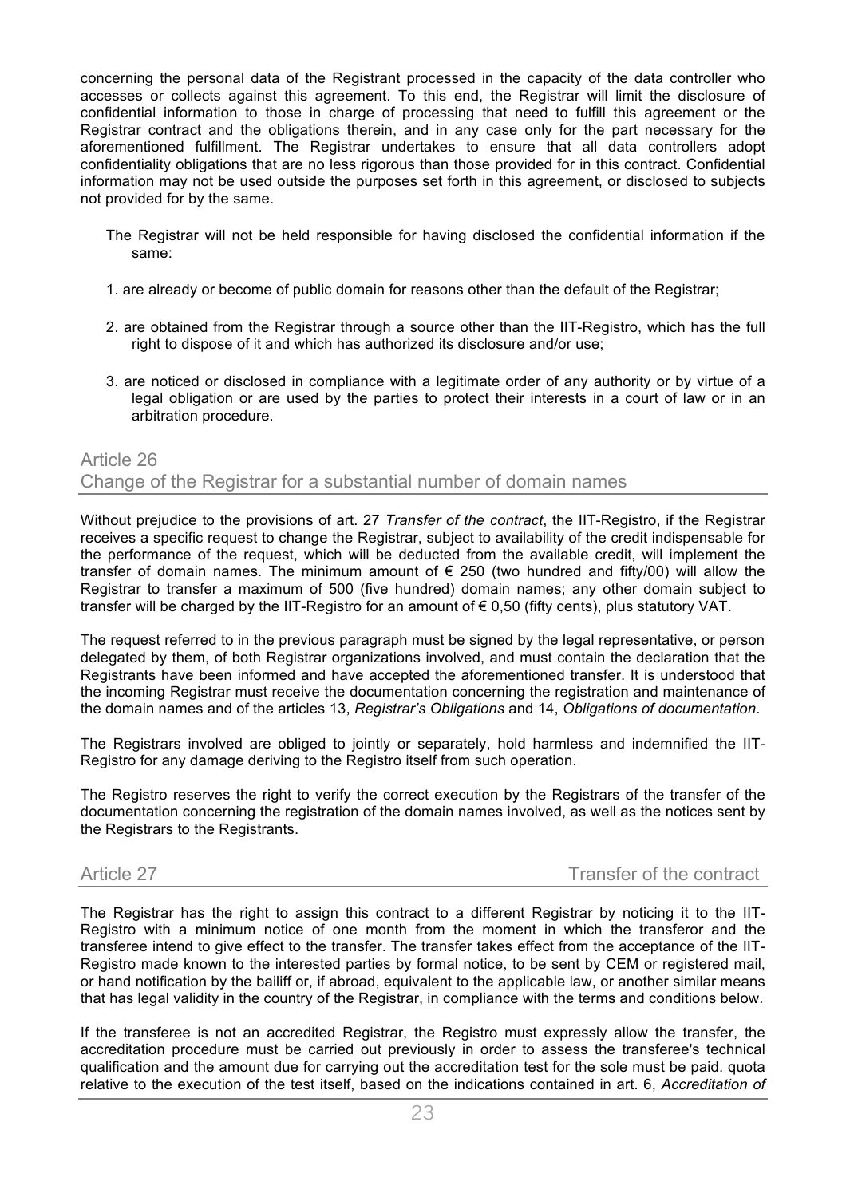concerning the personal data of the Registrant processed in the capacity of the data controller who accesses or collects against this agreement. To this end, the Registrar will limit the disclosure of confidential information to those in charge of processing that need to fulfill this agreement or the Registrar contract and the obligations therein, and in any case only for the part necessary for the aforementioned fulfillment. The Registrar undertakes to ensure that all data controllers adopt confidentiality obligations that are no less rigorous than those provided for in this contract. Confidential information may not be used outside the purposes set forth in this agreement, or disclosed to subjects not provided for by the same.

The Registrar will not be held responsible for having disclosed the confidential information if the same:

1. are already or become of public domain for reasons other than the default of the Registrar;

2. are obtained from the Registrar through a source other than the IIT-Registro, which has the full right to dispose of it and which has authorized its disclosure and/or use;

3. are noticed or disclosed in compliance with a legitimate order of any authority or by virtue of a legal obligation or are used by the parties to protect their interests in a court of law or in an arbitration procedure.

## Article 26
## Change of the Registrar for a substantial number of domain names

Without prejudice to the provisions of art. 27 *Transfer of the contract*, the IIT-Registro, if the Registrar receives a specific request to change the Registrar, subject to availability of the credit indispensable for the performance of the request, which will be deducted from the available credit, will implement the transfer of domain names. The minimum amount of € 250 (two hundred and fifty/00) will allow the Registrar to transfer a maximum of 500 (five hundred) domain names; any other domain subject to transfer will be charged by the IIT-Registro for an amount of € 0,50 (fifty cents), plus statutory VAT.

The request referred to in the previous paragraph must be signed by the legal representative, or person delegated by them, of both Registrar organizations involved, and must contain the declaration that the Registrants have been informed and have accepted the aforementioned transfer. It is understood that the incoming Registrar must receive the documentation concerning the registration and maintenance of the domain names and of the articles 13, *Registrar's Obligations* and 14, *Obligations of documentation*.

The Registrars involved are obliged to jointly or separately, hold harmless and indemnified the IIT-Registro for any damage deriving to the Registro itself from such operation.

The Registro reserves the right to verify the correct execution by the Registrars of the transfer of the documentation concerning the registration of the domain names involved, as well as the notices sent by the Registrars to the Registrants.

## Article 27 Transfer of the contract

The Registrar has the right to assign this contract to a different Registrar by noticing it to the IIT-Registro with a minimum notice of one month from the moment in which the transferor and the transferee intend to give effect to the transfer. The transfer takes effect from the acceptance of the IIT-Registro made known to the interested parties by formal notice, to be sent by CEM or registered mail, or hand notification by the bailiff or, if abroad, equivalent to the applicable law, or another similar means that has legal validity in the country of the Registrar, in compliance with the terms and conditions below.

If the transferee is not an accredited Registrar, the Registro must expressly allow the transfer, the accreditation procedure must be carried out previously in order to assess the transferee's technical qualification and the amount due for carrying out the accreditation test for the sole must be paid. quota relative to the execution of the test itself, based on the indications contained in art. 6, *Accreditation of*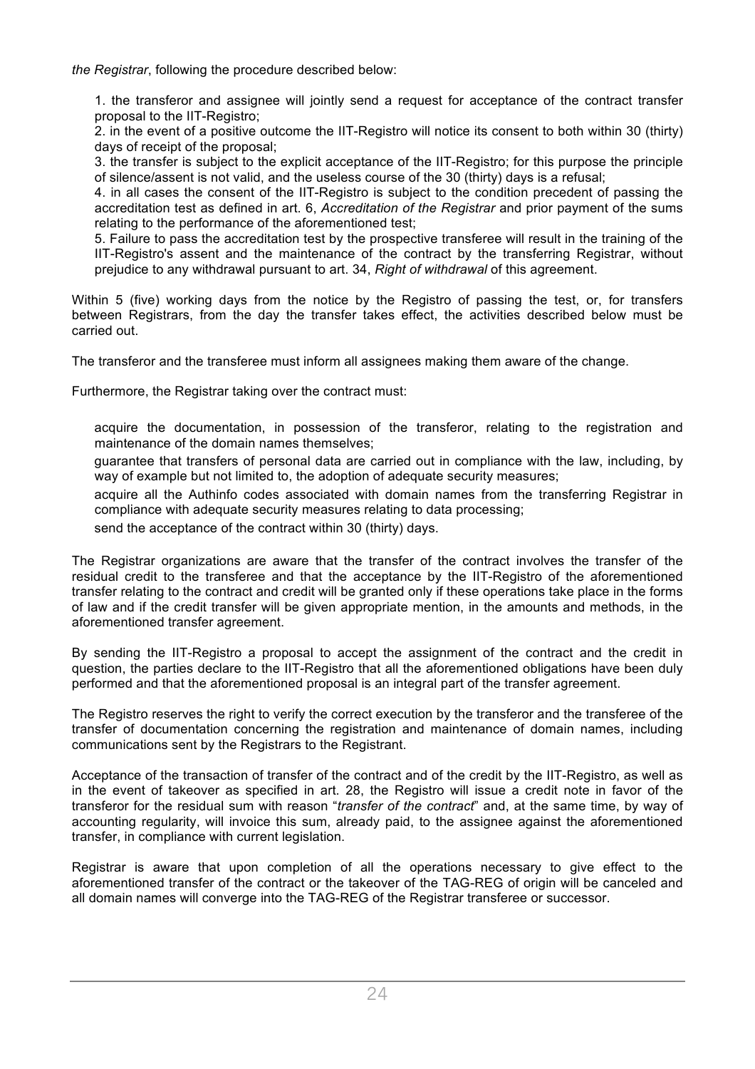*the Registrar*, following the procedure described below:

1. the transferor and assignee will jointly send a request for acceptance of the contract transfer proposal to the IIT-Registro;
2. in the event of a positive outcome the IIT-Registro will notice its consent to both within 30 (thirty) days of receipt of the proposal;
3. the transfer is subject to the explicit acceptance of the IIT-Registro; for this purpose the principle of silence/assent is not valid, and the useless course of the 30 (thirty) days is a refusal;
4. in all cases the consent of the IIT-Registro is subject to the condition precedent of passing the accreditation test as defined in art. 6, *Accreditation of the Registrar* and prior payment of the sums relating to the performance of the aforementioned test;
5. Failure to pass the accreditation test by the prospective transferee will result in the training of the IIT-Registro's assent and the maintenance of the contract by the transferring Registrar, without prejudice to any withdrawal pursuant to art. 34, *Right of withdrawal* of this agreement.

Within 5 (five) working days from the notice by the Registro of passing the test, or, for transfers between Registrars, from the day the transfer takes effect, the activities described below must be carried out.

The transferor and the transferee must inform all assignees making them aware of the change.

Furthermore, the Registrar taking over the contract must:

- acquire the documentation, in possession of the transferor, relating to the registration and maintenance of the domain names themselves;
- guarantee that transfers of personal data are carried out in compliance with the law, including, by way of example but not limited to, the adoption of adequate security measures;
- acquire all the Authinfo codes associated with domain names from the transferring Registrar in compliance with adequate security measures relating to data processing;
- send the acceptance of the contract within 30 (thirty) days.

The Registrar organizations are aware that the transfer of the contract involves the transfer of the residual credit to the transferee and that the acceptance by the IIT-Registro of the aforementioned transfer relating to the contract and credit will be granted only if these operations take place in the forms of law and if the credit transfer will be given appropriate mention, in the amounts and methods, in the aforementioned transfer agreement.

By sending the IIT-Registro a proposal to accept the assignment of the contract and the credit in question, the parties declare to the IIT-Registro that all the aforementioned obligations have been duly performed and that the aforementioned proposal is an integral part of the transfer agreement.

The Registro reserves the right to verify the correct execution by the transferor and the transferee of the transfer of documentation concerning the registration and maintenance of domain names, including communications sent by the Registrars to the Registrant.

Acceptance of the transaction of transfer of the contract and of the credit by the IIT-Registro, as well as in the event of takeover as specified in art. 28, the Registro will issue a credit note in favor of the transferor for the residual sum with reason "*transfer of the contract*" and, at the same time, by way of accounting regularity, will invoice this sum, already paid, to the assignee against the aforementioned transfer, in compliance with current legislation.

Registrar is aware that upon completion of all the operations necessary to give effect to the aforementioned transfer of the contract or the takeover of the TAG-REG of origin will be canceled and all domain names will converge into the TAG-REG of the Registrar transferee or successor.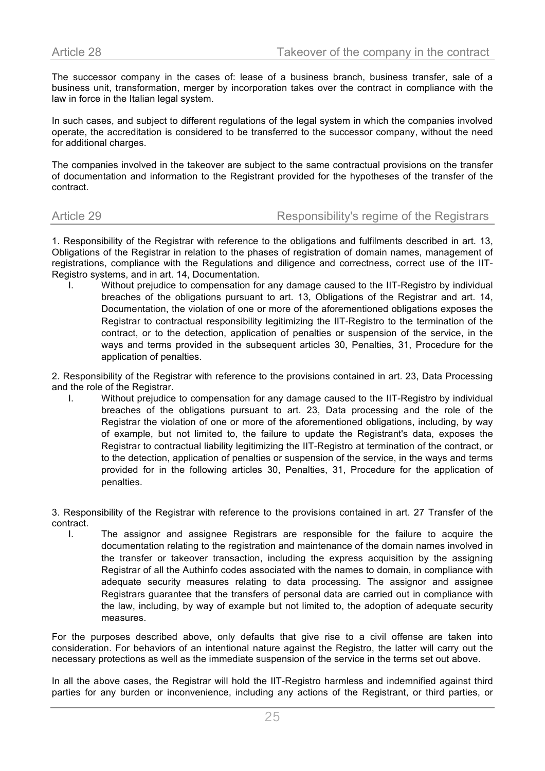## Article 28 — Takeover of the company in the contract

The successor company in the cases of: lease of a business branch, business transfer, sale of a business unit, transformation, merger by incorporation takes over the contract in compliance with the law in force in the Italian legal system.

In such cases, and subject to different regulations of the legal system in which the companies involved operate, the accreditation is considered to be transferred to the successor company, without the need for additional charges.

The companies involved in the takeover are subject to the same contractual provisions on the transfer of documentation and information to the Registrant provided for the hypotheses of the transfer of the contract.

## Article 29 — Responsibility's regime of the Registrars

1. Responsibility of the Registrar with reference to the obligations and fulfilments described in art. 13, Obligations of the Registrar in relation to the phases of registration of domain names, management of registrations, compliance with the Regulations and diligence and correctness, correct use of the IIT-Registro systems, and in art. 14, Documentation.
   I. Without prejudice to compensation for any damage caused to the IIT-Registro by individual breaches of the obligations pursuant to art. 13, Obligations of the Registrar and art. 14, Documentation, the violation of one or more of the aforementioned obligations exposes the Registrar to contractual responsibility legitimizing the IIT-Registro to the termination of the contract, or to the detection, application of penalties or suspension of the service, in the ways and terms provided in the subsequent articles 30, Penalties, 31, Procedure for the application of penalties.

2. Responsibility of the Registrar with reference to the provisions contained in art. 23, Data Processing and the role of the Registrar.
   I. Without prejudice to compensation for any damage caused to the IIT-Registro by individual breaches of the obligations pursuant to art. 23, Data processing and the role of the Registrar the violation of one or more of the aforementioned obligations, including, by way of example, but not limited to, the failure to update the Registrant's data, exposes the Registrar to contractual liability legitimizing the IIT-Registro at termination of the contract, or to the detection, application of penalties or suspension of the service, in the ways and terms provided for in the following articles 30, Penalties, 31, Procedure for the application of penalties.

3. Responsibility of the Registrar with reference to the provisions contained in art. 27 Transfer of the contract.
   I. The assignor and assignee Registrars are responsible for the failure to acquire the documentation relating to the registration and maintenance of the domain names involved in the transfer or takeover transaction, including the express acquisition by the assigning Registrar of all the Authinfo codes associated with the names to domain, in compliance with adequate security measures relating to data processing. The assignor and assignee Registrars guarantee that the transfers of personal data are carried out in compliance with the law, including, by way of example but not limited to, the adoption of adequate security measures.

For the purposes described above, only defaults that give rise to a civil offense are taken into consideration. For behaviors of an intentional nature against the Registro, the latter will carry out the necessary protections as well as the immediate suspension of the service in the terms set out above.

In all the above cases, the Registrar will hold the IIT-Registro harmless and indemnified against third parties for any burden or inconvenience, including any actions of the Registrant, or third parties, or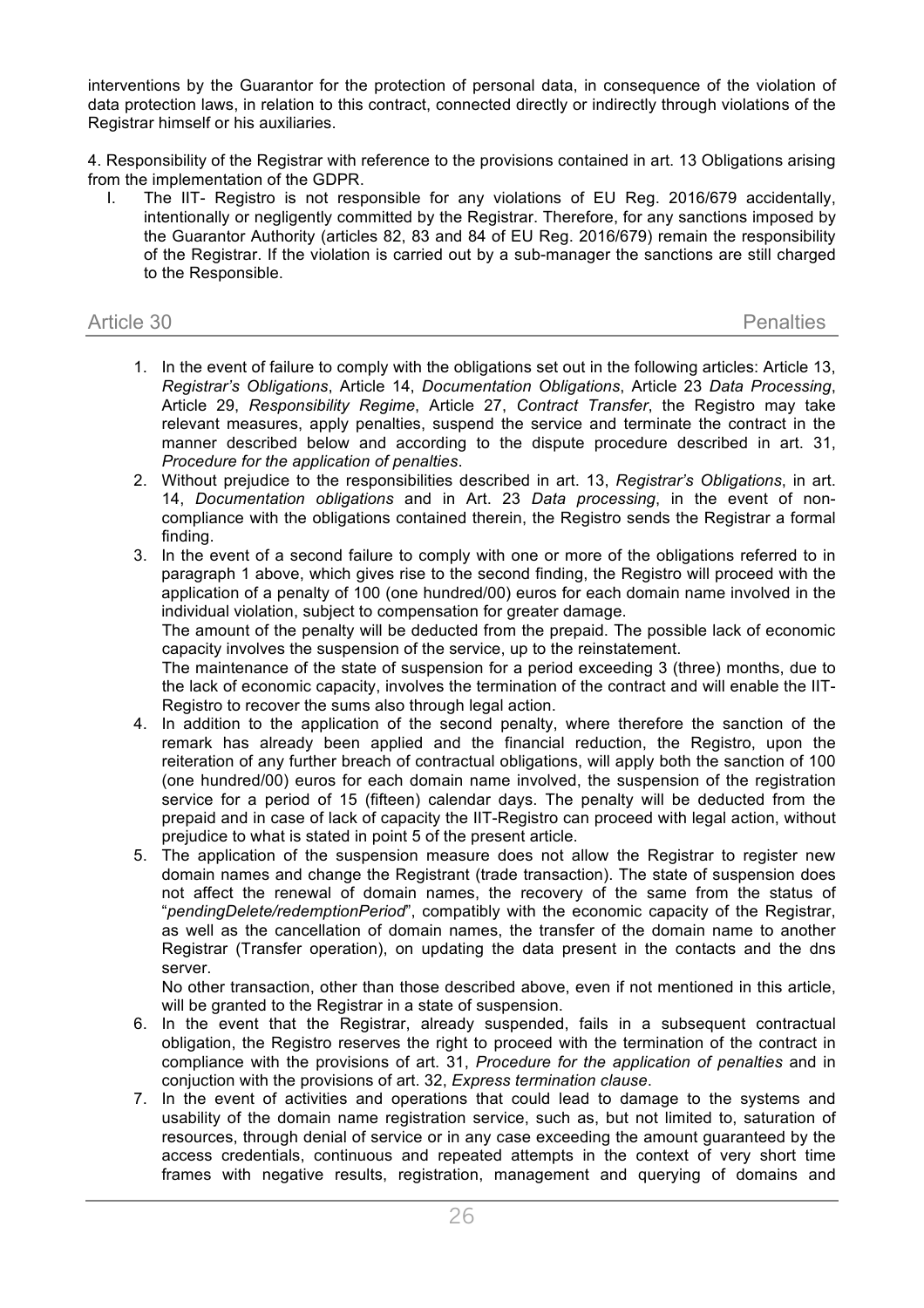interventions by the Guarantor for the protection of personal data, in consequence of the violation of data protection laws, in relation to this contract, connected directly or indirectly through violations of the Registrar himself or his auxiliaries.

4. Responsibility of the Registrar with reference to the provisions contained in art. 13 Obligations arising from the implementation of the GDPR.

I. The IIT- Registro is not responsible for any violations of EU Reg. 2016/679 accidentally, intentionally or negligently committed by the Registrar. Therefore, for any sanctions imposed by the Guarantor Authority (articles 82, 83 and 84 of EU Reg. 2016/679) remain the responsibility of the Registrar. If the violation is carried out by a sub-manager the sanctions are still charged to the Responsible.

## Article 30 Penalties

1. In the event of failure to comply with the obligations set out in the following articles: Article 13, *Registrar's Obligations*, Article 14, *Documentation Obligations*, Article 23 *Data Processing*, Article 29, *Responsibility Regime*, Article 27, *Contract Transfer*, the Registro may take relevant measures, apply penalties, suspend the service and terminate the contract in the manner described below and according to the dispute procedure described in art. 31, *Procedure for the application of penalties*.
2. Without prejudice to the responsibilities described in art. 13, *Registrar's Obligations*, in art. 14, *Documentation obligations* and in Art. 23 *Data processing*, in the event of non-compliance with the obligations contained therein, the Registro sends the Registrar a formal finding.
3. In the event of a second failure to comply with one or more of the obligations referred to in paragraph 1 above, which gives rise to the second finding, the Registro will proceed with the application of a penalty of 100 (one hundred/00) euros for each domain name involved in the individual violation, subject to compensation for greater damage.
   The amount of the penalty will be deducted from the prepaid. The possible lack of economic capacity involves the suspension of the service, up to the reinstatement.
   The maintenance of the state of suspension for a period exceeding 3 (three) months, due to the lack of economic capacity, involves the termination of the contract and will enable the IIT-Registro to recover the sums also through legal action.
4. In addition to the application of the second penalty, where therefore the sanction of the remark has already been applied and the financial reduction, the Registro, upon the reiteration of any further breach of contractual obligations, will apply both the sanction of 100 (one hundred/00) euros for each domain name involved, the suspension of the registration service for a period of 15 (fifteen) calendar days. The penalty will be deducted from the prepaid and in case of lack of capacity the IIT-Registro can proceed with legal action, without prejudice to what is stated in point 5 of the present article.
5. The application of the suspension measure does not allow the Registrar to register new domain names and change the Registrant (trade transaction). The state of suspension does not affect the renewal of domain names, the recovery of the same from the status of "*pendingDelete/redemptionPeriod*", compatibly with the economic capacity of the Registrar, as well as the cancellation of domain names, the transfer of the domain name to another Registrar (Transfer operation), on updating the data present in the contacts and the dns server.
   No other transaction, other than those described above, even if not mentioned in this article, will be granted to the Registrar in a state of suspension.
6. In the event that the Registrar, already suspended, fails in a subsequent contractual obligation, the Registro reserves the right to proceed with the termination of the contract in compliance with the provisions of art. 31, *Procedure for the application of penalties* and in conjuction with the provisions of art. 32, *Express termination clause*.
7. In the event of activities and operations that could lead to damage to the systems and usability of the domain name registration service, such as, but not limited to, saturation of resources, through denial of service or in any case exceeding the amount guaranteed by the access credentials, continuous and repeated attempts in the context of very short time frames with negative results, registration, management and querying of domains and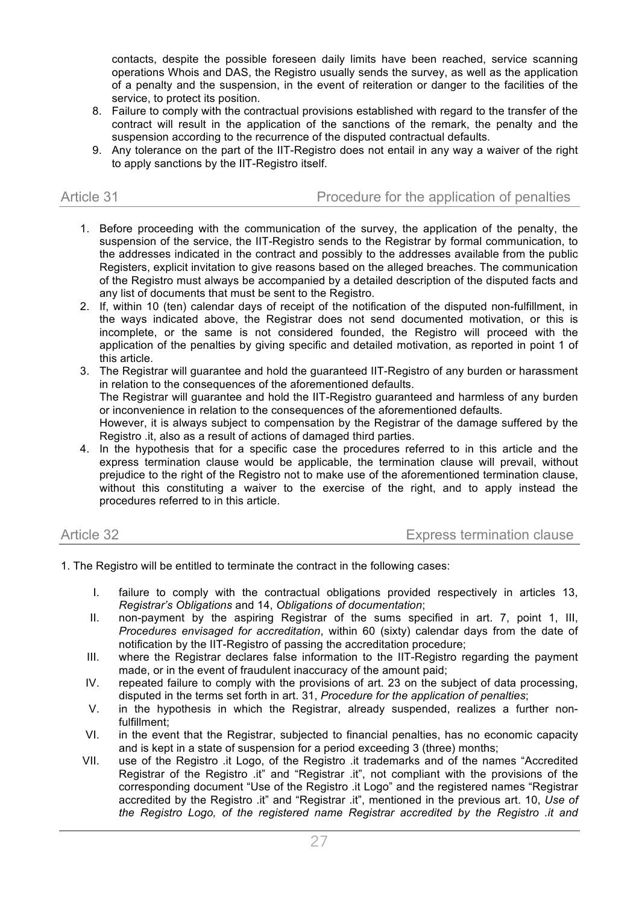contacts, despite the possible foreseen daily limits have been reached, service scanning operations Whois and DAS, the Registro usually sends the survey, as well as the application of a penalty and the suspension, in the event of reiteration or danger to the facilities of the service, to protect its position.

8. Failure to comply with the contractual provisions established with regard to the transfer of the contract will result in the application of the sanctions of the remark, the penalty and the suspension according to the recurrence of the disputed contractual defaults.
9. Any tolerance on the part of the IIT-Registro does not entail in any way a waiver of the right to apply sanctions by the IIT-Registro itself.

## Article 31 — Procedure for the application of penalties

1. Before proceeding with the communication of the survey, the application of the penalty, the suspension of the service, the IIT-Registro sends to the Registrar by formal communication, to the addresses indicated in the contract and possibly to the addresses available from the public Registers, explicit invitation to give reasons based on the alleged breaches. The communication of the Registro must always be accompanied by a detailed description of the disputed facts and any list of documents that must be sent to the Registro.
2. If, within 10 (ten) calendar days of receipt of the notification of the disputed non-fulfillment, in the ways indicated above, the Registrar does not send documented motivation, or this is incomplete, or the same is not considered founded, the Registro will proceed with the application of the penalties by giving specific and detailed motivation, as reported in point 1 of this article.
3. The Registrar will guarantee and hold the guaranteed IIT-Registro of any burden or harassment in relation to the consequences of the aforementioned defaults.
   The Registrar will guarantee and hold the IIT-Registro guaranteed and harmless of any burden or inconvenience in relation to the consequences of the aforementioned defaults.
   However, it is always subject to compensation by the Registrar of the damage suffered by the Registro .it, also as a result of actions of damaged third parties.
4. In the hypothesis that for a specific case the procedures referred to in this article and the express termination clause would be applicable, the termination clause will prevail, without prejudice to the right of the Registro not to make use of the aforementioned termination clause, without this constituting a waiver to the exercise of the right, and to apply instead the procedures referred to in this article.

## Article 32 — Express termination clause

1. The Registro will be entitled to terminate the contract in the following cases:

   I. failure to comply with the contractual obligations provided respectively in articles 13, *Registrar's Obligations* and 14, *Obligations of documentation*;
   II. non-payment by the aspiring Registrar of the sums specified in art. 7, point 1, III, *Procedures envisaged for accreditation*, within 60 (sixty) calendar days from the date of notification by the IIT-Registro of passing the accreditation procedure;
   III. where the Registrar declares false information to the IIT-Registro regarding the payment made, or in the event of fraudulent inaccuracy of the amount paid;
   IV. repeated failure to comply with the provisions of art. 23 on the subject of data processing, disputed in the terms set forth in art. 31, *Procedure for the application of penalties*;
   V. in the hypothesis in which the Registrar, already suspended, realizes a further non-fulfillment;
   VI. in the event that the Registrar, subjected to financial penalties, has no economic capacity and is kept in a state of suspension for a period exceeding 3 (three) months;
   VII. use of the Registro .it Logo, of the Registro .it trademarks and of the names "Accredited Registrar of the Registro .it" and "Registrar .it", not compliant with the provisions of the corresponding document "Use of the Registro .it Logo" and the registered names "Registrar accredited by the Registro .it" and "Registrar .it", mentioned in the previous art. 10, *Use of the Registro Logo, of the registered name Registrar accredited by the Registro .it and*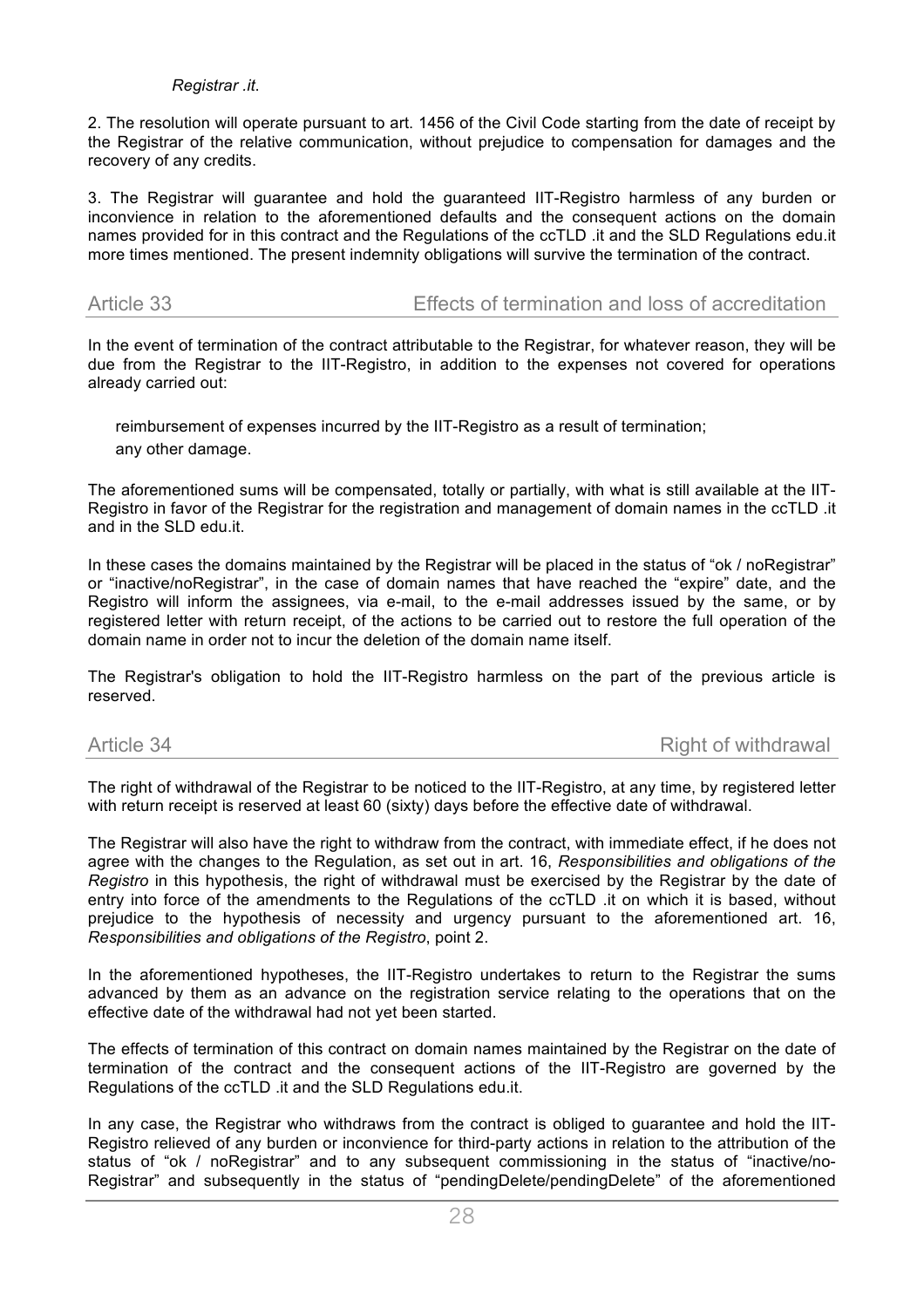*Registrar .it*.

2. The resolution will operate pursuant to art. 1456 of the Civil Code starting from the date of receipt by the Registrar of the relative communication, without prejudice to compensation for damages and the recovery of any credits.

3. The Registrar will guarantee and hold the guaranteed IIT-Registro harmless of any burden or inconvience in relation to the aforementioned defaults and the consequent actions on the domain names provided for in this contract and the Regulations of the ccTLD .it and the SLD Regulations edu.it more times mentioned. The present indemnity obligations will survive the termination of the contract.

## Article 33 Effects of termination and loss of accreditation

In the event of termination of the contract attributable to the Registrar, for whatever reason, they will be due from the Registrar to the IIT-Registro, in addition to the expenses not covered for operations already carried out:

- reimbursement of expenses incurred by the IIT-Registro as a result of termination;
- any other damage.

The aforementioned sums will be compensated, totally or partially, with what is still available at the IIT-Registro in favor of the Registrar for the registration and management of domain names in the ccTLD .it and in the SLD edu.it.

In these cases the domains maintained by the Registrar will be placed in the status of "ok / noRegistrar" or "inactive/noRegistrar", in the case of domain names that have reached the "expire" date, and the Registro will inform the assignees, via e-mail, to the e-mail addresses issued by the same, or by registered letter with return receipt, of the actions to be carried out to restore the full operation of the domain name in order not to incur the deletion of the domain name itself.

The Registrar's obligation to hold the IIT-Registro harmless on the part of the previous article is reserved.

## Article 34 Right of withdrawal

The right of withdrawal of the Registrar to be noticed to the IIT-Registro, at any time, by registered letter with return receipt is reserved at least 60 (sixty) days before the effective date of withdrawal.

The Registrar will also have the right to withdraw from the contract, with immediate effect, if he does not agree with the changes to the Regulation, as set out in art. 16, *Responsibilities and obligations of the Registro* in this hypothesis, the right of withdrawal must be exercised by the Registrar by the date of entry into force of the amendments to the Regulations of the ccTLD .it on which it is based, without prejudice to the hypothesis of necessity and urgency pursuant to the aforementioned art. 16, *Responsibilities and obligations of the Registro*, point 2.

In the aforementioned hypotheses, the IIT-Registro undertakes to return to the Registrar the sums advanced by them as an advance on the registration service relating to the operations that on the effective date of the withdrawal had not yet been started.

The effects of termination of this contract on domain names maintained by the Registrar on the date of termination of the contract and the consequent actions of the IIT-Registro are governed by the Regulations of the ccTLD .it and the SLD Regulations edu.it.

In any case, the Registrar who withdraws from the contract is obliged to guarantee and hold the IIT-Registro relieved of any burden or inconvience for third-party actions in relation to the attribution of the status of "ok / noRegistrar" and to any subsequent commissioning in the status of "inactive/no-Registrar" and subsequently in the status of "pendingDelete/pendingDelete" of the aforementioned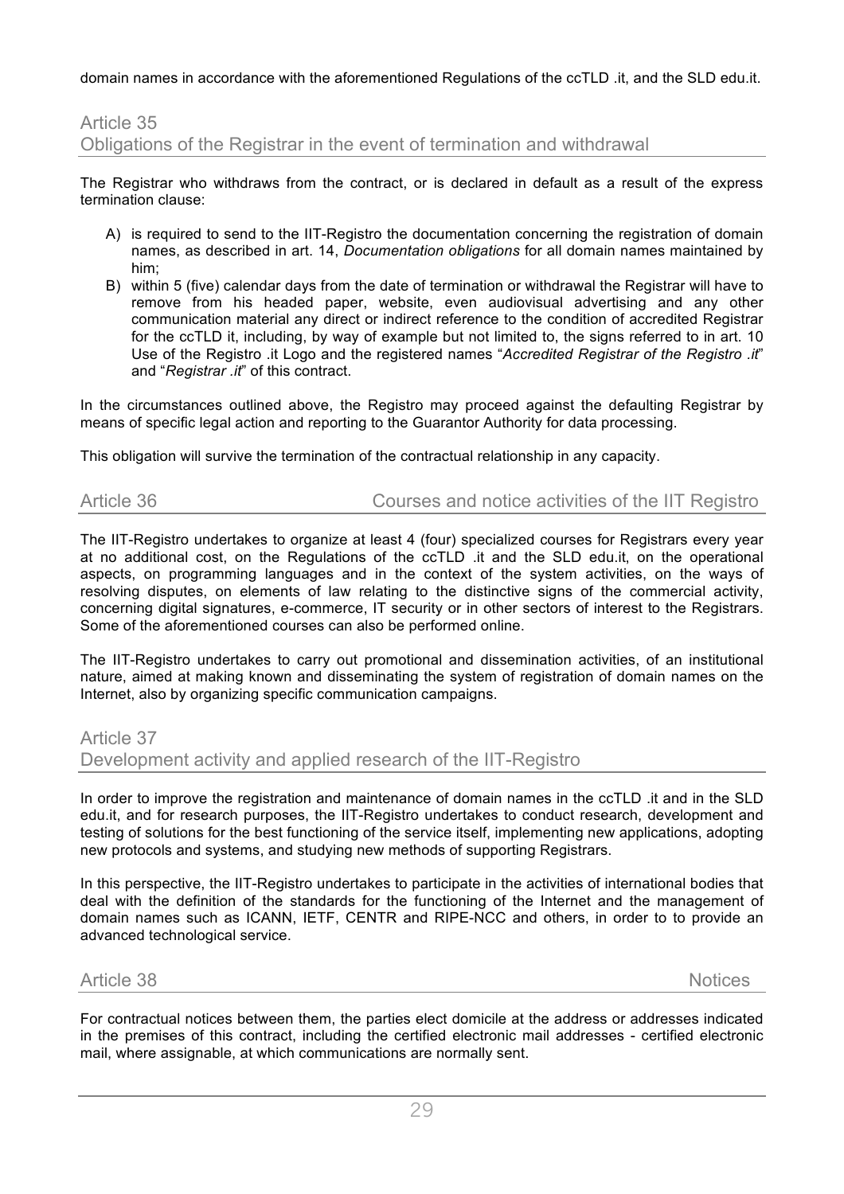domain names in accordance with the aforementioned Regulations of the ccTLD .it, and the SLD edu.it.

## Article 35
## Obligations of the Registrar in the event of termination and withdrawal

The Registrar who withdraws from the contract, or is declared in default as a result of the express termination clause:

A) is required to send to the IIT-Registro the documentation concerning the registration of domain names, as described in art. 14, *Documentation obligations* for all domain names maintained by him;
B) within 5 (five) calendar days from the date of termination or withdrawal the Registrar will have to remove from his headed paper, website, even audiovisual advertising and any other communication material any direct or indirect reference to the condition of accredited Registrar for the ccTLD it, including, by way of example but not limited to, the signs referred to in art. 10 Use of the Registro .it Logo and the registered names "*Accredited Registrar of the Registro .it*" and "*Registrar .it*" of this contract.

In the circumstances outlined above, the Registro may proceed against the defaulting Registrar by means of specific legal action and reporting to the Guarantor Authority for data processing.

This obligation will survive the termination of the contractual relationship in any capacity.

## Article 36 Courses and notice activities of the IIT Registro

The IIT-Registro undertakes to organize at least 4 (four) specialized courses for Registrars every year at no additional cost, on the Regulations of the ccTLD .it and the SLD edu.it, on the operational aspects, on programming languages and in the context of the system activities, on the ways of resolving disputes, on elements of law relating to the distinctive signs of the commercial activity, concerning digital signatures, e-commerce, IT security or in other sectors of interest to the Registrars. Some of the aforementioned courses can also be performed online.

The IIT-Registro undertakes to carry out promotional and dissemination activities, of an institutional nature, aimed at making known and disseminating the system of registration of domain names on the Internet, also by organizing specific communication campaigns.

## Article 37
## Development activity and applied research of the IIT-Registro

In order to improve the registration and maintenance of domain names in the ccTLD .it and in the SLD edu.it, and for research purposes, the IIT-Registro undertakes to conduct research, development and testing of solutions for the best functioning of the service itself, implementing new applications, adopting new protocols and systems, and studying new methods of supporting Registrars.

In this perspective, the IIT-Registro undertakes to participate in the activities of international bodies that deal with the definition of the standards for the functioning of the Internet and the management of domain names such as ICANN, IETF, CENTR and RIPE-NCC and others, in order to to provide an advanced technological service.

## Article 38 Notices

For contractual notices between them, the parties elect domicile at the address or addresses indicated in the premises of this contract, including the certified electronic mail addresses - certified electronic mail, where assignable, at which communications are normally sent.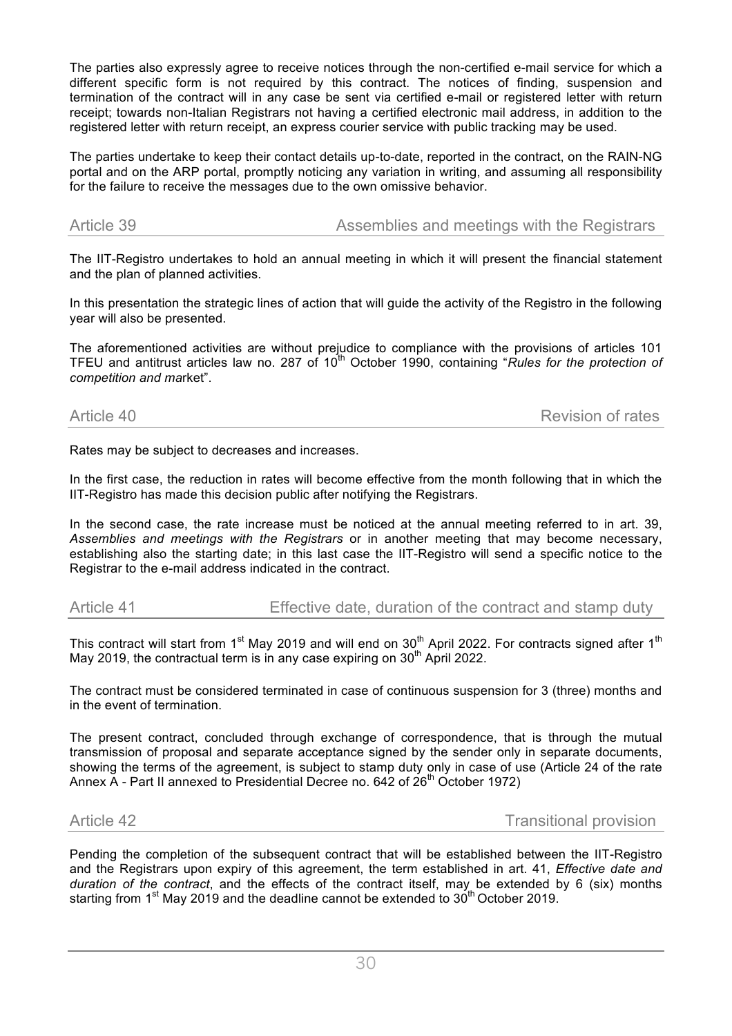The parties also expressly agree to receive notices through the non-certified e-mail service for which a different specific form is not required by this contract. The notices of finding, suspension and termination of the contract will in any case be sent via certified e-mail or registered letter with return receipt; towards non-Italian Registrars not having a certified electronic mail address, in addition to the registered letter with return receipt, an express courier service with public tracking may be used.

The parties undertake to keep their contact details up-to-date, reported in the contract, on the RAIN-NG portal and on the ARP portal, promptly noticing any variation in writing, and assuming all responsibility for the failure to receive the messages due to the own omissive behavior.

## Article 39 — Assemblies and meetings with the Registrars

The IIT-Registro undertakes to hold an annual meeting in which it will present the financial statement and the plan of planned activities.

In this presentation the strategic lines of action that will guide the activity of the Registro in the following year will also be presented.

The aforementioned activities are without prejudice to compliance with the provisions of articles 101 TFEU and antitrust articles law no. 287 of 10th October 1990, containing "*Rules for the protection of competition and ma*rket".

## Article 40 — Revision of rates

Rates may be subject to decreases and increases.

In the first case, the reduction in rates will become effective from the month following that in which the IIT-Registro has made this decision public after notifying the Registrars.

In the second case, the rate increase must be noticed at the annual meeting referred to in art. 39, *Assemblies and meetings with the Registrars* or in another meeting that may become necessary, establishing also the starting date; in this last case the IIT-Registro will send a specific notice to the Registrar to the e-mail address indicated in the contract.

## Article 41 — Effective date, duration of the contract and stamp duty

This contract will start from 1st May 2019 and will end on 30th April 2022. For contracts signed after 1th May 2019, the contractual term is in any case expiring on 30th April 2022.

The contract must be considered terminated in case of continuous suspension for 3 (three) months and in the event of termination.

The present contract, concluded through exchange of correspondence, that is through the mutual transmission of proposal and separate acceptance signed by the sender only in separate documents, showing the terms of the agreement, is subject to stamp duty only in case of use (Article 24 of the rate Annex A - Part II annexed to Presidential Decree no. 642 of 26th October 1972)

## Article 42 — Transitional provision

Pending the completion of the subsequent contract that will be established between the IIT-Registro and the Registrars upon expiry of this agreement, the term established in art. 41, *Effective date and duration of the contract*, and the effects of the contract itself, may be extended by 6 (six) months starting from 1st May 2019 and the deadline cannot be extended to 30th October 2019.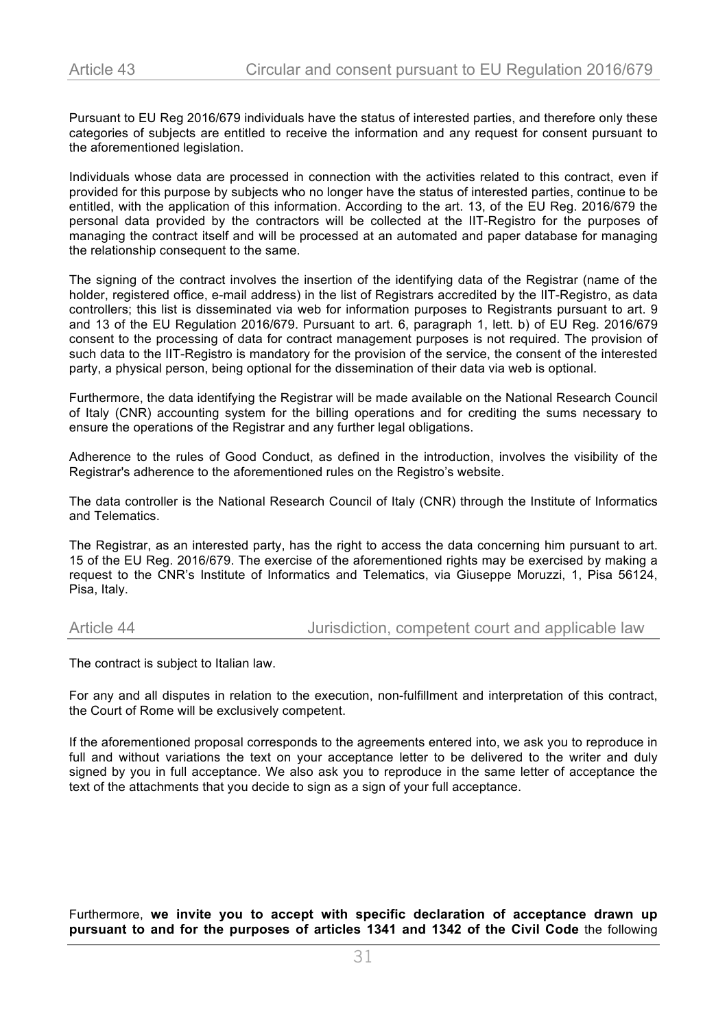## Article 43 Circular and consent pursuant to EU Regulation 2016/679

Pursuant to EU Reg 2016/679 individuals have the status of interested parties, and therefore only these categories of subjects are entitled to receive the information and any request for consent pursuant to the aforementioned legislation.

Individuals whose data are processed in connection with the activities related to this contract, even if provided for this purpose by subjects who no longer have the status of interested parties, continue to be entitled, with the application of this information. According to the art. 13, of the EU Reg. 2016/679 the personal data provided by the contractors will be collected at the IIT-Registro for the purposes of managing the contract itself and will be processed at an automated and paper database for managing the relationship consequent to the same.

The signing of the contract involves the insertion of the identifying data of the Registrar (name of the holder, registered office, e-mail address) in the list of Registrars accredited by the IIT-Registro, as data controllers; this list is disseminated via web for information purposes to Registrants pursuant to art. 9 and 13 of the EU Regulation 2016/679. Pursuant to art. 6, paragraph 1, lett. b) of EU Reg. 2016/679 consent to the processing of data for contract management purposes is not required. The provision of such data to the IIT-Registro is mandatory for the provision of the service, the consent of the interested party, a physical person, being optional for the dissemination of their data via web is optional.

Furthermore, the data identifying the Registrar will be made available on the National Research Council of Italy (CNR) accounting system for the billing operations and for crediting the sums necessary to ensure the operations of the Registrar and any further legal obligations.

Adherence to the rules of Good Conduct, as defined in the introduction, involves the visibility of the Registrar's adherence to the aforementioned rules on the Registro's website.

The data controller is the National Research Council of Italy (CNR) through the Institute of Informatics and Telematics.

The Registrar, as an interested party, has the right to access the data concerning him pursuant to art. 15 of the EU Reg. 2016/679. The exercise of the aforementioned rights may be exercised by making a request to the CNR's Institute of Informatics and Telematics, via Giuseppe Moruzzi, 1, Pisa 56124, Pisa, Italy.

## Article 44 Jurisdiction, competent court and applicable law

The contract is subject to Italian law.

For any and all disputes in relation to the execution, non-fulfillment and interpretation of this contract, the Court of Rome will be exclusively competent.

If the aforementioned proposal corresponds to the agreements entered into, we ask you to reproduce in full and without variations the text on your acceptance letter to be delivered to the writer and duly signed by you in full acceptance. We also ask you to reproduce in the same letter of acceptance the text of the attachments that you decide to sign as a sign of your full acceptance.

Furthermore, **we invite you to accept with specific declaration of acceptance drawn up pursuant to and for the purposes of articles 1341 and 1342 of the Civil Code** the following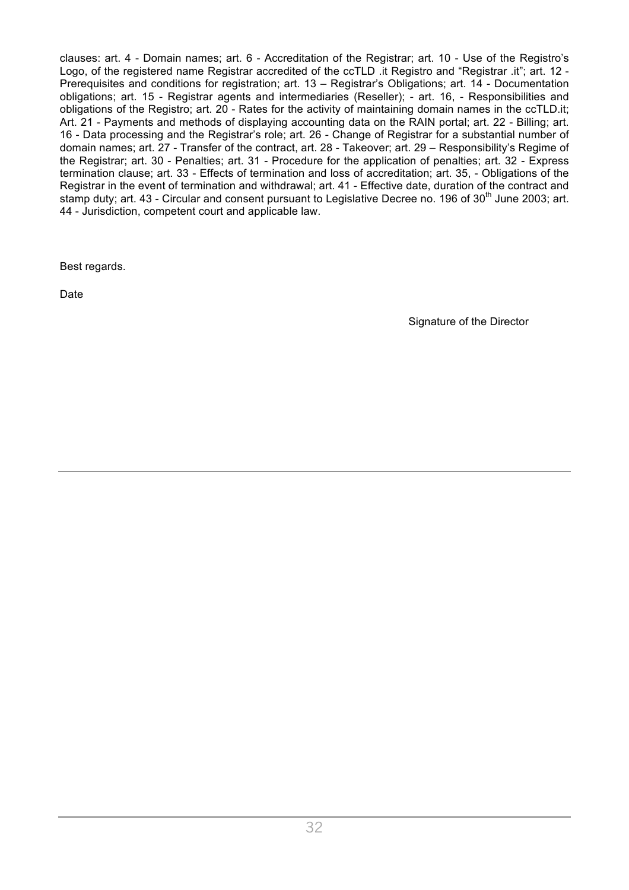clauses: art. 4 - Domain names; art. 6 - Accreditation of the Registrar; art. 10 - Use of the Registro's Logo, of the registered name Registrar accredited of the ccTLD .it Registro and "Registrar .it"; art. 12 - Prerequisites and conditions for registration; art. 13 – Registrar's Obligations; art. 14 - Documentation obligations; art. 15 - Registrar agents and intermediaries (Reseller); - art. 16, - Responsibilities and obligations of the Registro; art. 20 - Rates for the activity of maintaining domain names in the ccTLD.it; Art. 21 - Payments and methods of displaying accounting data on the RAIN portal; art. 22 - Billing; art. 16 - Data processing and the Registrar's role; art. 26 - Change of Registrar for a substantial number of domain names; art. 27 - Transfer of the contract, art. 28 - Takeover; art. 29 – Responsibility's Regime of the Registrar; art. 30 - Penalties; art. 31 - Procedure for the application of penalties; art. 32 - Express termination clause; art. 33 - Effects of termination and loss of accreditation; art. 35, - Obligations of the Registrar in the event of termination and withdrawal; art. 41 - Effective date, duration of the contract and stamp duty; art. 43 - Circular and consent pursuant to Legislative Decree no. 196 of 30th June 2003; art. 44 - Jurisdiction, competent court and applicable law.

Best regards.

Date

Signature of the Director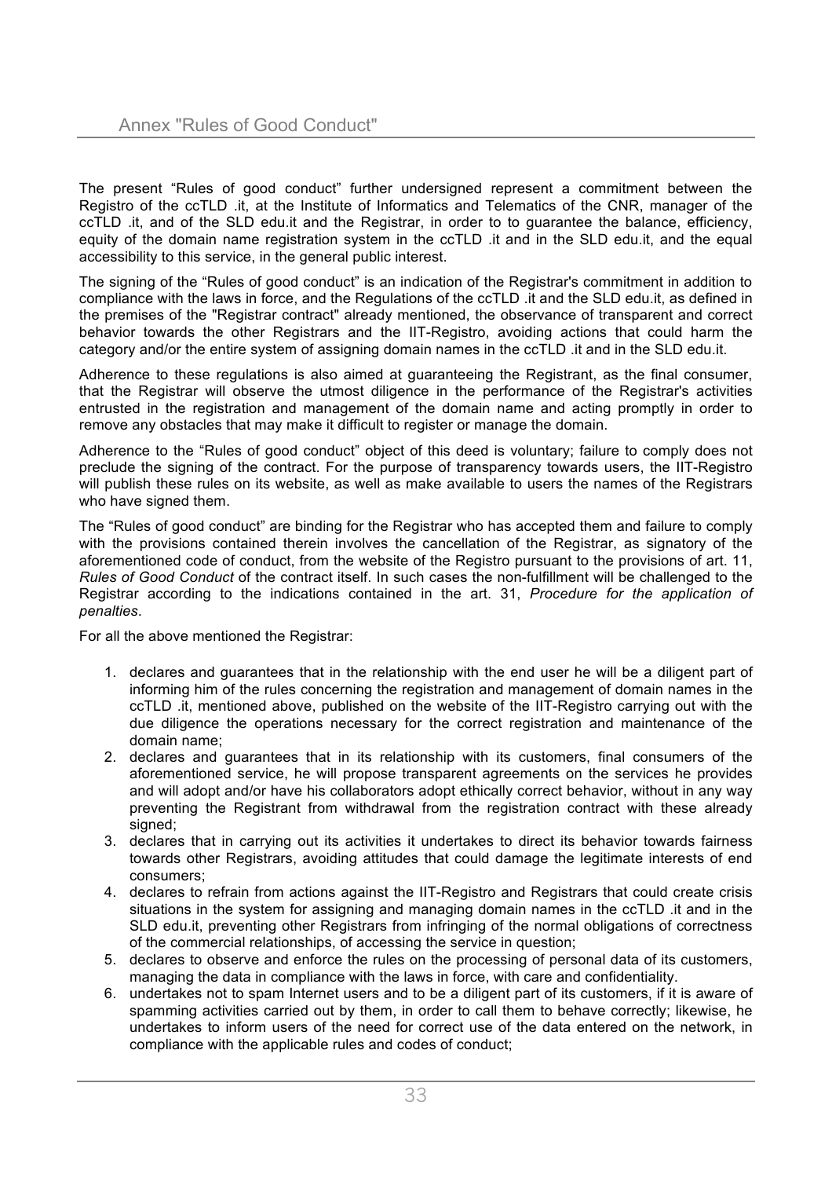## Annex "Rules of Good Conduct"

The present "Rules of good conduct" further undersigned represent a commitment between the Registro of the ccTLD .it, at the Institute of Informatics and Telematics of the CNR, manager of the ccTLD .it, and of the SLD edu.it and the Registrar, in order to to guarantee the balance, efficiency, equity of the domain name registration system in the ccTLD .it and in the SLD edu.it, and the equal accessibility to this service, in the general public interest.

The signing of the "Rules of good conduct" is an indication of the Registrar's commitment in addition to compliance with the laws in force, and the Regulations of the ccTLD .it and the SLD edu.it, as defined in the premises of the "Registrar contract" already mentioned, the observance of transparent and correct behavior towards the other Registrars and the IIT-Registro, avoiding actions that could harm the category and/or the entire system of assigning domain names in the ccTLD .it and in the SLD edu.it.

Adherence to these regulations is also aimed at guaranteeing the Registrant, as the final consumer, that the Registrar will observe the utmost diligence in the performance of the Registrar's activities entrusted in the registration and management of the domain name and acting promptly in order to remove any obstacles that may make it difficult to register or manage the domain.

Adherence to the "Rules of good conduct" object of this deed is voluntary; failure to comply does not preclude the signing of the contract. For the purpose of transparency towards users, the IIT-Registro will publish these rules on its website, as well as make available to users the names of the Registrars who have signed them.

The "Rules of good conduct" are binding for the Registrar who has accepted them and failure to comply with the provisions contained therein involves the cancellation of the Registrar, as signatory of the aforementioned code of conduct, from the website of the Registro pursuant to the provisions of art. 11, *Rules of Good Conduct* of the contract itself. In such cases the non-fulfillment will be challenged to the Registrar according to the indications contained in the art. 31, *Procedure for the application of penalties*.

For all the above mentioned the Registrar:

1. declares and guarantees that in the relationship with the end user he will be a diligent part of informing him of the rules concerning the registration and management of domain names in the ccTLD .it, mentioned above, published on the website of the IIT-Registro carrying out with the due diligence the operations necessary for the correct registration and maintenance of the domain name;
2. declares and guarantees that in its relationship with its customers, final consumers of the aforementioned service, he will propose transparent agreements on the services he provides and will adopt and/or have his collaborators adopt ethically correct behavior, without in any way preventing the Registrant from withdrawal from the registration contract with these already signed;
3. declares that in carrying out its activities it undertakes to direct its behavior towards fairness towards other Registrars, avoiding attitudes that could damage the legitimate interests of end consumers;
4. declares to refrain from actions against the IIT-Registro and Registrars that could create crisis situations in the system for assigning and managing domain names in the ccTLD .it and in the SLD edu.it, preventing other Registrars from infringing of the normal obligations of correctness of the commercial relationships, of accessing the service in question;
5. declares to observe and enforce the rules on the processing of personal data of its customers, managing the data in compliance with the laws in force, with care and confidentiality.
6. undertakes not to spam Internet users and to be a diligent part of its customers, if it is aware of spamming activities carried out by them, in order to call them to behave correctly; likewise, he undertakes to inform users of the need for correct use of the data entered on the network, in compliance with the applicable rules and codes of conduct;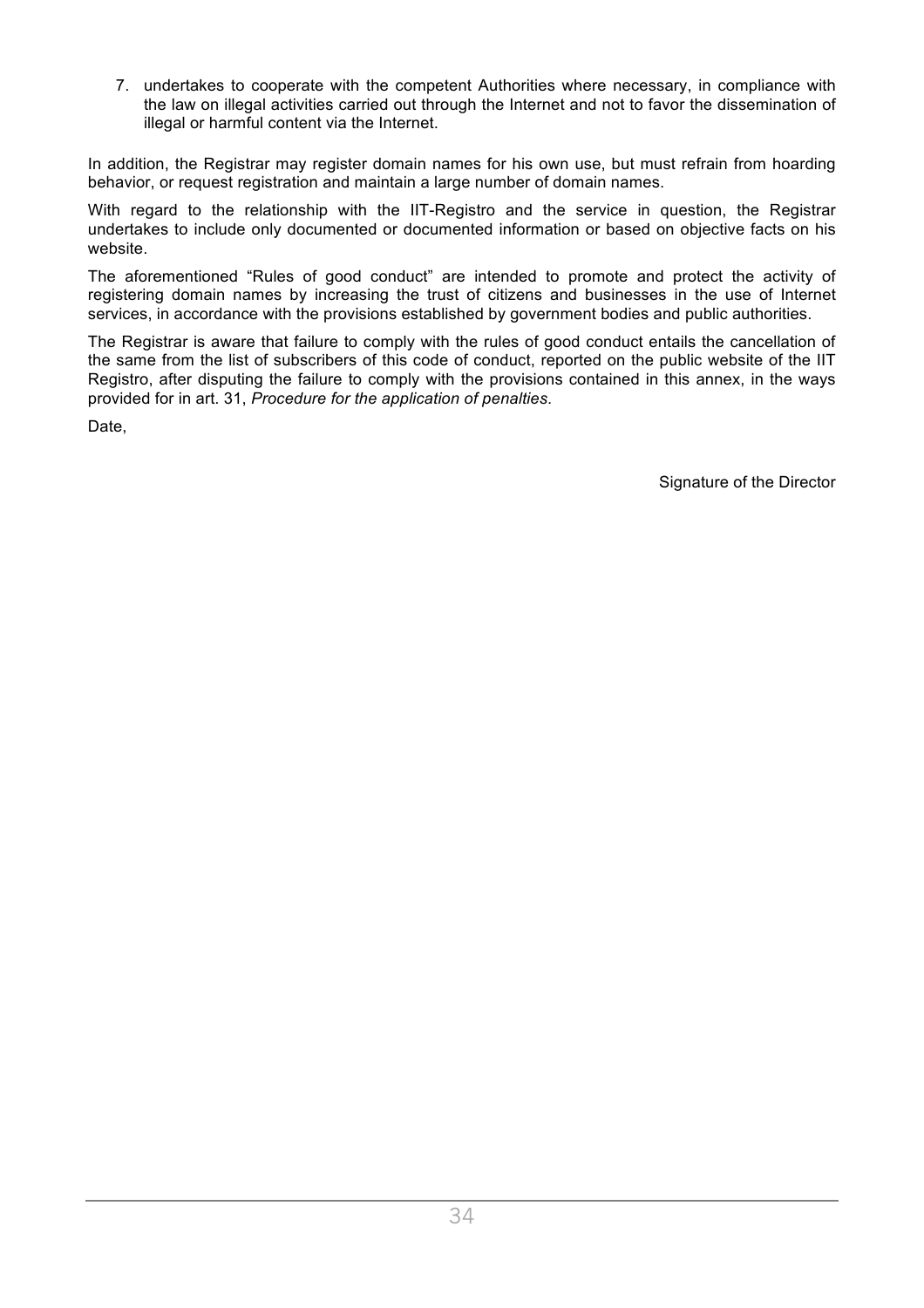7. undertakes to cooperate with the competent Authorities where necessary, in compliance with the law on illegal activities carried out through the Internet and not to favor the dissemination of illegal or harmful content via the Internet.

In addition, the Registrar may register domain names for his own use, but must refrain from hoarding behavior, or request registration and maintain a large number of domain names.

With regard to the relationship with the IIT-Registro and the service in question, the Registrar undertakes to include only documented or documented information or based on objective facts on his website.

The aforementioned "Rules of good conduct" are intended to promote and protect the activity of registering domain names by increasing the trust of citizens and businesses in the use of Internet services, in accordance with the provisions established by government bodies and public authorities.

The Registrar is aware that failure to comply with the rules of good conduct entails the cancellation of the same from the list of subscribers of this code of conduct, reported on the public website of the IIT Registro, after disputing the failure to comply with the provisions contained in this annex, in the ways provided for in art. 31, *Procedure for the application of penalties*.

Date,

Signature of the Director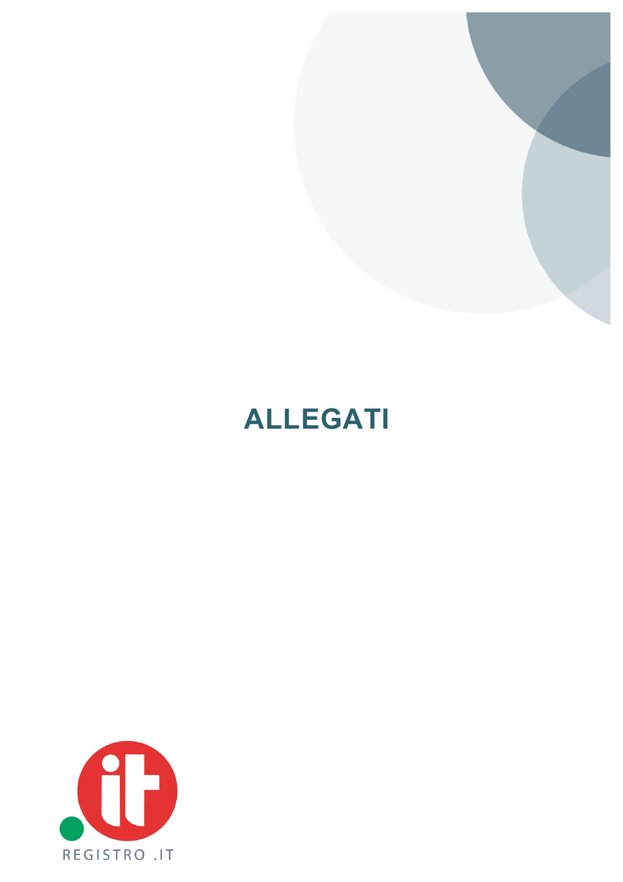# ALLEGATI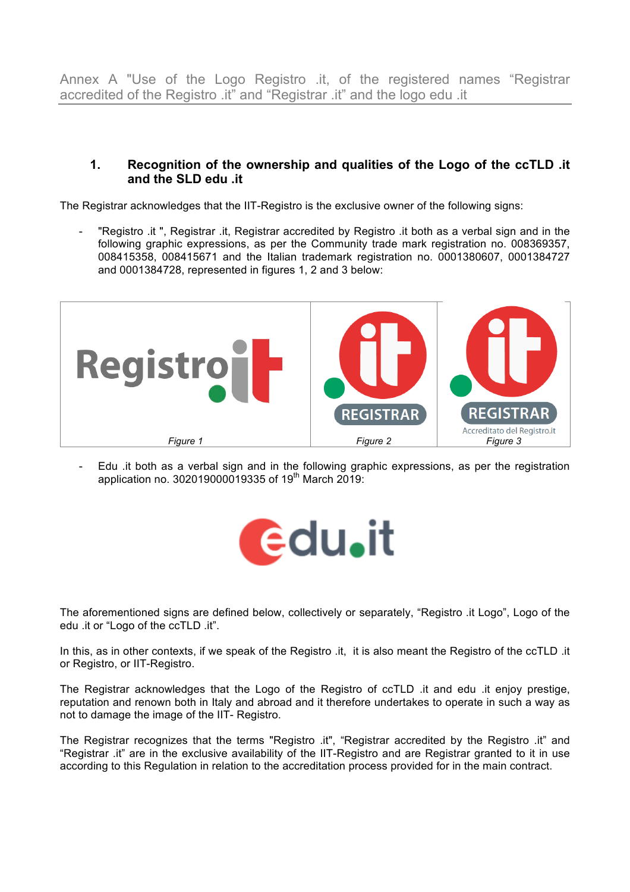Annex A "Use of the Logo Registro .it, of the registered names "Registrar accredited of the Registro .it" and "Registrar .it" and the logo edu .it

## 1. Recognition of the ownership and qualities of the Logo of the ccTLD .it and the SLD edu .it

The Registrar acknowledges that the IIT-Registro is the exclusive owner of the following signs:

- "Registro .it ", Registrar .it, Registrar accredited by Registro .it both as a verbal sign and in the following graphic expressions, as per the Community trade mark registration no. 008369357, 008415358, 008415671 and the Italian trademark registration no. 0001380607, 0001384727 and 0001384728, represented in figures 1, 2 and 3 below:

| Registro it | REGISTRAR | REGISTRAR Accreditato del Registro.it |
| --- | --- | --- |
| *Figure 1* | *Figure 2* | *Figure 3* |

- Edu .it both as a verbal sign and in the following graphic expressions, as per the registration application no. 302019000019335 of 19th March 2019:

edu.it

The aforementioned signs are defined below, collectively or separately, "Registro .it Logo", Logo of the edu .it or "Logo of the ccTLD .it".

In this, as in other contexts, if we speak of the Registro .it, it is also meant the Registro of the ccTLD .it or Registro, or IIT-Registro.

The Registrar acknowledges that the Logo of the Registro of ccTLD .it and edu .it enjoy prestige, reputation and renown both in Italy and abroad and it therefore undertakes to operate in such a way as not to damage the image of the IIT- Registro.

The Registrar recognizes that the terms "Registro .it", "Registrar accredited by the Registro .it" and "Registrar .it" are in the exclusive availability of the IIT-Registro and are Registrar granted to it in use according to this Regulation in relation to the accreditation process provided for in the main contract.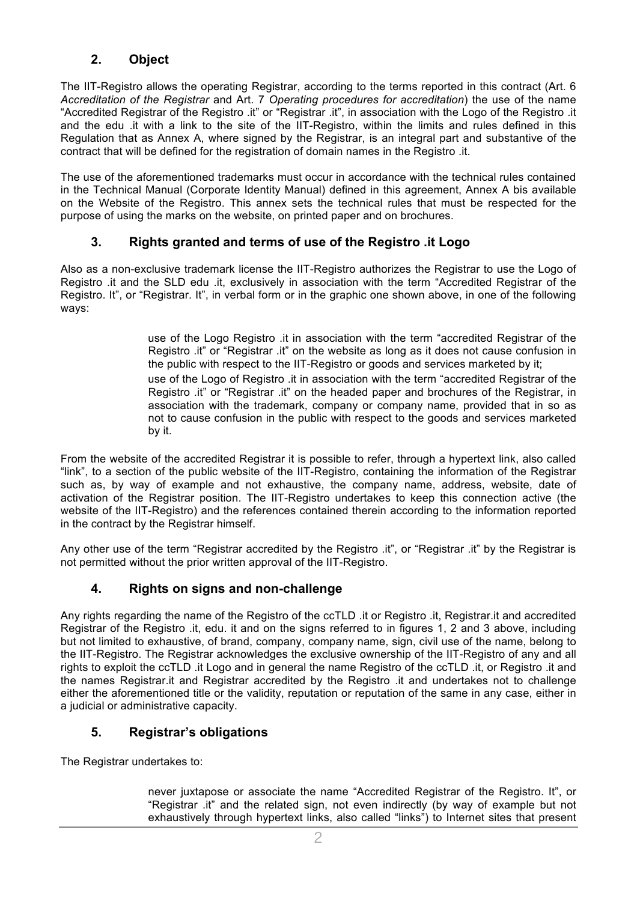## 2. Object

The IIT-Registro allows the operating Registrar, according to the terms reported in this contract (Art. 6 *Accreditation of the Registrar* and Art. 7 *Operating procedures for accreditation*) the use of the name "Accredited Registrar of the Registro .it" or "Registrar .it", in association with the Logo of the Registro .it and the edu .it with a link to the site of the IIT-Registro, within the limits and rules defined in this Regulation that as Annex A, where signed by the Registrar, is an integral part and substantive of the contract that will be defined for the registration of domain names in the Registro .it.

The use of the aforementioned trademarks must occur in accordance with the technical rules contained in the Technical Manual (Corporate Identity Manual) defined in this agreement, Annex A bis available on the Website of the Registro. This annex sets the technical rules that must be respected for the purpose of using the marks on the website, on printed paper and on brochures.

## 3. Rights granted and terms of use of the Registro .it Logo

Also as a non-exclusive trademark license the IIT-Registro authorizes the Registrar to use the Logo of Registro .it and the SLD edu .it, exclusively in association with the term "Accredited Registrar of the Registro. It", or "Registrar. It", in verbal form or in the graphic one shown above, in one of the following ways:

use of the Logo Registro .it in association with the term "accredited Registrar of the Registro .it" or "Registrar .it" on the website as long as it does not cause confusion in the public with respect to the IIT-Registro or goods and services marketed by it;

use of the Logo of Registro .it in association with the term "accredited Registrar of the Registro .it" or "Registrar .it" on the headed paper and brochures of the Registrar, in association with the trademark, company or company name, provided that in so as not to cause confusion in the public with respect to the goods and services marketed by it.

From the website of the accredited Registrar it is possible to refer, through a hypertext link, also called "link", to a section of the public website of the IIT-Registro, containing the information of the Registrar such as, by way of example and not exhaustive, the company name, address, website, date of activation of the Registrar position. The IIT-Registro undertakes to keep this connection active (the website of the IIT-Registro) and the references contained therein according to the information reported in the contract by the Registrar himself.

Any other use of the term "Registrar accredited by the Registro .it", or "Registrar .it" by the Registrar is not permitted without the prior written approval of the IIT-Registro.

## 4. Rights on signs and non-challenge

Any rights regarding the name of the Registro of the ccTLD .it or Registro .it, Registrar.it and accredited Registrar of the Registro .it, edu. it and on the signs referred to in figures 1, 2 and 3 above, including but not limited to exhaustive, of brand, company, company name, sign, civil use of the name, belong to the IIT-Registro. The Registrar acknowledges the exclusive ownership of the IIT-Registro of any and all rights to exploit the ccTLD .it Logo and in general the name Registro of the ccTLD .it, or Registro .it and the names Registrar.it and Registrar accredited by the Registro .it and undertakes not to challenge either the aforementioned title or the validity, reputation or reputation of the same in any case, either in a judicial or administrative capacity.

## 5. Registrar's obligations

The Registrar undertakes to:

never juxtapose or associate the name "Accredited Registrar of the Registro. It", or "Registrar .it" and the related sign, not even indirectly (by way of example but not exhaustively through hypertext links, also called "links") to Internet sites that present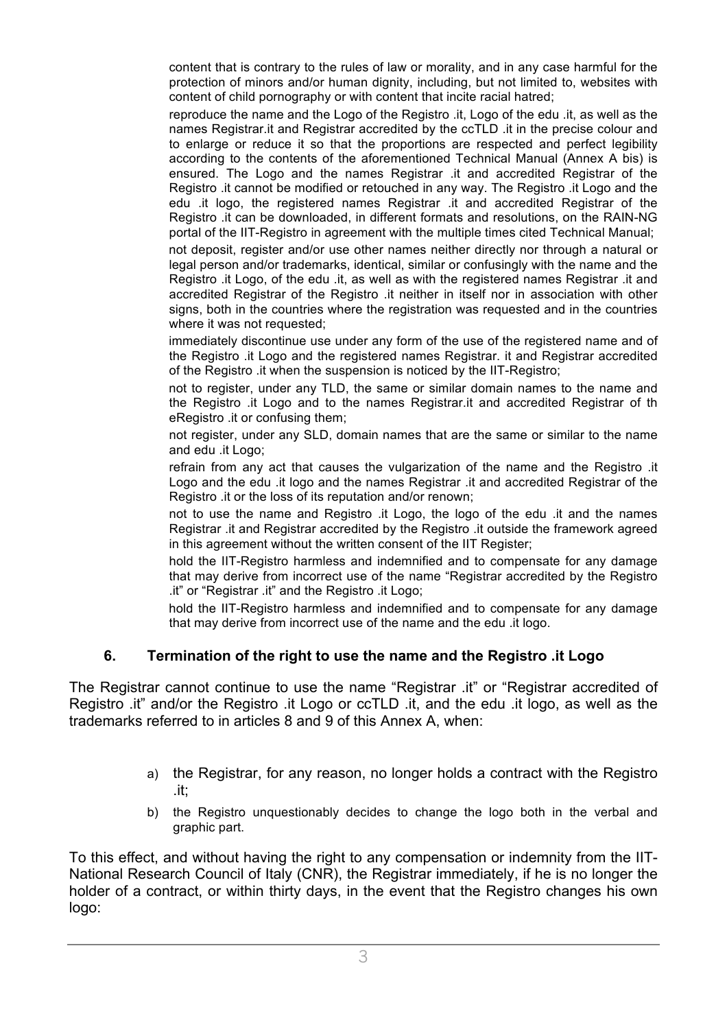content that is contrary to the rules of law or morality, and in any case harmful for the protection of minors and/or human dignity, including, but not limited to, websites with content of child pornography or with content that incite racial hatred;

reproduce the name and the Logo of the Registro .it, Logo of the edu .it, as well as the names Registrar.it and Registrar accredited by the ccTLD .it in the precise colour and to enlarge or reduce it so that the proportions are respected and perfect legibility according to the contents of the aforementioned Technical Manual (Annex A bis) is ensured. The Logo and the names Registrar .it and accredited Registrar of the Registro .it cannot be modified or retouched in any way. The Registro .it Logo and the edu .it logo, the registered names Registrar .it and accredited Registrar of the Registro .it can be downloaded, in different formats and resolutions, on the RAIN-NG portal of the IIT-Registro in agreement with the multiple times cited Technical Manual;

not deposit, register and/or use other names neither directly nor through a natural or legal person and/or trademarks, identical, similar or confusingly with the name and the Registro .it Logo, of the edu .it, as well as with the registered names Registrar .it and accredited Registrar of the Registro .it neither in itself nor in association with other signs, both in the countries where the registration was requested and in the countries where it was not requested;

immediately discontinue use under any form of the use of the registered name and of the Registro .it Logo and the registered names Registrar. it and Registrar accredited of the Registro .it when the suspension is noticed by the IIT-Registro;

not to register, under any TLD, the same or similar domain names to the name and the Registro .it Logo and to the names Registrar.it and accredited Registrar of th eRegistro .it or confusing them;

not register, under any SLD, domain names that are the same or similar to the name and edu .it Logo;

refrain from any act that causes the vulgarization of the name and the Registro .it Logo and the edu .it logo and the names Registrar .it and accredited Registrar of the Registro .it or the loss of its reputation and/or renown;

not to use the name and Registro .it Logo, the logo of the edu .it and the names Registrar .it and Registrar accredited by the Registro .it outside the framework agreed in this agreement without the written consent of the IIT Register;

hold the IIT-Registro harmless and indemnified and to compensate for any damage that may derive from incorrect use of the name "Registrar accredited by the Registro .it" or "Registrar .it" and the Registro .it Logo;

hold the IIT-Registro harmless and indemnified and to compensate for any damage that may derive from incorrect use of the name and the edu .it logo.

### 6. Termination of the right to use the name and the Registro .it Logo

The Registrar cannot continue to use the name "Registrar .it" or "Registrar accredited of Registro .it" and/or the Registro .it Logo or ccTLD .it, and the edu .it logo, as well as the trademarks referred to in articles 8 and 9 of this Annex A, when:

a) the Registrar, for any reason, no longer holds a contract with the Registro .it;

b) the Registro unquestionably decides to change the logo both in the verbal and graphic part.

To this effect, and without having the right to any compensation or indemnity from the IIT-National Research Council of Italy (CNR), the Registrar immediately, if he is no longer the holder of a contract, or within thirty days, in the event that the Registro changes his own logo: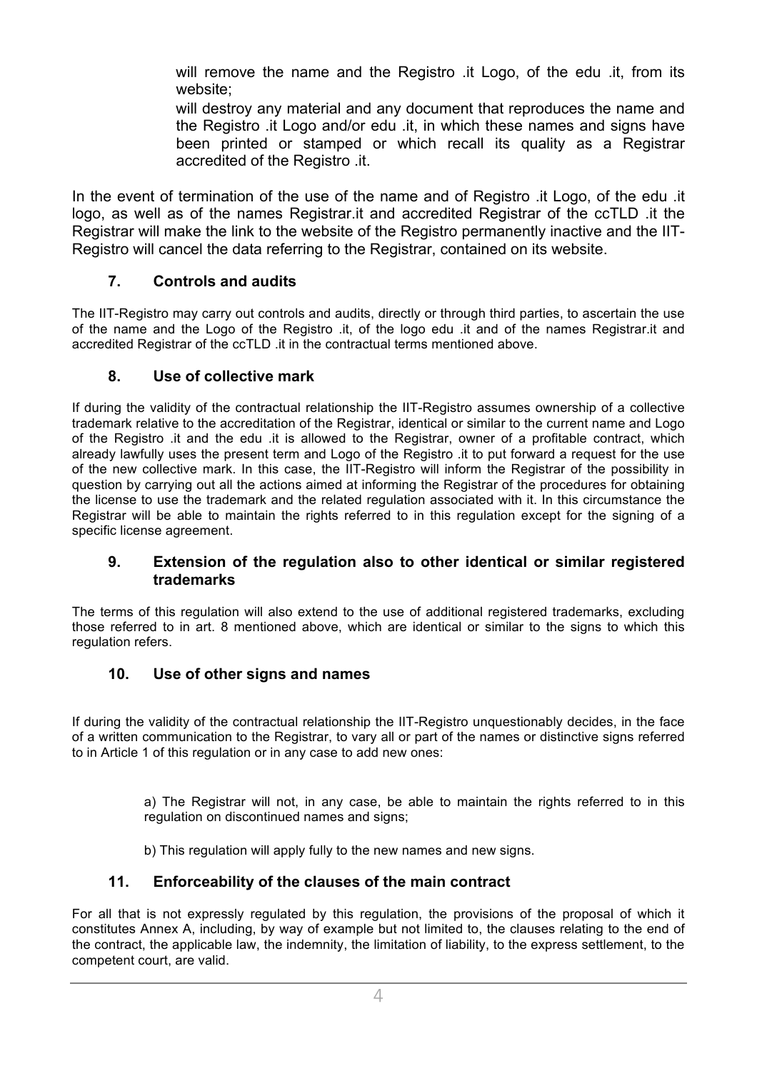will remove the name and the Registro .it Logo, of the edu .it, from its website;

will destroy any material and any document that reproduces the name and the Registro .it Logo and/or edu .it, in which these names and signs have been printed or stamped or which recall its quality as a Registrar accredited of the Registro .it.

In the event of termination of the use of the name and of Registro .it Logo, of the edu .it logo, as well as of the names Registrar.it and accredited Registrar of the ccTLD .it the Registrar will make the link to the website of the Registro permanently inactive and the IIT-Registro will cancel the data referring to the Registrar, contained on its website.

## 7. Controls and audits

The IIT-Registro may carry out controls and audits, directly or through third parties, to ascertain the use of the name and the Logo of the Registro .it, of the logo edu .it and of the names Registrar.it and accredited Registrar of the ccTLD .it in the contractual terms mentioned above.

## 8. Use of collective mark

If during the validity of the contractual relationship the IIT-Registro assumes ownership of a collective trademark relative to the accreditation of the Registrar, identical or similar to the current name and Logo of the Registro .it and the edu .it is allowed to the Registrar, owner of a profitable contract, which already lawfully uses the present term and Logo of the Registro .it to put forward a request for the use of the new collective mark. In this case, the IIT-Registro will inform the Registrar of the possibility in question by carrying out all the actions aimed at informing the Registrar of the procedures for obtaining the license to use the trademark and the related regulation associated with it. In this circumstance the Registrar will be able to maintain the rights referred to in this regulation except for the signing of a specific license agreement.

## 9. Extension of the regulation also to other identical or similar registered trademarks

The terms of this regulation will also extend to the use of additional registered trademarks, excluding those referred to in art. 8 mentioned above, which are identical or similar to the signs to which this regulation refers.

## 10. Use of other signs and names

If during the validity of the contractual relationship the IIT-Registro unquestionably decides, in the face of a written communication to the Registrar, to vary all or part of the names or distinctive signs referred to in Article 1 of this regulation or in any case to add new ones:

a) The Registrar will not, in any case, be able to maintain the rights referred to in this regulation on discontinued names and signs;

b) This regulation will apply fully to the new names and new signs.

## 11. Enforceability of the clauses of the main contract

For all that is not expressly regulated by this regulation, the provisions of the proposal of which it constitutes Annex A, including, by way of example but not limited to, the clauses relating to the end of the contract, the applicable law, the indemnity, the limitation of liability, to the express settlement, to the competent court, are valid.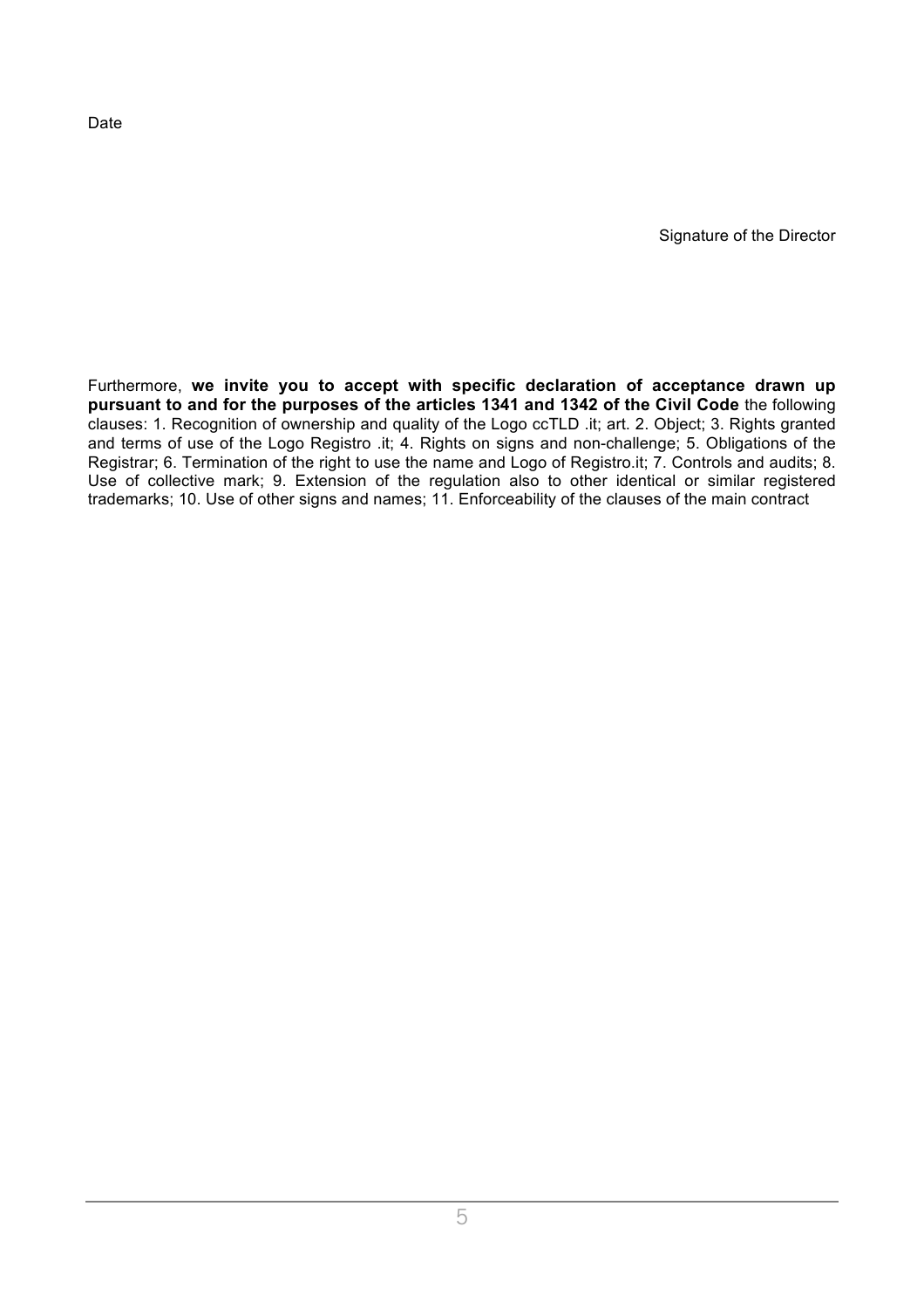Date

Signature of the Director

Furthermore, **we invite you to accept with specific declaration of acceptance drawn up pursuant to and for the purposes of the articles 1341 and 1342 of the Civil Code** the following clauses: 1. Recognition of ownership and quality of the Logo ccTLD .it; art. 2. Object; 3. Rights granted and terms of use of the Logo Registro .it; 4. Rights on signs and non-challenge; 5. Obligations of the Registrar; 6. Termination of the right to use the name and Logo of Registro.it; 7. Controls and audits; 8. Use of collective mark; 9. Extension of the regulation also to other identical or similar registered trademarks; 10. Use of other signs and names; 11. Enforceability of the clauses of the main contract